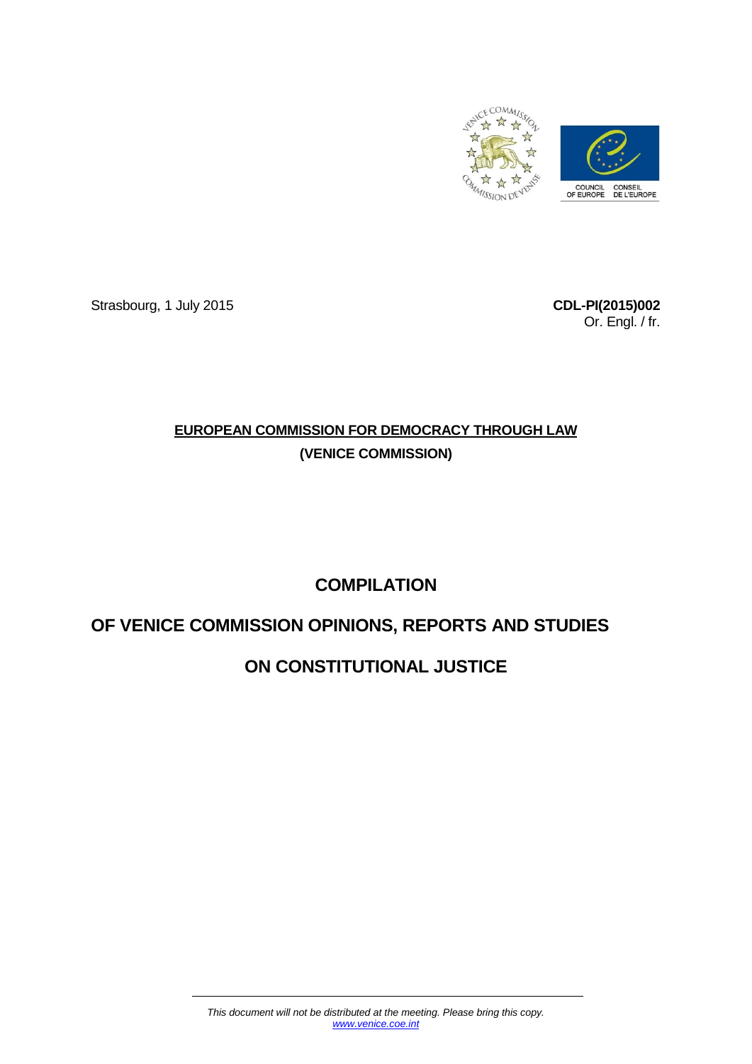Strasbourg, 1 July 2015

**CDL-PI(2015)002**

Or. Engl. / fr.

**EUROPEAN COMMISSION FOR DEMOCRACY THROUGH LAW**

**(VENICE COMMISSION)**

# COMPILATION

# OF VENICE COMMISSION OPINIONS, REPORTS AND STUDIES

# ON CONSTITUTIONAL JUSTICE

*This document will not be distributed at the meeting. Please bring this copy.*
*www.venice.coe.int*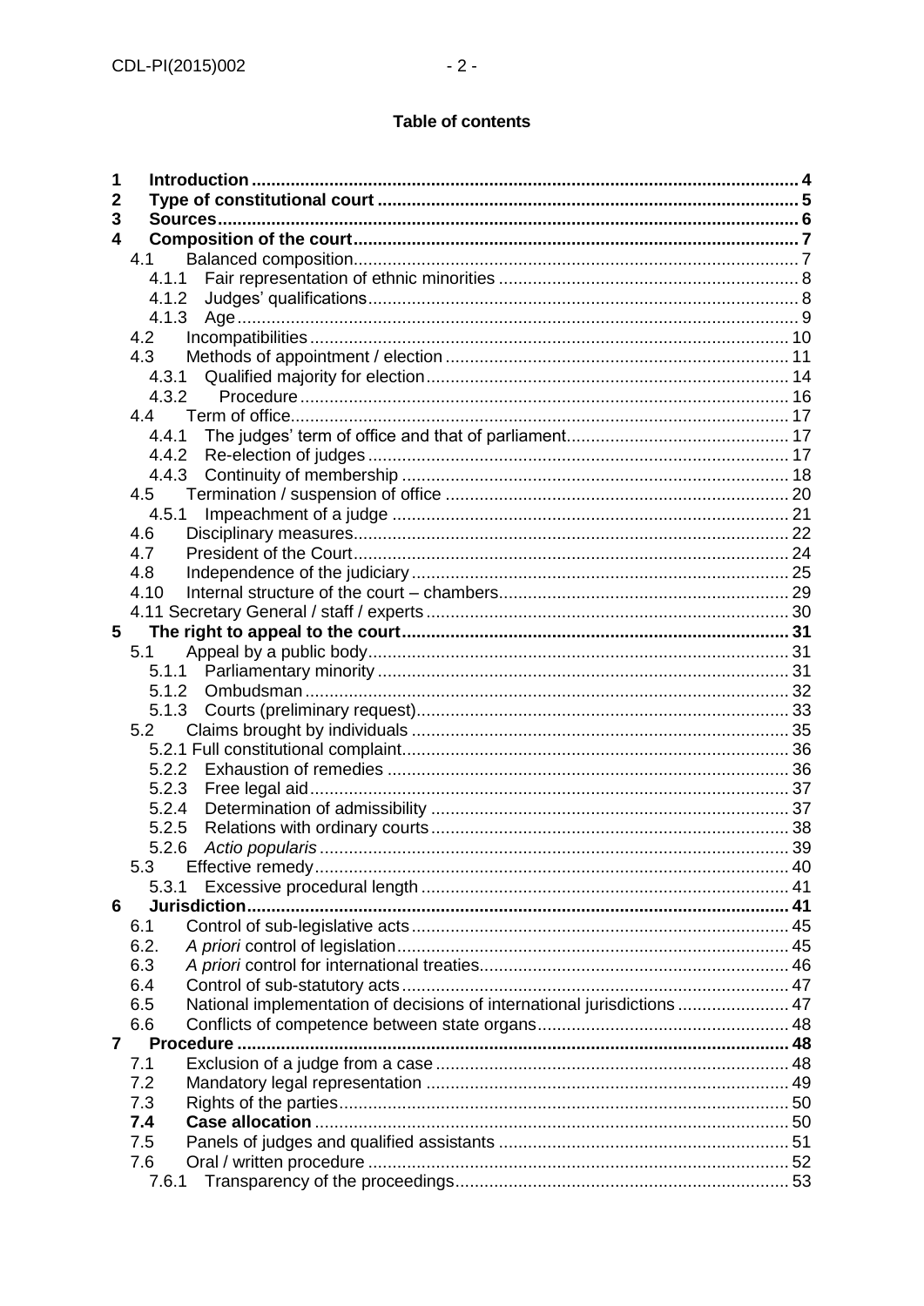**Table of contents**

**1 Introduction** ... **4**
**2 Type of constitutional court** ... **5**
**3 Sources** ... **6**
**4 Composition of the court** ... **7**
- 4.1 Balanced composition ... 7
  - 4.1.1 Fair representation of ethnic minorities ... 8
  - 4.1.2 Judges' qualifications ... 8
  - 4.1.3 Age ... 9
- 4.2 Incompatibilities ... 10
- 4.3 Methods of appointment / election ... 11
  - 4.3.1 Qualified majority for election ... 14
  - 4.3.2 Procedure ... 16
- 4.4 Term of office ... 17
  - 4.4.1 The judges' term of office and that of parliament ... 17
  - 4.4.2 Re-election of judges ... 17
  - 4.4.3 Continuity of membership ... 18
- 4.5 Termination / suspension of office ... 20
  - 4.5.1 Impeachment of a judge ... 21
- 4.6 Disciplinary measures ... 22
- 4.7 President of the Court ... 24
- 4.8 Independence of the judiciary ... 25
- 4.10 Internal structure of the court – chambers ... 29
- 4.11 Secretary General / staff / experts ... 30

**5 The right to appeal to the court** ... **31**
- 5.1 Appeal by a public body ... 31
  - 5.1.1 Parliamentary minority ... 31
  - 5.1.2 Ombudsman ... 32
  - 5.1.3 Courts (preliminary request) ... 33
- 5.2 Claims brought by individuals ... 35
  - 5.2.1 Full constitutional complaint ... 36
  - 5.2.2 Exhaustion of remedies ... 36
  - 5.2.3 Free legal aid ... 37
  - 5.2.4 Determination of admissibility ... 37
  - 5.2.5 Relations with ordinary courts ... 38
  - 5.2.6 *Actio popularis* ... 39
- 5.3 Effective remedy ... 40
  - 5.3.1 Excessive procedural length ... 41

**6 Jurisdiction** ... **41**
- 6.1 Control of sub-legislative acts ... 45
- 6.2. *A priori* control of legislation ... 45
- 6.3 *A priori* control for international treaties ... 46
- 6.4 Control of sub-statutory acts ... 47
- 6.5 National implementation of decisions of international jurisdictions ... 47
- 6.6 Conflicts of competence between state organs ... 48

**7 Procedure** ... **48**
- 7.1 Exclusion of a judge from a case ... 48
- 7.2 Mandatory legal representation ... 49
- 7.3 Rights of the parties ... 50
- **7.4 Case allocation** ... 50
- 7.5 Panels of judges and qualified assistants ... 51
- 7.6 Oral / written procedure ... 52
  - 7.6.1 Transparency of the proceedings ... 53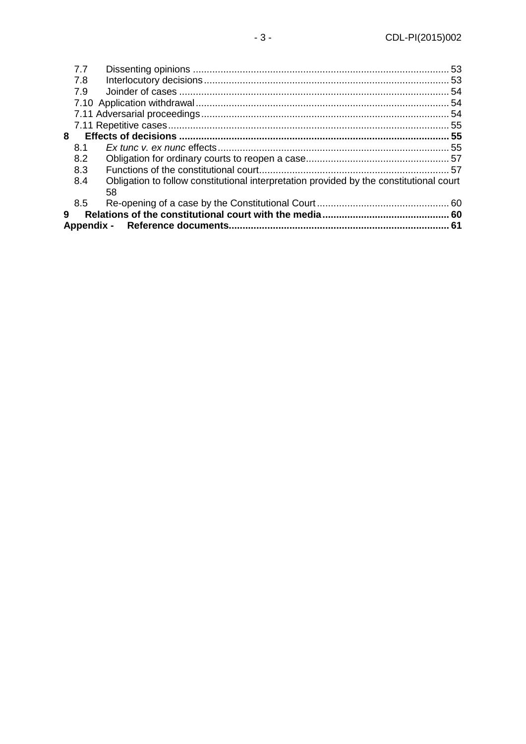7.7 Dissenting opinions ............................................................................................ 53
7.8 Interlocutory decisions ........................................................................................ 53
7.9 Joinder of cases ................................................................................................. 54
7.10 Application withdrawal ........................................................................................... 54
7.11 Adversarial proceedings ......................................................................................... 54
7.11 Repetitive cases ..................................................................................................... 55

**8 Effects of decisions ................................................................................................ 55**

8.1 *Ex tunc v. ex nunc* effects ................................................................................... 55
8.2 Obligation for ordinary courts to reopen a case ................................................... 57
8.3 Functions of the constitutional court .................................................................... 57
8.4 Obligation to follow constitutional interpretation provided by the constitutional court 58
8.5 Re-opening of a case by the Constitutional Court ................................................ 60

**9 Relations of the constitutional court with the media ............................................. 60**

**Appendix - Reference documents .............................................................................. 61**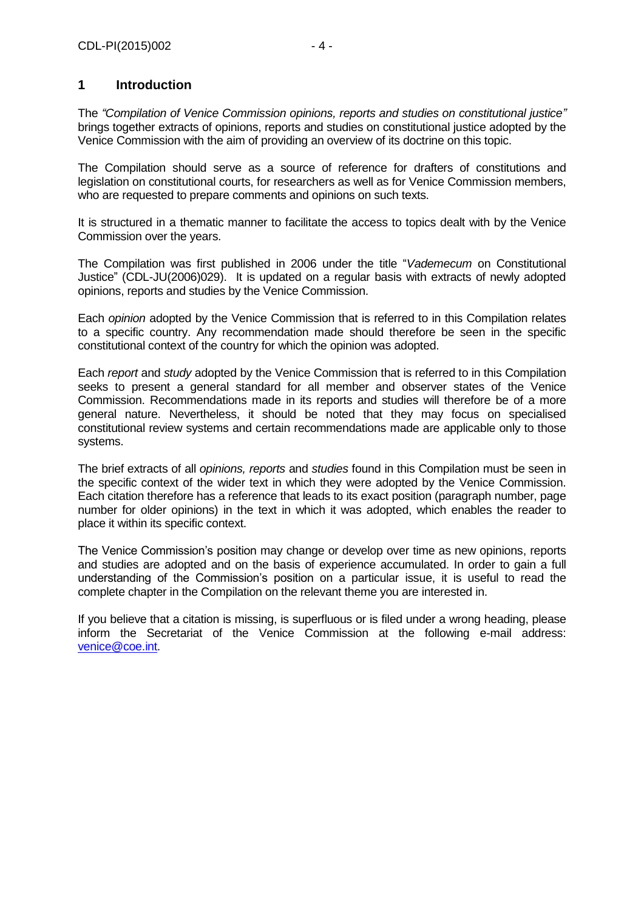# 1 Introduction

The *"Compilation of Venice Commission opinions, reports and studies on constitutional justice"* brings together extracts of opinions, reports and studies on constitutional justice adopted by the Venice Commission with the aim of providing an overview of its doctrine on this topic.

The Compilation should serve as a source of reference for drafters of constitutions and legislation on constitutional courts, for researchers as well as for Venice Commission members, who are requested to prepare comments and opinions on such texts.

It is structured in a thematic manner to facilitate the access to topics dealt with by the Venice Commission over the years.

The Compilation was first published in 2006 under the title "*Vademecum* on Constitutional Justice" (CDL-JU(2006)029). It is updated on a regular basis with extracts of newly adopted opinions, reports and studies by the Venice Commission.

Each *opinion* adopted by the Venice Commission that is referred to in this Compilation relates to a specific country. Any recommendation made should therefore be seen in the specific constitutional context of the country for which the opinion was adopted.

Each *report* and *study* adopted by the Venice Commission that is referred to in this Compilation seeks to present a general standard for all member and observer states of the Venice Commission. Recommendations made in its reports and studies will therefore be of a more general nature. Nevertheless, it should be noted that they may focus on specialised constitutional review systems and certain recommendations made are applicable only to those systems.

The brief extracts of all *opinions, reports* and *studies* found in this Compilation must be seen in the specific context of the wider text in which they were adopted by the Venice Commission. Each citation therefore has a reference that leads to its exact position (paragraph number, page number for older opinions) in the text in which it was adopted, which enables the reader to place it within its specific context.

The Venice Commission's position may change or develop over time as new opinions, reports and studies are adopted and on the basis of experience accumulated. In order to gain a full understanding of the Commission's position on a particular issue, it is useful to read the complete chapter in the Compilation on the relevant theme you are interested in.

If you believe that a citation is missing, is superfluous or is filed under a wrong heading, please inform the Secretariat of the Venice Commission at the following e-mail address: venice@coe.int.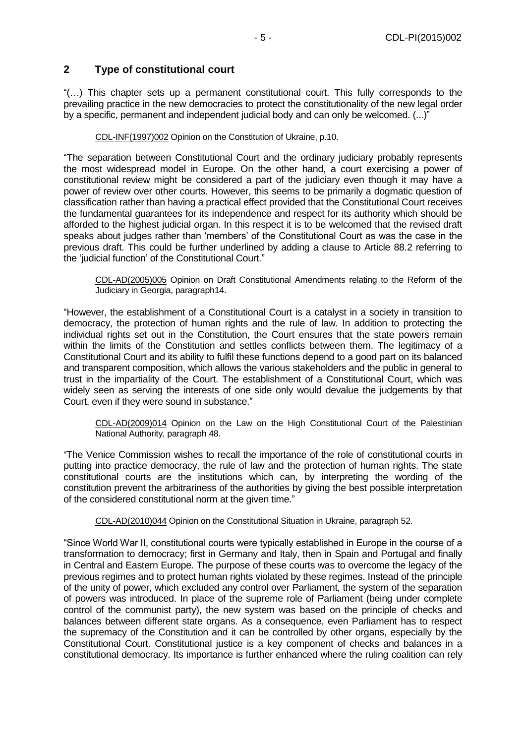## 2 Type of constitutional court

"(…) This chapter sets up a permanent constitutional court. This fully corresponds to the prevailing practice in the new democracies to protect the constitutionality of the new legal order by a specific, permanent and independent judicial body and can only be welcomed. (...)"

> CDL-INF(1997)002 Opinion on the Constitution of Ukraine, p.10.

"The separation between Constitutional Court and the ordinary judiciary probably represents the most widespread model in Europe. On the other hand, a court exercising a power of constitutional review might be considered a part of the judiciary even though it may have a power of review over other courts. However, this seems to be primarily a dogmatic question of classification rather than having a practical effect provided that the Constitutional Court receives the fundamental guarantees for its independence and respect for its authority which should be afforded to the highest judicial organ. In this respect it is to be welcomed that the revised draft speaks about judges rather than 'members' of the Constitutional Court as was the case in the previous draft. This could be further underlined by adding a clause to Article 88.2 referring to the 'judicial function' of the Constitutional Court."

> CDL-AD(2005)005 Opinion on Draft Constitutional Amendments relating to the Reform of the Judiciary in Georgia, paragraph14.

"However, the establishment of a Constitutional Court is a catalyst in a society in transition to democracy, the protection of human rights and the rule of law. In addition to protecting the individual rights set out in the Constitution, the Court ensures that the state powers remain within the limits of the Constitution and settles conflicts between them. The legitimacy of a Constitutional Court and its ability to fulfil these functions depend to a good part on its balanced and transparent composition, which allows the various stakeholders and the public in general to trust in the impartiality of the Court. The establishment of a Constitutional Court, which was widely seen as serving the interests of one side only would devalue the judgements by that Court, even if they were sound in substance."

> CDL-AD(2009)014 Opinion on the Law on the High Constitutional Court of the Palestinian National Authority, paragraph 48.

"The Venice Commission wishes to recall the importance of the role of constitutional courts in putting into practice democracy, the rule of law and the protection of human rights. The state constitutional courts are the institutions which can, by interpreting the wording of the constitution prevent the arbitrariness of the authorities by giving the best possible interpretation of the considered constitutional norm at the given time."

> CDL-AD(2010)044 Opinion on the Constitutional Situation in Ukraine, paragraph 52.

"Since World War II, constitutional courts were typically established in Europe in the course of a transformation to democracy; first in Germany and Italy, then in Spain and Portugal and finally in Central and Eastern Europe. The purpose of these courts was to overcome the legacy of the previous regimes and to protect human rights violated by these regimes. Instead of the principle of the unity of power, which excluded any control over Parliament, the system of the separation of powers was introduced. In place of the supreme role of Parliament (being under complete control of the communist party), the new system was based on the principle of checks and balances between different state organs. As a consequence, even Parliament has to respect the supremacy of the Constitution and it can be controlled by other organs, especially by the Constitutional Court. Constitutional justice is a key component of checks and balances in a constitutional democracy. Its importance is further enhanced where the ruling coalition can rely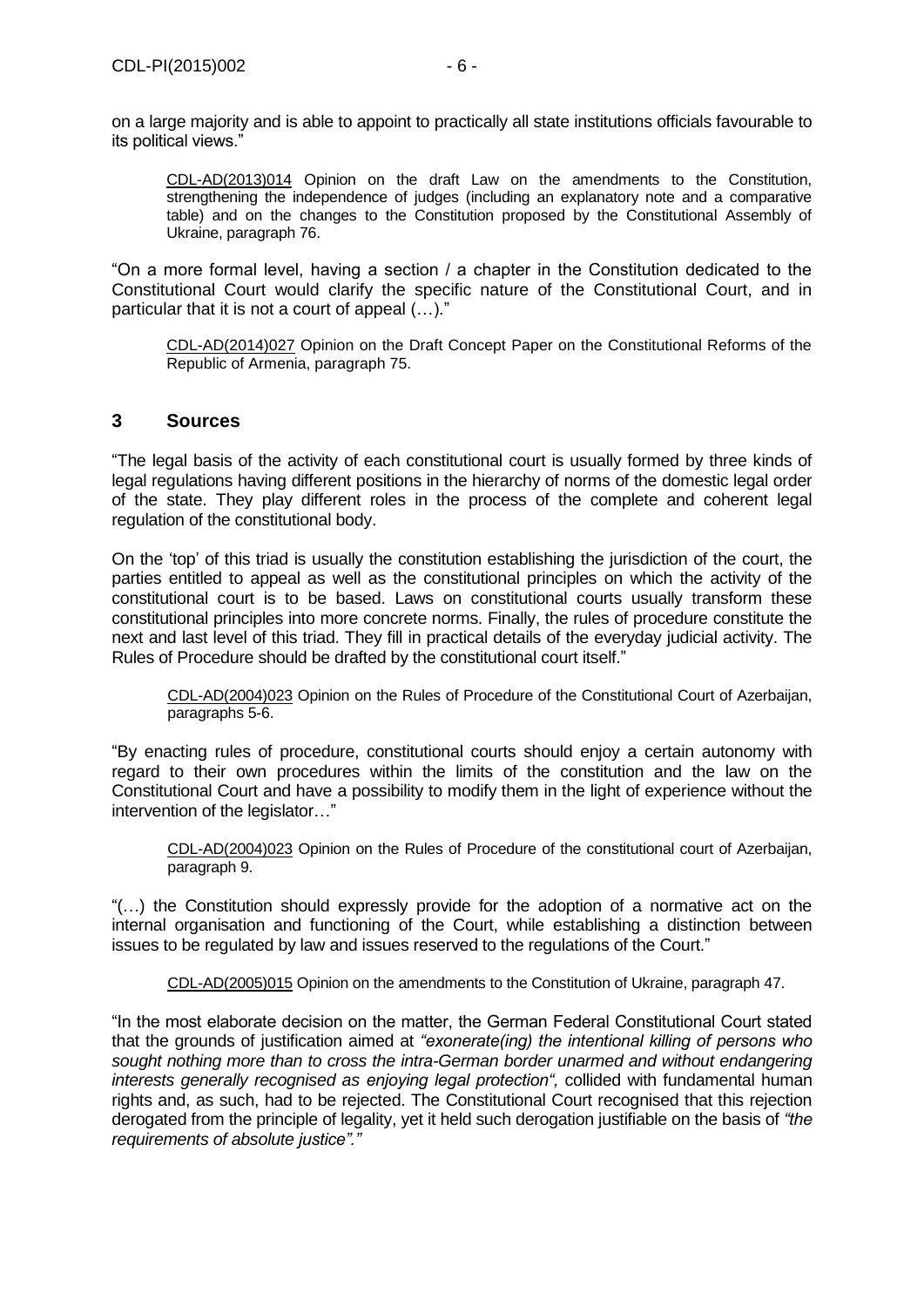on a large majority and is able to appoint to practically all state institutions officials favourable to its political views."

> CDL-AD(2013)014 Opinion on the draft Law on the amendments to the Constitution, strengthening the independence of judges (including an explanatory note and a comparative table) and on the changes to the Constitution proposed by the Constitutional Assembly of Ukraine, paragraph 76.

"On a more formal level, having a section / a chapter in the Constitution dedicated to the Constitutional Court would clarify the specific nature of the Constitutional Court, and in particular that it is not a court of appeal (…)."

> CDL-AD(2014)027 Opinion on the Draft Concept Paper on the Constitutional Reforms of the Republic of Armenia, paragraph 75.

## 3 Sources

"The legal basis of the activity of each constitutional court is usually formed by three kinds of legal regulations having different positions in the hierarchy of norms of the domestic legal order of the state. They play different roles in the process of the complete and coherent legal regulation of the constitutional body.

On the 'top' of this triad is usually the constitution establishing the jurisdiction of the court, the parties entitled to appeal as well as the constitutional principles on which the activity of the constitutional court is to be based. Laws on constitutional courts usually transform these constitutional principles into more concrete norms. Finally, the rules of procedure constitute the next and last level of this triad. They fill in practical details of the everyday judicial activity. The Rules of Procedure should be drafted by the constitutional court itself."

> CDL-AD(2004)023 Opinion on the Rules of Procedure of the Constitutional Court of Azerbaijan, paragraphs 5-6.

"By enacting rules of procedure, constitutional courts should enjoy a certain autonomy with regard to their own procedures within the limits of the constitution and the law on the Constitutional Court and have a possibility to modify them in the light of experience without the intervention of the legislator…"

> CDL-AD(2004)023 Opinion on the Rules of Procedure of the constitutional court of Azerbaijan, paragraph 9.

"(…) the Constitution should expressly provide for the adoption of a normative act on the internal organisation and functioning of the Court, while establishing a distinction between issues to be regulated by law and issues reserved to the regulations of the Court."

> CDL-AD(2005)015 Opinion on the amendments to the Constitution of Ukraine, paragraph 47.

"In the most elaborate decision on the matter, the German Federal Constitutional Court stated that the grounds of justification aimed at *"exonerate(ing) the intentional killing of persons who sought nothing more than to cross the intra-German border unarmed and without endangering interests generally recognised as enjoying legal protection",* collided with fundamental human rights and, as such, had to be rejected. The Constitutional Court recognised that this rejection derogated from the principle of legality, yet it held such derogation justifiable on the basis of *"the requirements of absolute justice"."*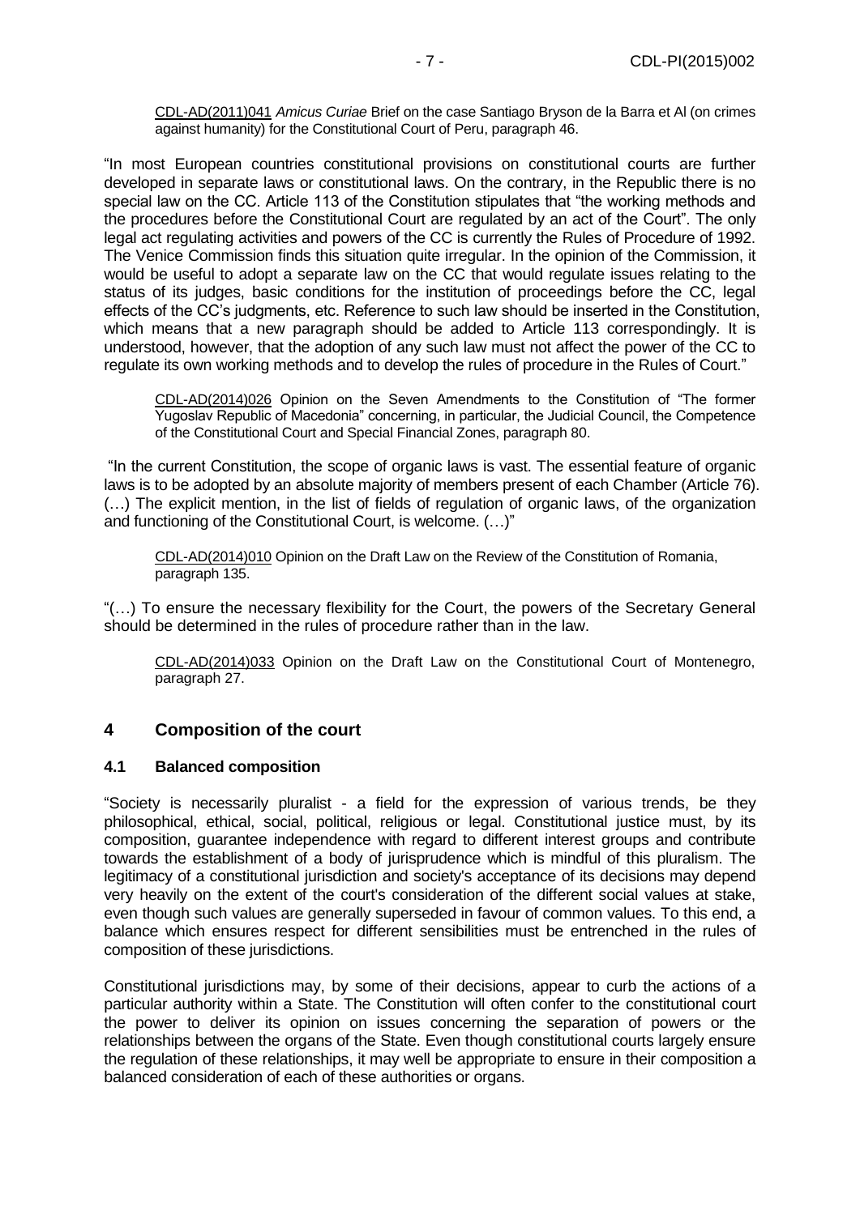CDL-AD(2011)041 *Amicus Curiae* Brief on the case Santiago Bryson de la Barra et Al (on crimes against humanity) for the Constitutional Court of Peru, paragraph 46.

"In most European countries constitutional provisions on constitutional courts are further developed in separate laws or constitutional laws. On the contrary, in the Republic there is no special law on the CC. Article 113 of the Constitution stipulates that "the working methods and the procedures before the Constitutional Court are regulated by an act of the Court". The only legal act regulating activities and powers of the CC is currently the Rules of Procedure of 1992. The Venice Commission finds this situation quite irregular. In the opinion of the Commission, it would be useful to adopt a separate law on the CC that would regulate issues relating to the status of its judges, basic conditions for the institution of proceedings before the CC, legal effects of the CC's judgments, etc. Reference to such law should be inserted in the Constitution, which means that a new paragraph should be added to Article 113 correspondingly. It is understood, however, that the adoption of any such law must not affect the power of the CC to regulate its own working methods and to develop the rules of procedure in the Rules of Court."

CDL-AD(2014)026 Opinion on the Seven Amendments to the Constitution of "The former Yugoslav Republic of Macedonia" concerning, in particular, the Judicial Council, the Competence of the Constitutional Court and Special Financial Zones, paragraph 80.

"In the current Constitution, the scope of organic laws is vast. The essential feature of organic laws is to be adopted by an absolute majority of members present of each Chamber (Article 76). (…) The explicit mention, in the list of fields of regulation of organic laws, of the organization and functioning of the Constitutional Court, is welcome. (…)"

CDL-AD(2014)010 Opinion on the Draft Law on the Review of the Constitution of Romania, paragraph 135.

"(…) To ensure the necessary flexibility for the Court, the powers of the Secretary General should be determined in the rules of procedure rather than in the law.

CDL-AD(2014)033 Opinion on the Draft Law on the Constitutional Court of Montenegro, paragraph 27.

## 4 Composition of the court

### 4.1 Balanced composition

"Society is necessarily pluralist - a field for the expression of various trends, be they philosophical, ethical, social, political, religious or legal. Constitutional justice must, by its composition, guarantee independence with regard to different interest groups and contribute towards the establishment of a body of jurisprudence which is mindful of this pluralism. The legitimacy of a constitutional jurisdiction and society's acceptance of its decisions may depend very heavily on the extent of the court's consideration of the different social values at stake, even though such values are generally superseded in favour of common values. To this end, a balance which ensures respect for different sensibilities must be entrenched in the rules of composition of these jurisdictions.

Constitutional jurisdictions may, by some of their decisions, appear to curb the actions of a particular authority within a State. The Constitution will often confer to the constitutional court the power to deliver its opinion on issues concerning the separation of powers or the relationships between the organs of the State. Even though constitutional courts largely ensure the regulation of these relationships, it may well be appropriate to ensure in their composition a balanced consideration of each of these authorities or organs.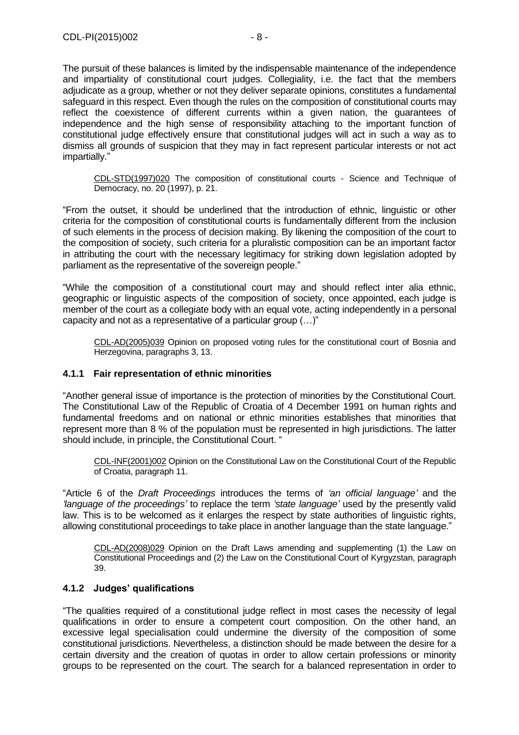The pursuit of these balances is limited by the indispensable maintenance of the independence and impartiality of constitutional court judges. Collegiality, i.e. the fact that the members adjudicate as a group, whether or not they deliver separate opinions, constitutes a fundamental safeguard in this respect. Even though the rules on the composition of constitutional courts may reflect the coexistence of different currents within a given nation, the guarantees of independence and the high sense of responsibility attaching to the important function of constitutional judge effectively ensure that constitutional judges will act in such a way as to dismiss all grounds of suspicion that they may in fact represent particular interests or not act impartially."

> CDL-STD(1997)020 The composition of constitutional courts - Science and Technique of Democracy, no. 20 (1997), p. 21.

"From the outset, it should be underlined that the introduction of ethnic, linguistic or other criteria for the composition of constitutional courts is fundamentally different from the inclusion of such elements in the process of decision making. By likening the composition of the court to the composition of society, such criteria for a pluralistic composition can be an important factor in attributing the court with the necessary legitimacy for striking down legislation adopted by parliament as the representative of the sovereign people."

"While the composition of a constitutional court may and should reflect inter alia ethnic, geographic or linguistic aspects of the composition of society, once appointed, each judge is member of the court as a collegiate body with an equal vote, acting independently in a personal capacity and not as a representative of a particular group (…)"

> CDL-AD(2005)039 Opinion on proposed voting rules for the constitutional court of Bosnia and Herzegovina, paragraphs 3, 13.

### 4.1.1 Fair representation of ethnic minorities

"Another general issue of importance is the protection of minorities by the Constitutional Court. The Constitutional Law of the Republic of Croatia of 4 December 1991 on human rights and fundamental freedoms and on national or ethnic minorities establishes that minorities that represent more than 8 % of the population must be represented in high jurisdictions. The latter should include, in principle, the Constitutional Court. "

> CDL-INF(2001)002 Opinion on the Constitutional Law on the Constitutional Court of the Republic of Croatia, paragraph 11.

"Article 6 of the *Draft Proceedings* introduces the terms of *'an official language'* and the *'language of the proceedings'* to replace the term *'state language'* used by the presently valid law. This is to be welcomed as it enlarges the respect by state authorities of linguistic rights, allowing constitutional proceedings to take place in another language than the state language."

> CDL-AD(2008)029 Opinion on the Draft Laws amending and supplementing (1) the Law on Constitutional Proceedings and (2) the Law on the Constitutional Court of Kyrgyzstan, paragraph 39.

### 4.1.2 Judges' qualifications

"The qualities required of a constitutional judge reflect in most cases the necessity of legal qualifications in order to ensure a competent court composition. On the other hand, an excessive legal specialisation could undermine the diversity of the composition of some constitutional jurisdictions. Nevertheless, a distinction should be made between the desire for a certain diversity and the creation of quotas in order to allow certain professions or minority groups to be represented on the court. The search for a balanced representation in order to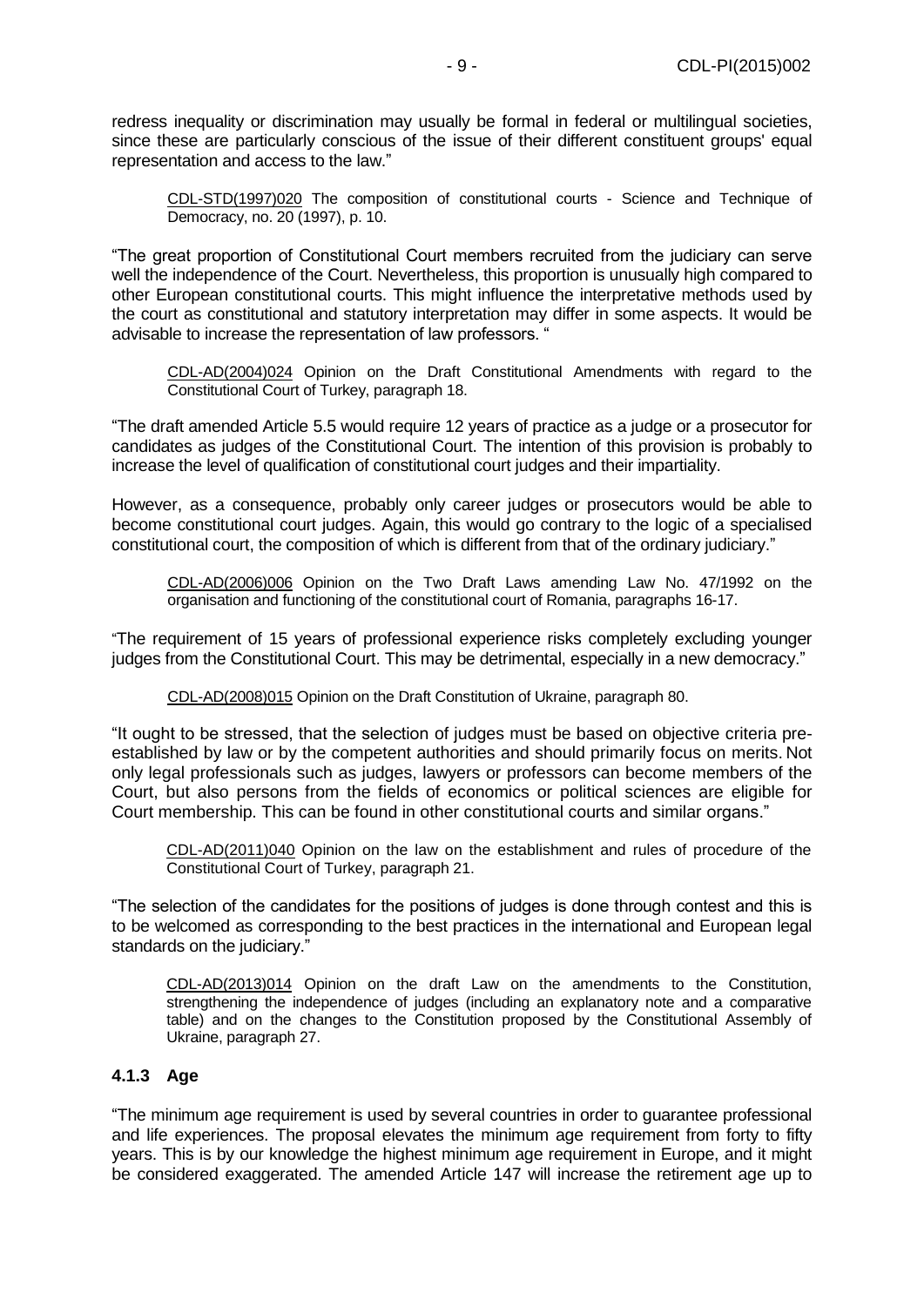redress inequality or discrimination may usually be formal in federal or multilingual societies, since these are particularly conscious of the issue of their different constituent groups' equal representation and access to the law."

> CDL-STD(1997)020 The composition of constitutional courts - Science and Technique of Democracy, no. 20 (1997), p. 10.

"The great proportion of Constitutional Court members recruited from the judiciary can serve well the independence of the Court. Nevertheless, this proportion is unusually high compared to other European constitutional courts. This might influence the interpretative methods used by the court as constitutional and statutory interpretation may differ in some aspects. It would be advisable to increase the representation of law professors. "

> CDL-AD(2004)024 Opinion on the Draft Constitutional Amendments with regard to the Constitutional Court of Turkey, paragraph 18.

"The draft amended Article 5.5 would require 12 years of practice as a judge or a prosecutor for candidates as judges of the Constitutional Court. The intention of this provision is probably to increase the level of qualification of constitutional court judges and their impartiality.

However, as a consequence, probably only career judges or prosecutors would be able to become constitutional court judges. Again, this would go contrary to the logic of a specialised constitutional court, the composition of which is different from that of the ordinary judiciary."

> CDL-AD(2006)006 Opinion on the Two Draft Laws amending Law No. 47/1992 on the organisation and functioning of the constitutional court of Romania, paragraphs 16-17.

"The requirement of 15 years of professional experience risks completely excluding younger judges from the Constitutional Court. This may be detrimental, especially in a new democracy."

> CDL-AD(2008)015 Opinion on the Draft Constitution of Ukraine, paragraph 80.

"It ought to be stressed, that the selection of judges must be based on objective criteria pre-established by law or by the competent authorities and should primarily focus on merits. Not only legal professionals such as judges, lawyers or professors can become members of the Court, but also persons from the fields of economics or political sciences are eligible for Court membership. This can be found in other constitutional courts and similar organs."

> CDL-AD(2011)040 Opinion on the law on the establishment and rules of procedure of the Constitutional Court of Turkey, paragraph 21.

"The selection of the candidates for the positions of judges is done through contest and this is to be welcomed as corresponding to the best practices in the international and European legal standards on the judiciary."

> CDL-AD(2013)014 Opinion on the draft Law on the amendments to the Constitution, strengthening the independence of judges (including an explanatory note and a comparative table) and on the changes to the Constitution proposed by the Constitutional Assembly of Ukraine, paragraph 27.

### 4.1.3 Age

"The minimum age requirement is used by several countries in order to guarantee professional and life experiences. The proposal elevates the minimum age requirement from forty to fifty years. This is by our knowledge the highest minimum age requirement in Europe, and it might be considered exaggerated. The amended Article 147 will increase the retirement age up to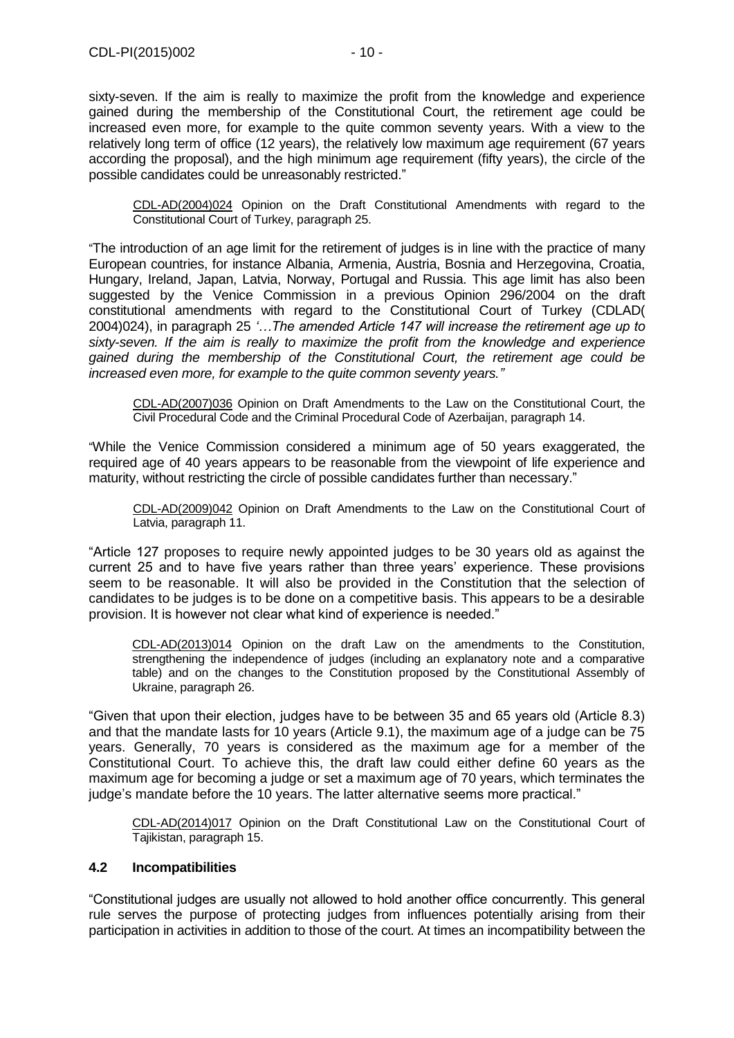sixty-seven. If the aim is really to maximize the profit from the knowledge and experience gained during the membership of the Constitutional Court, the retirement age could be increased even more, for example to the quite common seventy years. With a view to the relatively long term of office (12 years), the relatively low maximum age requirement (67 years according the proposal), and the high minimum age requirement (fifty years), the circle of the possible candidates could be unreasonably restricted."

> CDL-AD(2004)024 Opinion on the Draft Constitutional Amendments with regard to the Constitutional Court of Turkey, paragraph 25.

"The introduction of an age limit for the retirement of judges is in line with the practice of many European countries, for instance Albania, Armenia, Austria, Bosnia and Herzegovina, Croatia, Hungary, Ireland, Japan, Latvia, Norway, Portugal and Russia. This age limit has also been suggested by the Venice Commission in a previous Opinion 296/2004 on the draft constitutional amendments with regard to the Constitutional Court of Turkey (CDLAD( 2004)024), in paragraph 25 *'…The amended Article 147 will increase the retirement age up to sixty-seven. If the aim is really to maximize the profit from the knowledge and experience gained during the membership of the Constitutional Court, the retirement age could be increased even more, for example to the quite common seventy years."*

> CDL-AD(2007)036 Opinion on Draft Amendments to the Law on the Constitutional Court, the Civil Procedural Code and the Criminal Procedural Code of Azerbaijan, paragraph 14.

"While the Venice Commission considered a minimum age of 50 years exaggerated, the required age of 40 years appears to be reasonable from the viewpoint of life experience and maturity, without restricting the circle of possible candidates further than necessary."

> CDL-AD(2009)042 Opinion on Draft Amendments to the Law on the Constitutional Court of Latvia, paragraph 11.

"Article 127 proposes to require newly appointed judges to be 30 years old as against the current 25 and to have five years rather than three years' experience. These provisions seem to be reasonable. It will also be provided in the Constitution that the selection of candidates to be judges is to be done on a competitive basis. This appears to be a desirable provision. It is however not clear what kind of experience is needed."

> CDL-AD(2013)014 Opinion on the draft Law on the amendments to the Constitution, strengthening the independence of judges (including an explanatory note and a comparative table) and on the changes to the Constitution proposed by the Constitutional Assembly of Ukraine, paragraph 26.

"Given that upon their election, judges have to be between 35 and 65 years old (Article 8.3) and that the mandate lasts for 10 years (Article 9.1), the maximum age of a judge can be 75 years. Generally, 70 years is considered as the maximum age for a member of the Constitutional Court. To achieve this, the draft law could either define 60 years as the maximum age for becoming a judge or set a maximum age of 70 years, which terminates the judge's mandate before the 10 years. The latter alternative seems more practical."

> CDL-AD(2014)017 Opinion on the Draft Constitutional Law on the Constitutional Court of Tajikistan, paragraph 15.

### 4.2 Incompatibilities

"Constitutional judges are usually not allowed to hold another office concurrently. This general rule serves the purpose of protecting judges from influences potentially arising from their participation in activities in addition to those of the court. At times an incompatibility between the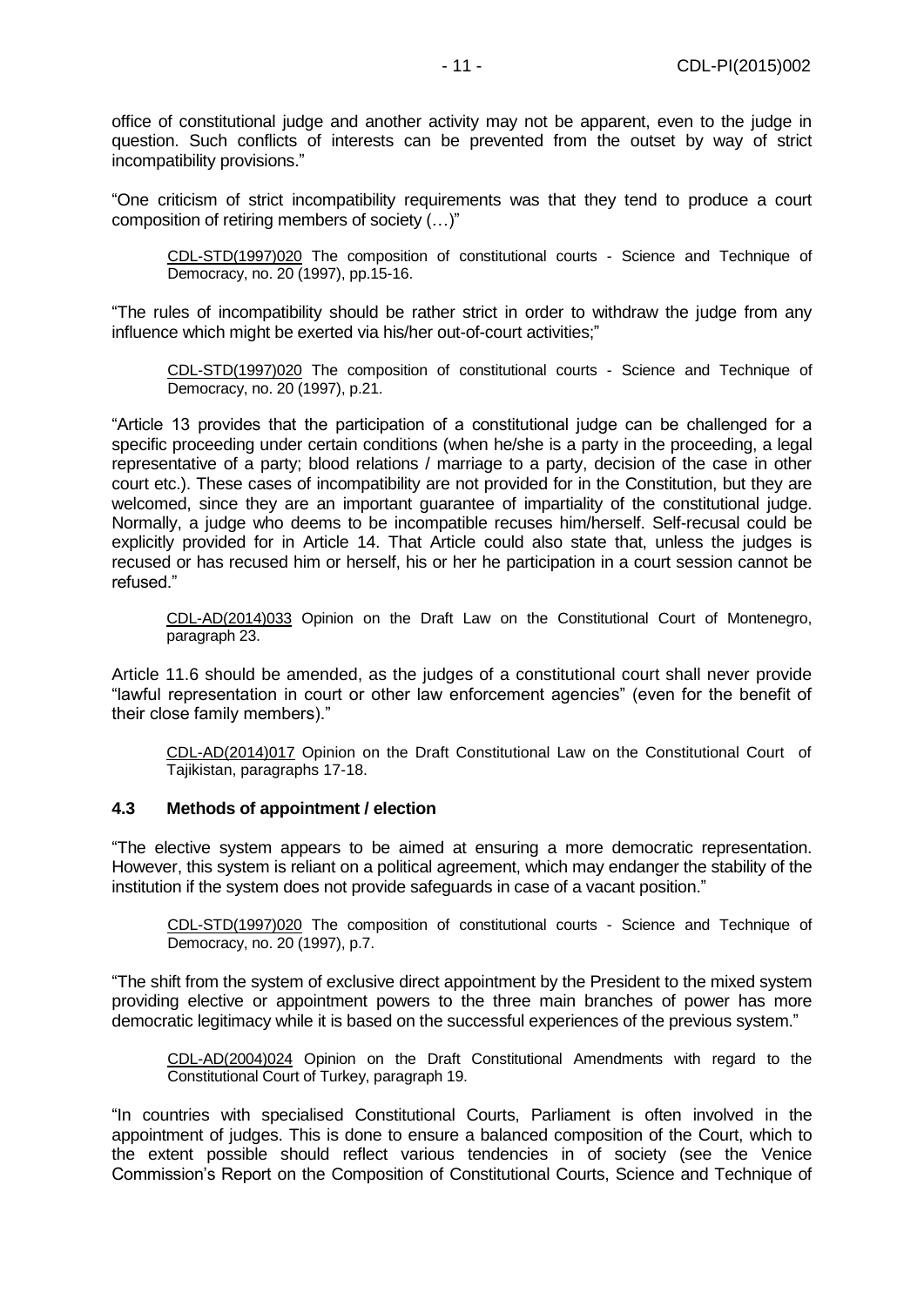office of constitutional judge and another activity may not be apparent, even to the judge in question. Such conflicts of interests can be prevented from the outset by way of strict incompatibility provisions."

"One criticism of strict incompatibility requirements was that they tend to produce a court composition of retiring members of society (…)"

> CDL-STD(1997)020 The composition of constitutional courts - Science and Technique of Democracy, no. 20 (1997), pp.15-16.

"The rules of incompatibility should be rather strict in order to withdraw the judge from any influence which might be exerted via his/her out-of-court activities;"

> CDL-STD(1997)020 The composition of constitutional courts - Science and Technique of Democracy, no. 20 (1997), p.21.

"Article 13 provides that the participation of a constitutional judge can be challenged for a specific proceeding under certain conditions (when he/she is a party in the proceeding, a legal representative of a party; blood relations / marriage to a party, decision of the case in other court etc.). These cases of incompatibility are not provided for in the Constitution, but they are welcomed, since they are an important guarantee of impartiality of the constitutional judge. Normally, a judge who deems to be incompatible recuses him/herself. Self-recusal could be explicitly provided for in Article 14. That Article could also state that, unless the judges is recused or has recused him or herself, his or her he participation in a court session cannot be refused."

> CDL-AD(2014)033 Opinion on the Draft Law on the Constitutional Court of Montenegro, paragraph 23.

Article 11.6 should be amended, as the judges of a constitutional court shall never provide "lawful representation in court or other law enforcement agencies" (even for the benefit of their close family members)."

> CDL-AD(2014)017 Opinion on the Draft Constitutional Law on the Constitutional Court of Tajikistan, paragraphs 17-18.

### 4.3 Methods of appointment / election

"The elective system appears to be aimed at ensuring a more democratic representation. However, this system is reliant on a political agreement, which may endanger the stability of the institution if the system does not provide safeguards in case of a vacant position."

> CDL-STD(1997)020 The composition of constitutional courts - Science and Technique of Democracy, no. 20 (1997), p.7.

"The shift from the system of exclusive direct appointment by the President to the mixed system providing elective or appointment powers to the three main branches of power has more democratic legitimacy while it is based on the successful experiences of the previous system."

> CDL-AD(2004)024 Opinion on the Draft Constitutional Amendments with regard to the Constitutional Court of Turkey, paragraph 19.

"In countries with specialised Constitutional Courts, Parliament is often involved in the appointment of judges. This is done to ensure a balanced composition of the Court, which to the extent possible should reflect various tendencies in of society (see the Venice Commission's Report on the Composition of Constitutional Courts, Science and Technique of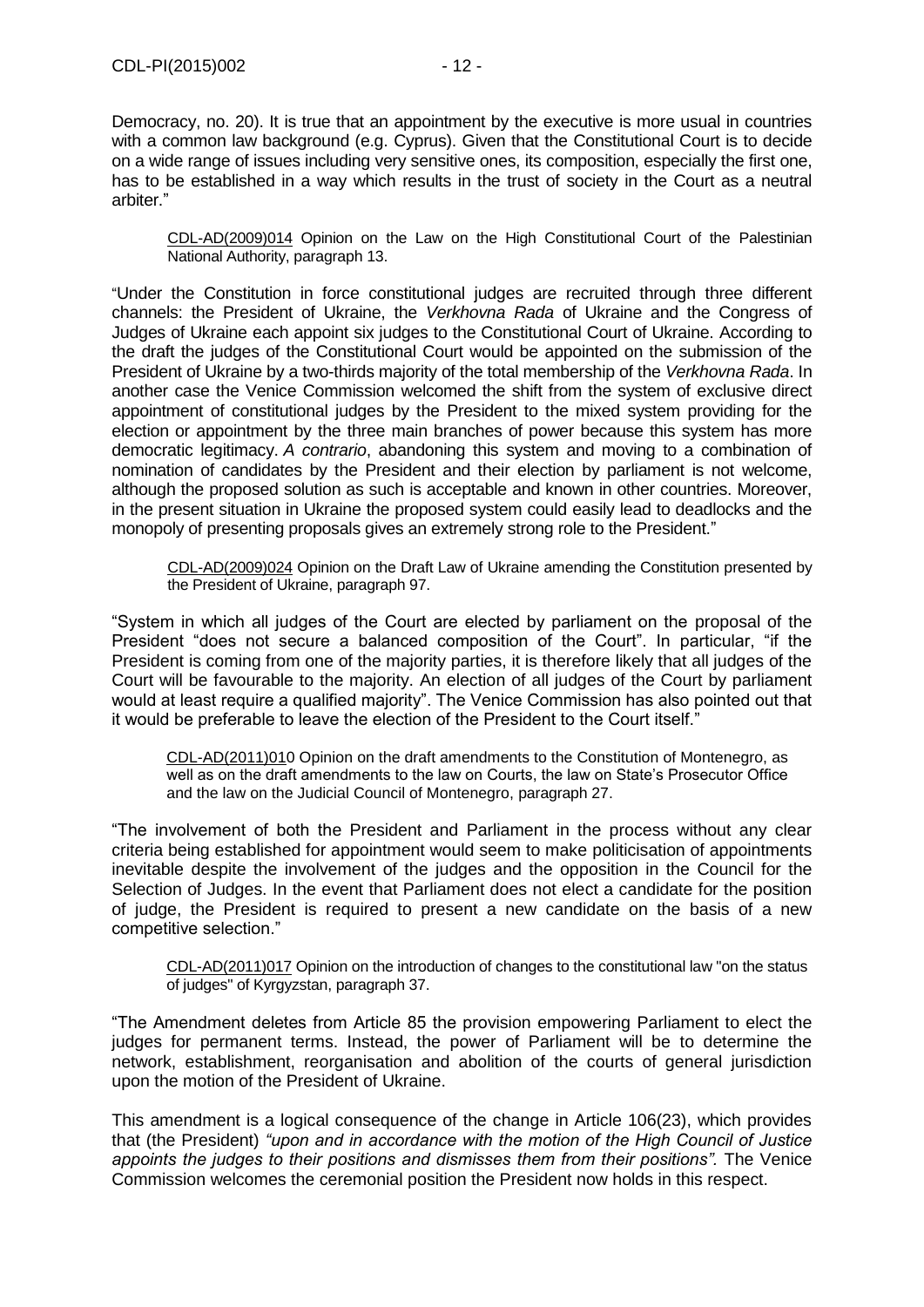Democracy, no. 20). It is true that an appointment by the executive is more usual in countries with a common law background (e.g. Cyprus). Given that the Constitutional Court is to decide on a wide range of issues including very sensitive ones, its composition, especially the first one, has to be established in a way which results in the trust of society in the Court as a neutral arbiter."

> CDL-AD(2009)014 Opinion on the Law on the High Constitutional Court of the Palestinian National Authority, paragraph 13.

"Under the Constitution in force constitutional judges are recruited through three different channels: the President of Ukraine, the *Verkhovna Rada* of Ukraine and the Congress of Judges of Ukraine each appoint six judges to the Constitutional Court of Ukraine. According to the draft the judges of the Constitutional Court would be appointed on the submission of the President of Ukraine by a two-thirds majority of the total membership of the *Verkhovna Rada*. In another case the Venice Commission welcomed the shift from the system of exclusive direct appointment of constitutional judges by the President to the mixed system providing for the election or appointment by the three main branches of power because this system has more democratic legitimacy. *A contrario*, abandoning this system and moving to a combination of nomination of candidates by the President and their election by parliament is not welcome, although the proposed solution as such is acceptable and known in other countries. Moreover, in the present situation in Ukraine the proposed system could easily lead to deadlocks and the monopoly of presenting proposals gives an extremely strong role to the President."

> CDL-AD(2009)024 Opinion on the Draft Law of Ukraine amending the Constitution presented by the President of Ukraine, paragraph 97.

"System in which all judges of the Court are elected by parliament on the proposal of the President "does not secure a balanced composition of the Court". In particular, "if the President is coming from one of the majority parties, it is therefore likely that all judges of the Court will be favourable to the majority. An election of all judges of the Court by parliament would at least require a qualified majority". The Venice Commission has also pointed out that it would be preferable to leave the election of the President to the Court itself."

> CDL-AD(2011)010 Opinion on the draft amendments to the Constitution of Montenegro, as well as on the draft amendments to the law on Courts, the law on State's Prosecutor Office and the law on the Judicial Council of Montenegro, paragraph 27.

"The involvement of both the President and Parliament in the process without any clear criteria being established for appointment would seem to make politicisation of appointments inevitable despite the involvement of the judges and the opposition in the Council for the Selection of Judges. In the event that Parliament does not elect a candidate for the position of judge, the President is required to present a new candidate on the basis of a new competitive selection."

> CDL-AD(2011)017 Opinion on the introduction of changes to the constitutional law "on the status of judges" of Kyrgyzstan, paragraph 37.

"The Amendment deletes from Article 85 the provision empowering Parliament to elect the judges for permanent terms. Instead, the power of Parliament will be to determine the network, establishment, reorganisation and abolition of the courts of general jurisdiction upon the motion of the President of Ukraine.

This amendment is a logical consequence of the change in Article 106(23), which provides that (the President) *"upon and in accordance with the motion of the High Council of Justice appoints the judges to their positions and dismisses them from their positions".* The Venice Commission welcomes the ceremonial position the President now holds in this respect.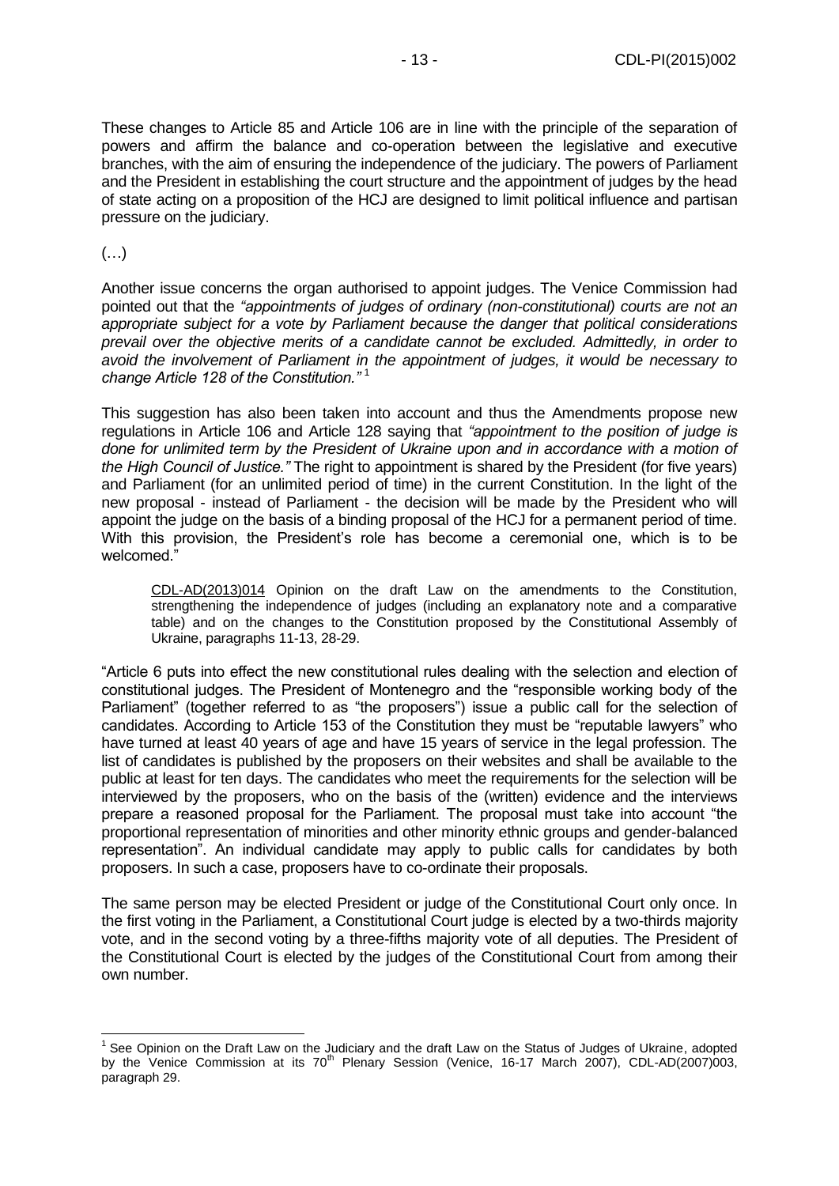These changes to Article 85 and Article 106 are in line with the principle of the separation of powers and affirm the balance and co-operation between the legislative and executive branches, with the aim of ensuring the independence of the judiciary. The powers of Parliament and the President in establishing the court structure and the appointment of judges by the head of state acting on a proposition of the HCJ are designed to limit political influence and partisan pressure on the judiciary.

(…)

Another issue concerns the organ authorised to appoint judges. The Venice Commission had pointed out that the *"appointments of judges of ordinary (non-constitutional) courts are not an appropriate subject for a vote by Parliament because the danger that political considerations prevail over the objective merits of a candidate cannot be excluded. Admittedly, in order to avoid the involvement of Parliament in the appointment of judges, it would be necessary to change Article 128 of the Constitution."* [1]

This suggestion has also been taken into account and thus the Amendments propose new regulations in Article 106 and Article 128 saying that *"appointment to the position of judge is done for unlimited term by the President of Ukraine upon and in accordance with a motion of the High Council of Justice."* The right to appointment is shared by the President (for five years) and Parliament (for an unlimited period of time) in the current Constitution. In the light of the new proposal - instead of Parliament - the decision will be made by the President who will appoint the judge on the basis of a binding proposal of the HCJ for a permanent period of time. With this provision, the President's role has become a ceremonial one, which is to be welcomed."

> CDL-AD(2013)014 Opinion on the draft Law on the amendments to the Constitution, strengthening the independence of judges (including an explanatory note and a comparative table) and on the changes to the Constitution proposed by the Constitutional Assembly of Ukraine, paragraphs 11-13, 28-29.

"Article 6 puts into effect the new constitutional rules dealing with the selection and election of constitutional judges. The President of Montenegro and the "responsible working body of the Parliament" (together referred to as "the proposers") issue a public call for the selection of candidates. According to Article 153 of the Constitution they must be "reputable lawyers" who have turned at least 40 years of age and have 15 years of service in the legal profession. The list of candidates is published by the proposers on their websites and shall be available to the public at least for ten days. The candidates who meet the requirements for the selection will be interviewed by the proposers, who on the basis of the (written) evidence and the interviews prepare a reasoned proposal for the Parliament. The proposal must take into account "the proportional representation of minorities and other minority ethnic groups and gender-balanced representation". An individual candidate may apply to public calls for candidates by both proposers. In such a case, proposers have to co-ordinate their proposals.

The same person may be elected President or judge of the Constitutional Court only once. In the first voting in the Parliament, a Constitutional Court judge is elected by a two-thirds majority vote, and in the second voting by a three-fifths majority vote of all deputies. The President of the Constitutional Court is elected by the judges of the Constitutional Court from among their own number.

---

[1] See Opinion on the Draft Law on the Judiciary and the draft Law on the Status of Judges of Ukraine, adopted by the Venice Commission at its 70th Plenary Session (Venice, 16-17 March 2007), CDL-AD(2007)003, paragraph 29.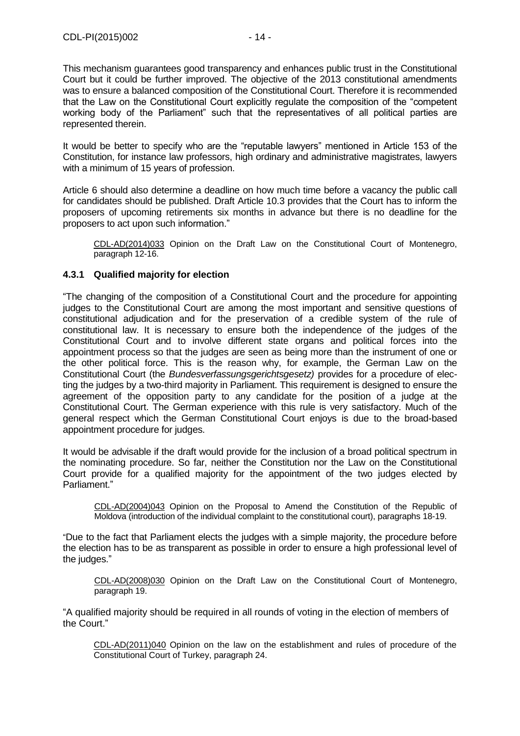This mechanism guarantees good transparency and enhances public trust in the Constitutional Court but it could be further improved. The objective of the 2013 constitutional amendments was to ensure a balanced composition of the Constitutional Court. Therefore it is recommended that the Law on the Constitutional Court explicitly regulate the composition of the "competent working body of the Parliament" such that the representatives of all political parties are represented therein.

It would be better to specify who are the "reputable lawyers" mentioned in Article 153 of the Constitution, for instance law professors, high ordinary and administrative magistrates, lawyers with a minimum of 15 years of profession.

Article 6 should also determine a deadline on how much time before a vacancy the public call for candidates should be published. Draft Article 10.3 provides that the Court has to inform the proposers of upcoming retirements six months in advance but there is no deadline for the proposers to act upon such information."

> CDL-AD(2014)033 Opinion on the Draft Law on the Constitutional Court of Montenegro, paragraph 12-16.

### 4.3.1 Qualified majority for election

"The changing of the composition of a Constitutional Court and the procedure for appointing judges to the Constitutional Court are among the most important and sensitive questions of constitutional adjudication and for the preservation of a credible system of the rule of constitutional law. It is necessary to ensure both the independence of the judges of the Constitutional Court and to involve different state organs and political forces into the appointment process so that the judges are seen as being more than the instrument of one or the other political force. This is the reason why, for example, the German Law on the Constitutional Court (the *Bundesverfassungsgerichtsgesetz)* provides for a procedure of electing the judges by a two-third majority in Parliament. This requirement is designed to ensure the agreement of the opposition party to any candidate for the position of a judge at the Constitutional Court. The German experience with this rule is very satisfactory. Much of the general respect which the German Constitutional Court enjoys is due to the broad-based appointment procedure for judges.

It would be advisable if the draft would provide for the inclusion of a broad political spectrum in the nominating procedure. So far, neither the Constitution nor the Law on the Constitutional Court provide for a qualified majority for the appointment of the two judges elected by Parliament."

> CDL-AD(2004)043 Opinion on the Proposal to Amend the Constitution of the Republic of Moldova (introduction of the individual complaint to the constitutional court), paragraphs 18-19.

"Due to the fact that Parliament elects the judges with a simple majority, the procedure before the election has to be as transparent as possible in order to ensure a high professional level of the judges."

> CDL-AD(2008)030 Opinion on the Draft Law on the Constitutional Court of Montenegro, paragraph 19.

"A qualified majority should be required in all rounds of voting in the election of members of the Court."

> CDL-AD(2011)040 Opinion on the law on the establishment and rules of procedure of the Constitutional Court of Turkey, paragraph 24.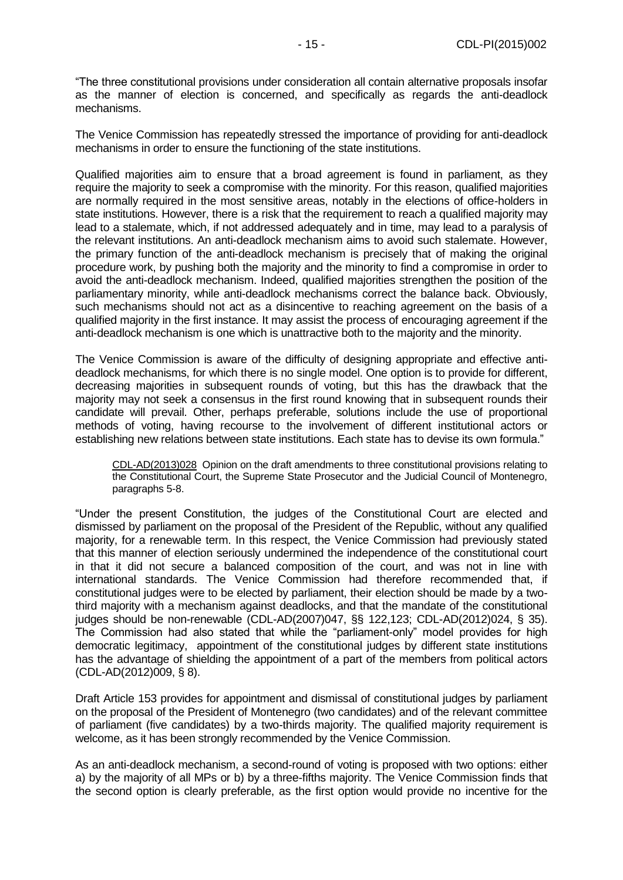"The three constitutional provisions under consideration all contain alternative proposals insofar as the manner of election is concerned, and specifically as regards the anti-deadlock mechanisms.

The Venice Commission has repeatedly stressed the importance of providing for anti-deadlock mechanisms in order to ensure the functioning of the state institutions.

Qualified majorities aim to ensure that a broad agreement is found in parliament, as they require the majority to seek a compromise with the minority. For this reason, qualified majorities are normally required in the most sensitive areas, notably in the elections of office-holders in state institutions. However, there is a risk that the requirement to reach a qualified majority may lead to a stalemate, which, if not addressed adequately and in time, may lead to a paralysis of the relevant institutions. An anti-deadlock mechanism aims to avoid such stalemate. However, the primary function of the anti-deadlock mechanism is precisely that of making the original procedure work, by pushing both the majority and the minority to find a compromise in order to avoid the anti-deadlock mechanism. Indeed, qualified majorities strengthen the position of the parliamentary minority, while anti-deadlock mechanisms correct the balance back. Obviously, such mechanisms should not act as a disincentive to reaching agreement on the basis of a qualified majority in the first instance. It may assist the process of encouraging agreement if the anti-deadlock mechanism is one which is unattractive both to the majority and the minority.

The Venice Commission is aware of the difficulty of designing appropriate and effective anti-deadlock mechanisms, for which there is no single model. One option is to provide for different, decreasing majorities in subsequent rounds of voting, but this has the drawback that the majority may not seek a consensus in the first round knowing that in subsequent rounds their candidate will prevail. Other, perhaps preferable, solutions include the use of proportional methods of voting, having recourse to the involvement of different institutional actors or establishing new relations between state institutions. Each state has to devise its own formula."

> CDL-AD(2013)028 Opinion on the draft amendments to three constitutional provisions relating to the Constitutional Court, the Supreme State Prosecutor and the Judicial Council of Montenegro, paragraphs 5-8.

"Under the present Constitution, the judges of the Constitutional Court are elected and dismissed by parliament on the proposal of the President of the Republic, without any qualified majority, for a renewable term. In this respect, the Venice Commission had previously stated that this manner of election seriously undermined the independence of the constitutional court in that it did not secure a balanced composition of the court, and was not in line with international standards. The Venice Commission had therefore recommended that, if constitutional judges were to be elected by parliament, their election should be made by a two-third majority with a mechanism against deadlocks, and that the mandate of the constitutional judges should be non-renewable (CDL-AD(2007)047, §§ 122,123; CDL-AD(2012)024, § 35). The Commission had also stated that while the "parliament-only" model provides for high democratic legitimacy, appointment of the constitutional judges by different state institutions has the advantage of shielding the appointment of a part of the members from political actors (CDL-AD(2012)009, § 8).

Draft Article 153 provides for appointment and dismissal of constitutional judges by parliament on the proposal of the President of Montenegro (two candidates) and of the relevant committee of parliament (five candidates) by a two-thirds majority. The qualified majority requirement is welcome, as it has been strongly recommended by the Venice Commission.

As an anti-deadlock mechanism, a second-round of voting is proposed with two options: either a) by the majority of all MPs or b) by a three-fifths majority. The Venice Commission finds that the second option is clearly preferable, as the first option would provide no incentive for the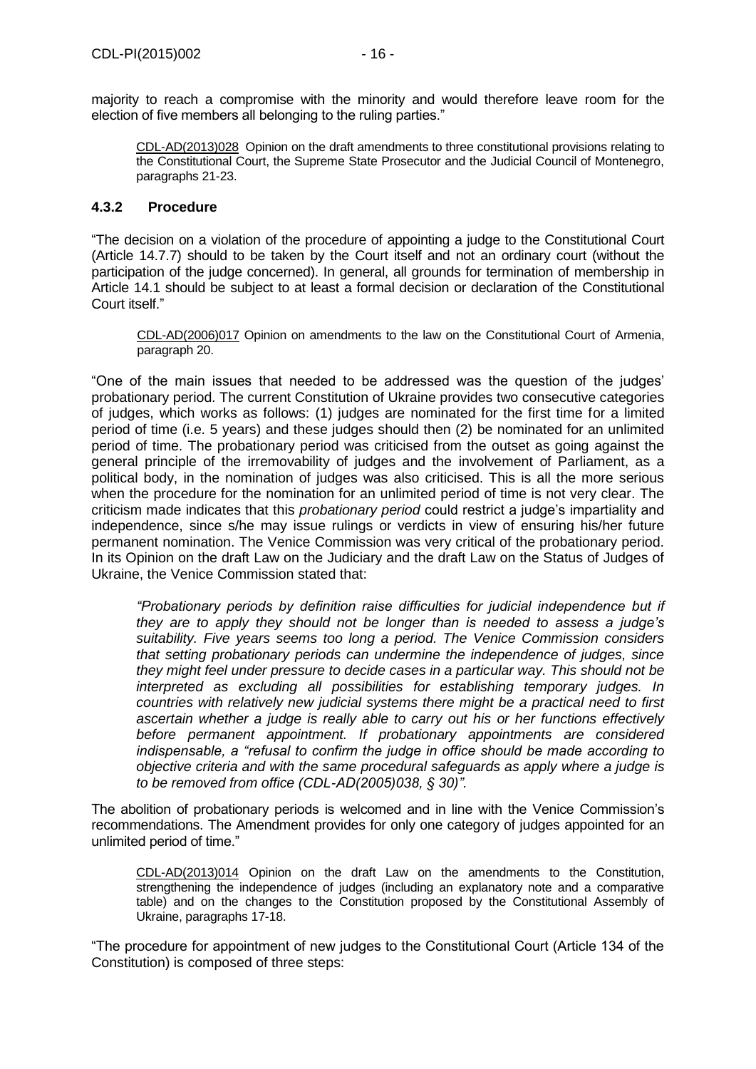majority to reach a compromise with the minority and would therefore leave room for the election of five members all belonging to the ruling parties."

> CDL-AD(2013)028 Opinion on the draft amendments to three constitutional provisions relating to the Constitutional Court, the Supreme State Prosecutor and the Judicial Council of Montenegro, paragraphs 21-23.

### 4.3.2 Procedure

"The decision on a violation of the procedure of appointing a judge to the Constitutional Court (Article 14.7.7) should to be taken by the Court itself and not an ordinary court (without the participation of the judge concerned). In general, all grounds for termination of membership in Article 14.1 should be subject to at least a formal decision or declaration of the Constitutional Court itself."

> CDL-AD(2006)017 Opinion on amendments to the law on the Constitutional Court of Armenia, paragraph 20.

"One of the main issues that needed to be addressed was the question of the judges' probationary period. The current Constitution of Ukraine provides two consecutive categories of judges, which works as follows: (1) judges are nominated for the first time for a limited period of time (i.e. 5 years) and these judges should then (2) be nominated for an unlimited period of time. The probationary period was criticised from the outset as going against the general principle of the irremovability of judges and the involvement of Parliament, as a political body, in the nomination of judges was also criticised. This is all the more serious when the procedure for the nomination for an unlimited period of time is not very clear. The criticism made indicates that this *probationary period* could restrict a judge's impartiality and independence, since s/he may issue rulings or verdicts in view of ensuring his/her future permanent nomination. The Venice Commission was very critical of the probationary period. In its Opinion on the draft Law on the Judiciary and the draft Law on the Status of Judges of Ukraine, the Venice Commission stated that:

> *"Probationary periods by definition raise difficulties for judicial independence but if they are to apply they should not be longer than is needed to assess a judge's suitability. Five years seems too long a period. The Venice Commission considers that setting probationary periods can undermine the independence of judges, since they might feel under pressure to decide cases in a particular way. This should not be interpreted as excluding all possibilities for establishing temporary judges. In countries with relatively new judicial systems there might be a practical need to first ascertain whether a judge is really able to carry out his or her functions effectively before permanent appointment. If probationary appointments are considered indispensable, a "refusal to confirm the judge in office should be made according to objective criteria and with the same procedural safeguards as apply where a judge is to be removed from office (CDL-AD(2005)038, § 30)".*

The abolition of probationary periods is welcomed and in line with the Venice Commission's recommendations. The Amendment provides for only one category of judges appointed for an unlimited period of time."

> CDL-AD(2013)014 Opinion on the draft Law on the amendments to the Constitution, strengthening the independence of judges (including an explanatory note and a comparative table) and on the changes to the Constitution proposed by the Constitutional Assembly of Ukraine, paragraphs 17-18.

"The procedure for appointment of new judges to the Constitutional Court (Article 134 of the Constitution) is composed of three steps: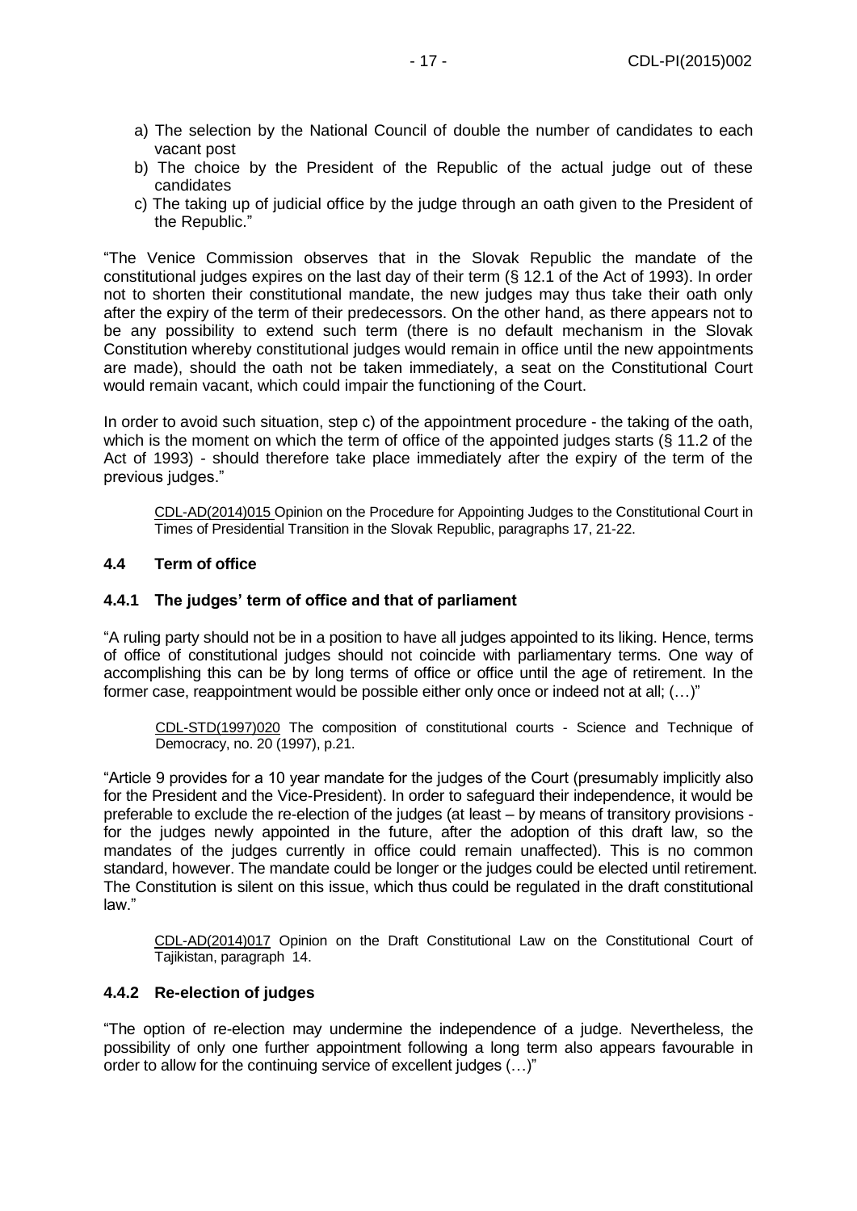a) The selection by the National Council of double the number of candidates to each vacant post
b) The choice by the President of the Republic of the actual judge out of these candidates
c) The taking up of judicial office by the judge through an oath given to the President of the Republic."

"The Venice Commission observes that in the Slovak Republic the mandate of the constitutional judges expires on the last day of their term (§ 12.1 of the Act of 1993). In order not to shorten their constitutional mandate, the new judges may thus take their oath only after the expiry of the term of their predecessors. On the other hand, as there appears not to be any possibility to extend such term (there is no default mechanism in the Slovak Constitution whereby constitutional judges would remain in office until the new appointments are made), should the oath not be taken immediately, a seat on the Constitutional Court would remain vacant, which could impair the functioning of the Court.

In order to avoid such situation, step c) of the appointment procedure - the taking of the oath, which is the moment on which the term of office of the appointed judges starts (§ 11.2 of the Act of 1993) - should therefore take place immediately after the expiry of the term of the previous judges."

> CDL-AD(2014)015 Opinion on the Procedure for Appointing Judges to the Constitutional Court in Times of Presidential Transition in the Slovak Republic, paragraphs 17, 21-22.

### 4.4 Term of office

#### 4.4.1 The judges' term of office and that of parliament

"A ruling party should not be in a position to have all judges appointed to its liking. Hence, terms of office of constitutional judges should not coincide with parliamentary terms. One way of accomplishing this can be by long terms of office or office until the age of retirement. In the former case, reappointment would be possible either only once or indeed not at all; (…)"

> CDL-STD(1997)020 The composition of constitutional courts - Science and Technique of Democracy, no. 20 (1997), p.21.

"Article 9 provides for a 10 year mandate for the judges of the Court (presumably implicitly also for the President and the Vice-President). In order to safeguard their independence, it would be preferable to exclude the re-election of the judges (at least – by means of transitory provisions - for the judges newly appointed in the future, after the adoption of this draft law, so the mandates of the judges currently in office could remain unaffected). This is no common standard, however. The mandate could be longer or the judges could be elected until retirement. The Constitution is silent on this issue, which thus could be regulated in the draft constitutional law."

> CDL-AD(2014)017 Opinion on the Draft Constitutional Law on the Constitutional Court of Tajikistan, paragraph 14.

#### 4.4.2 Re-election of judges

"The option of re-election may undermine the independence of a judge. Nevertheless, the possibility of only one further appointment following a long term also appears favourable in order to allow for the continuing service of excellent judges (…)"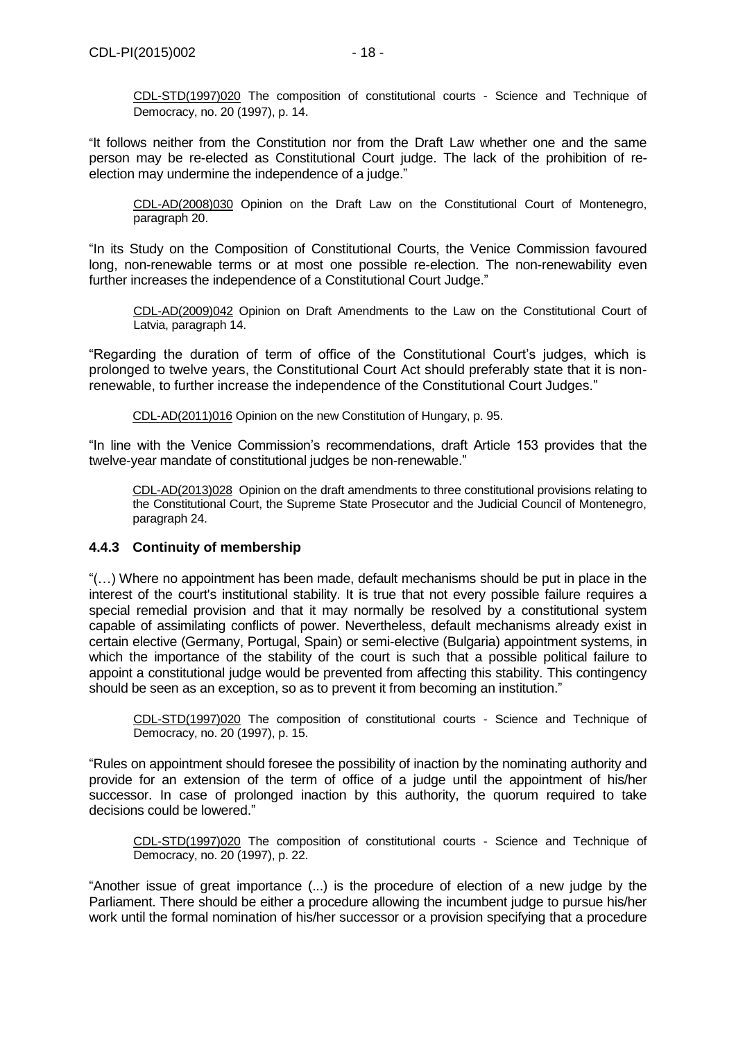CDL-STD(1997)020 The composition of constitutional courts - Science and Technique of Democracy, no. 20 (1997), p. 14.

"It follows neither from the Constitution nor from the Draft Law whether one and the same person may be re-elected as Constitutional Court judge. The lack of the prohibition of re-election may undermine the independence of a judge."

CDL-AD(2008)030 Opinion on the Draft Law on the Constitutional Court of Montenegro, paragraph 20.

"In its Study on the Composition of Constitutional Courts, the Venice Commission favoured long, non-renewable terms or at most one possible re-election. The non-renewability even further increases the independence of a Constitutional Court Judge."

CDL-AD(2009)042 Opinion on Draft Amendments to the Law on the Constitutional Court of Latvia, paragraph 14.

"Regarding the duration of term of office of the Constitutional Court's judges, which is prolonged to twelve years, the Constitutional Court Act should preferably state that it is non-renewable, to further increase the independence of the Constitutional Court Judges."

CDL-AD(2011)016 Opinion on the new Constitution of Hungary, p. 95.

"In line with the Venice Commission's recommendations, draft Article 153 provides that the twelve-year mandate of constitutional judges be non-renewable."

CDL-AD(2013)028 Opinion on the draft amendments to three constitutional provisions relating to the Constitutional Court, the Supreme State Prosecutor and the Judicial Council of Montenegro, paragraph 24.

### 4.4.3 Continuity of membership

"(…) Where no appointment has been made, default mechanisms should be put in place in the interest of the court's institutional stability. It is true that not every possible failure requires a special remedial provision and that it may normally be resolved by a constitutional system capable of assimilating conflicts of power. Nevertheless, default mechanisms already exist in certain elective (Germany, Portugal, Spain) or semi-elective (Bulgaria) appointment systems, in which the importance of the stability of the court is such that a possible political failure to appoint a constitutional judge would be prevented from affecting this stability. This contingency should be seen as an exception, so as to prevent it from becoming an institution."

CDL-STD(1997)020 The composition of constitutional courts - Science and Technique of Democracy, no. 20 (1997), p. 15.

"Rules on appointment should foresee the possibility of inaction by the nominating authority and provide for an extension of the term of office of a judge until the appointment of his/her successor. In case of prolonged inaction by this authority, the quorum required to take decisions could be lowered."

CDL-STD(1997)020 The composition of constitutional courts - Science and Technique of Democracy, no. 20 (1997), p. 22.

"Another issue of great importance (...) is the procedure of election of a new judge by the Parliament. There should be either a procedure allowing the incumbent judge to pursue his/her work until the formal nomination of his/her successor or a provision specifying that a procedure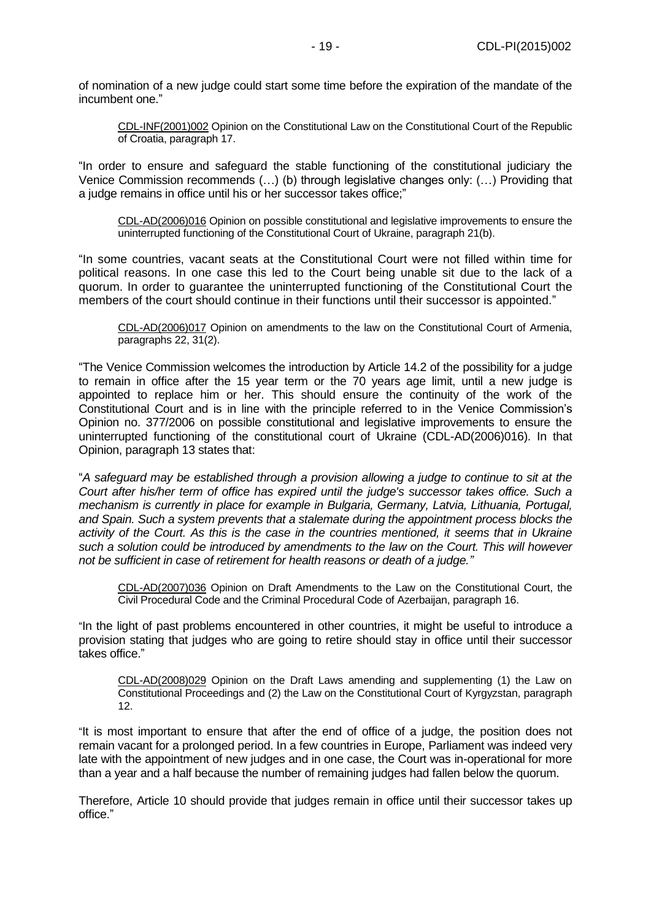of nomination of a new judge could start some time before the expiration of the mandate of the incumbent one."

> CDL-INF(2001)002 Opinion on the Constitutional Law on the Constitutional Court of the Republic of Croatia, paragraph 17.

"In order to ensure and safeguard the stable functioning of the constitutional judiciary the Venice Commission recommends (…) (b) through legislative changes only: (…) Providing that a judge remains in office until his or her successor takes office;"

> CDL-AD(2006)016 Opinion on possible constitutional and legislative improvements to ensure the uninterrupted functioning of the Constitutional Court of Ukraine, paragraph 21(b).

"In some countries, vacant seats at the Constitutional Court were not filled within time for political reasons. In one case this led to the Court being unable sit due to the lack of a quorum. In order to guarantee the uninterrupted functioning of the Constitutional Court the members of the court should continue in their functions until their successor is appointed."

> CDL-AD(2006)017 Opinion on amendments to the law on the Constitutional Court of Armenia, paragraphs 22, 31(2).

"The Venice Commission welcomes the introduction by Article 14.2 of the possibility for a judge to remain in office after the 15 year term or the 70 years age limit, until a new judge is appointed to replace him or her. This should ensure the continuity of the work of the Constitutional Court and is in line with the principle referred to in the Venice Commission's Opinion no. 377/2006 on possible constitutional and legislative improvements to ensure the uninterrupted functioning of the constitutional court of Ukraine (CDL-AD(2006)016). In that Opinion, paragraph 13 states that:

"*A safeguard may be established through a provision allowing a judge to continue to sit at the Court after his/her term of office has expired until the judge's successor takes office. Such a mechanism is currently in place for example in Bulgaria, Germany, Latvia, Lithuania, Portugal, and Spain. Such a system prevents that a stalemate during the appointment process blocks the activity of the Court. As this is the case in the countries mentioned, it seems that in Ukraine such a solution could be introduced by amendments to the law on the Court. This will however not be sufficient in case of retirement for health reasons or death of a judge."*

> CDL-AD(2007)036 Opinion on Draft Amendments to the Law on the Constitutional Court, the Civil Procedural Code and the Criminal Procedural Code of Azerbaijan, paragraph 16.

"In the light of past problems encountered in other countries, it might be useful to introduce a provision stating that judges who are going to retire should stay in office until their successor takes office."

> CDL-AD(2008)029 Opinion on the Draft Laws amending and supplementing (1) the Law on Constitutional Proceedings and (2) the Law on the Constitutional Court of Kyrgyzstan, paragraph 12.

"It is most important to ensure that after the end of office of a judge, the position does not remain vacant for a prolonged period. In a few countries in Europe, Parliament was indeed very late with the appointment of new judges and in one case, the Court was in-operational for more than a year and a half because the number of remaining judges had fallen below the quorum.

Therefore, Article 10 should provide that judges remain in office until their successor takes up office."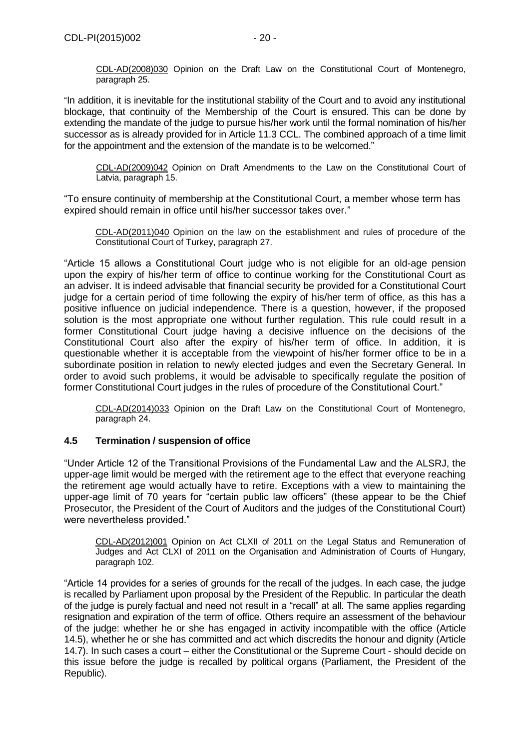CDL-AD(2008)030 Opinion on the Draft Law on the Constitutional Court of Montenegro, paragraph 25.

"In addition, it is inevitable for the institutional stability of the Court and to avoid any institutional blockage, that continuity of the Membership of the Court is ensured. This can be done by extending the mandate of the judge to pursue his/her work until the formal nomination of his/her successor as is already provided for in Article 11.3 CCL. The combined approach of a time limit for the appointment and the extension of the mandate is to be welcomed."

CDL-AD(2009)042 Opinion on Draft Amendments to the Law on the Constitutional Court of Latvia, paragraph 15.

"To ensure continuity of membership at the Constitutional Court, a member whose term has expired should remain in office until his/her successor takes over."

CDL-AD(2011)040 Opinion on the law on the establishment and rules of procedure of the Constitutional Court of Turkey, paragraph 27.

"Article 15 allows a Constitutional Court judge who is not eligible for an old-age pension upon the expiry of his/her term of office to continue working for the Constitutional Court as an adviser. It is indeed advisable that financial security be provided for a Constitutional Court judge for a certain period of time following the expiry of his/her term of office, as this has a positive influence on judicial independence. There is a question, however, if the proposed solution is the most appropriate one without further regulation. This rule could result in a former Constitutional Court judge having a decisive influence on the decisions of the Constitutional Court also after the expiry of his/her term of office. In addition, it is questionable whether it is acceptable from the viewpoint of his/her former office to be in a subordinate position in relation to newly elected judges and even the Secretary General. In order to avoid such problems, it would be advisable to specifically regulate the position of former Constitutional Court judges in the rules of procedure of the Constitutional Court."

CDL-AD(2014)033 Opinion on the Draft Law on the Constitutional Court of Montenegro, paragraph 24.

### 4.5 Termination / suspension of office

"Under Article 12 of the Transitional Provisions of the Fundamental Law and the ALSRJ, the upper-age limit would be merged with the retirement age to the effect that everyone reaching the retirement age would actually have to retire. Exceptions with a view to maintaining the upper-age limit of 70 years for "certain public law officers" (these appear to be the Chief Prosecutor, the President of the Court of Auditors and the judges of the Constitutional Court) were nevertheless provided."

CDL-AD(2012)001 Opinion on Act CLXII of 2011 on the Legal Status and Remuneration of Judges and Act CLXI of 2011 on the Organisation and Administration of Courts of Hungary, paragraph 102.

"Article 14 provides for a series of grounds for the recall of the judges. In each case, the judge is recalled by Parliament upon proposal by the President of the Republic. In particular the death of the judge is purely factual and need not result in a "recall" at all. The same applies regarding resignation and expiration of the term of office. Others require an assessment of the behaviour of the judge: whether he or she has engaged in activity incompatible with the office (Article 14.5), whether he or she has committed and act which discredits the honour and dignity (Article 14.7). In such cases a court – either the Constitutional or the Supreme Court - should decide on this issue before the judge is recalled by political organs (Parliament, the President of the Republic).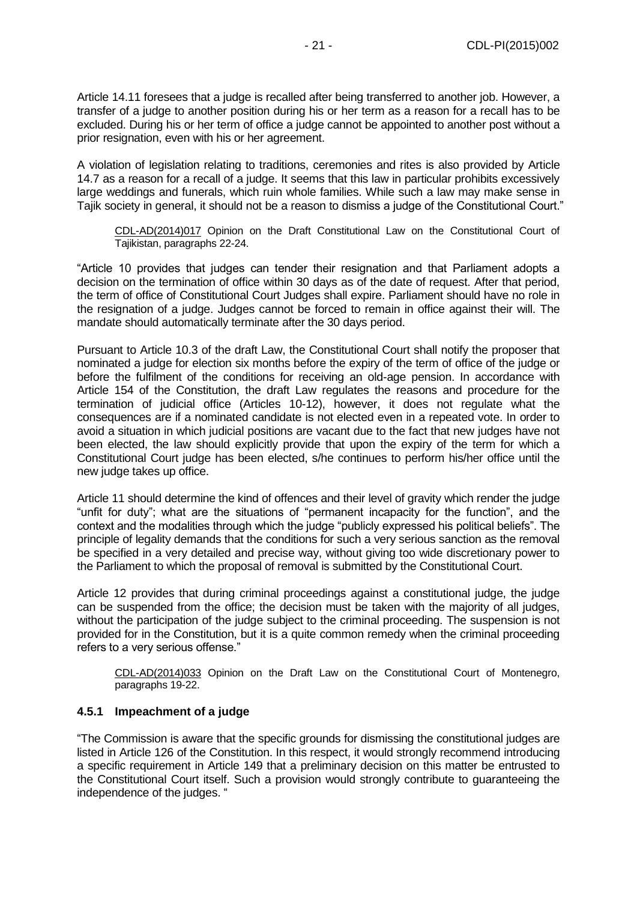Article 14.11 foresees that a judge is recalled after being transferred to another job. However, a transfer of a judge to another position during his or her term as a reason for a recall has to be excluded. During his or her term of office a judge cannot be appointed to another post without a prior resignation, even with his or her agreement.

A violation of legislation relating to traditions, ceremonies and rites is also provided by Article 14.7 as a reason for a recall of a judge. It seems that this law in particular prohibits excessively large weddings and funerals, which ruin whole families. While such a law may make sense in Tajik society in general, it should not be a reason to dismiss a judge of the Constitutional Court."

> CDL-AD(2014)017 Opinion on the Draft Constitutional Law on the Constitutional Court of Tajikistan, paragraphs 22-24.

"Article 10 provides that judges can tender their resignation and that Parliament adopts a decision on the termination of office within 30 days as of the date of request. After that period, the term of office of Constitutional Court Judges shall expire. Parliament should have no role in the resignation of a judge. Judges cannot be forced to remain in office against their will. The mandate should automatically terminate after the 30 days period.

Pursuant to Article 10.3 of the draft Law, the Constitutional Court shall notify the proposer that nominated a judge for election six months before the expiry of the term of office of the judge or before the fulfilment of the conditions for receiving an old-age pension. In accordance with Article 154 of the Constitution, the draft Law regulates the reasons and procedure for the termination of judicial office (Articles 10-12), however, it does not regulate what the consequences are if a nominated candidate is not elected even in a repeated vote. In order to avoid a situation in which judicial positions are vacant due to the fact that new judges have not been elected, the law should explicitly provide that upon the expiry of the term for which a Constitutional Court judge has been elected, s/he continues to perform his/her office until the new judge takes up office.

Article 11 should determine the kind of offences and their level of gravity which render the judge "unfit for duty"; what are the situations of "permanent incapacity for the function", and the context and the modalities through which the judge "publicly expressed his political beliefs". The principle of legality demands that the conditions for such a very serious sanction as the removal be specified in a very detailed and precise way, without giving too wide discretionary power to the Parliament to which the proposal of removal is submitted by the Constitutional Court.

Article 12 provides that during criminal proceedings against a constitutional judge, the judge can be suspended from the office; the decision must be taken with the majority of all judges, without the participation of the judge subject to the criminal proceeding. The suspension is not provided for in the Constitution, but it is a quite common remedy when the criminal proceeding refers to a very serious offense."

> CDL-AD(2014)033 Opinion on the Draft Law on the Constitutional Court of Montenegro, paragraphs 19-22.

### 4.5.1 Impeachment of a judge

"The Commission is aware that the specific grounds for dismissing the constitutional judges are listed in Article 126 of the Constitution. In this respect, it would strongly recommend introducing a specific requirement in Article 149 that a preliminary decision on this matter be entrusted to the Constitutional Court itself. Such a provision would strongly contribute to guaranteeing the independence of the judges. "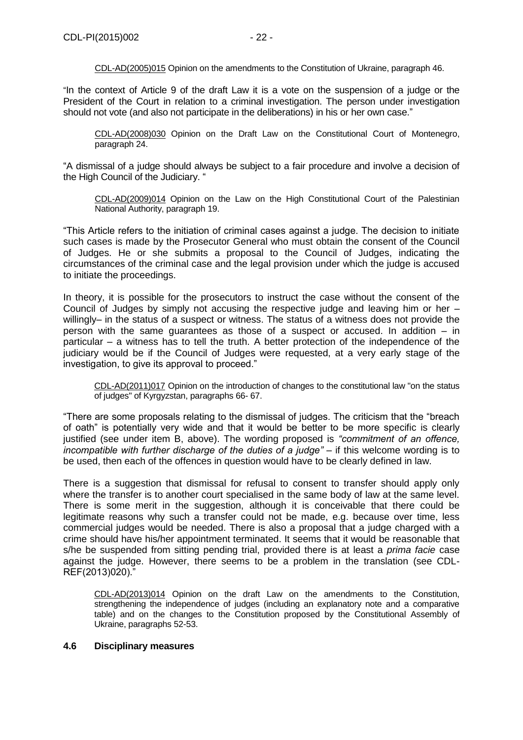CDL-AD(2005)015 Opinion on the amendments to the Constitution of Ukraine, paragraph 46.

"In the context of Article 9 of the draft Law it is a vote on the suspension of a judge or the President of the Court in relation to a criminal investigation. The person under investigation should not vote (and also not participate in the deliberations) in his or her own case."

CDL-AD(2008)030 Opinion on the Draft Law on the Constitutional Court of Montenegro, paragraph 24.

"A dismissal of a judge should always be subject to a fair procedure and involve a decision of the High Council of the Judiciary. "

CDL-AD(2009)014 Opinion on the Law on the High Constitutional Court of the Palestinian National Authority, paragraph 19.

"This Article refers to the initiation of criminal cases against a judge. The decision to initiate such cases is made by the Prosecutor General who must obtain the consent of the Council of Judges. He or she submits a proposal to the Council of Judges, indicating the circumstances of the criminal case and the legal provision under which the judge is accused to initiate the proceedings.

In theory, it is possible for the prosecutors to instruct the case without the consent of the Council of Judges by simply not accusing the respective judge and leaving him or her – willingly– in the status of a suspect or witness. The status of a witness does not provide the person with the same guarantees as those of a suspect or accused. In addition – in particular – a witness has to tell the truth. A better protection of the independence of the judiciary would be if the Council of Judges were requested, at a very early stage of the investigation, to give its approval to proceed."

CDL-AD(2011)017 Opinion on the introduction of changes to the constitutional law "on the status of judges" of Kyrgyzstan, paragraphs 66- 67.

"There are some proposals relating to the dismissal of judges. The criticism that the "breach of oath" is potentially very wide and that it would be better to be more specific is clearly justified (see under item B, above). The wording proposed is *"commitment of an offence, incompatible with further discharge of the duties of a judge"* – if this welcome wording is to be used, then each of the offences in question would have to be clearly defined in law.

There is a suggestion that dismissal for refusal to consent to transfer should apply only where the transfer is to another court specialised in the same body of law at the same level. There is some merit in the suggestion, although it is conceivable that there could be legitimate reasons why such a transfer could not be made, e.g. because over time, less commercial judges would be needed. There is also a proposal that a judge charged with a crime should have his/her appointment terminated. It seems that it would be reasonable that s/he be suspended from sitting pending trial, provided there is at least a *prima facie* case against the judge. However, there seems to be a problem in the translation (see CDL-REF(2013)020)."

CDL-AD(2013)014 Opinion on the draft Law on the amendments to the Constitution, strengthening the independence of judges (including an explanatory note and a comparative table) and on the changes to the Constitution proposed by the Constitutional Assembly of Ukraine, paragraphs 52-53.

### 4.6 Disciplinary measures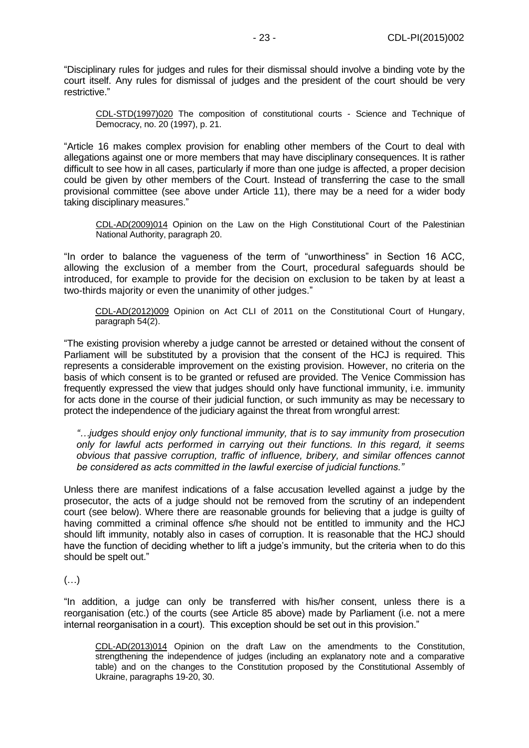"Disciplinary rules for judges and rules for their dismissal should involve a binding vote by the court itself. Any rules for dismissal of judges and the president of the court should be very restrictive."

> CDL-STD(1997)020 The composition of constitutional courts - Science and Technique of Democracy, no. 20 (1997), p. 21.

"Article 16 makes complex provision for enabling other members of the Court to deal with allegations against one or more members that may have disciplinary consequences. It is rather difficult to see how in all cases, particularly if more than one judge is affected, a proper decision could be given by other members of the Court. Instead of transferring the case to the small provisional committee (see above under Article 11), there may be a need for a wider body taking disciplinary measures."

> CDL-AD(2009)014 Opinion on the Law on the High Constitutional Court of the Palestinian National Authority, paragraph 20.

"In order to balance the vagueness of the term of "unworthiness" in Section 16 ACC, allowing the exclusion of a member from the Court, procedural safeguards should be introduced, for example to provide for the decision on exclusion to be taken by at least a two-thirds majority or even the unanimity of other judges."

> CDL-AD(2012)009 Opinion on Act CLI of 2011 on the Constitutional Court of Hungary, paragraph 54(2).

"The existing provision whereby a judge cannot be arrested or detained without the consent of Parliament will be substituted by a provision that the consent of the HCJ is required. This represents a considerable improvement on the existing provision. However, no criteria on the basis of which consent is to be granted or refused are provided. The Venice Commission has frequently expressed the view that judges should only have functional immunity, i.e. immunity for acts done in the course of their judicial function, or such immunity as may be necessary to protect the independence of the judiciary against the threat from wrongful arrest:

> *"…judges should enjoy only functional immunity, that is to say immunity from prosecution only for lawful acts performed in carrying out their functions. In this regard, it seems obvious that passive corruption, traffic of influence, bribery, and similar offences cannot be considered as acts committed in the lawful exercise of judicial functions."*

Unless there are manifest indications of a false accusation levelled against a judge by the prosecutor, the acts of a judge should not be removed from the scrutiny of an independent court (see below). Where there are reasonable grounds for believing that a judge is guilty of having committed a criminal offence s/he should not be entitled to immunity and the HCJ should lift immunity, notably also in cases of corruption. It is reasonable that the HCJ should have the function of deciding whether to lift a judge's immunity, but the criteria when to do this should be spelt out."

(…)

"In addition, a judge can only be transferred with his/her consent, unless there is a reorganisation (etc.) of the courts (see Article 85 above) made by Parliament (i.e. not a mere internal reorganisation in a court). This exception should be set out in this provision."

> CDL-AD(2013)014 Opinion on the draft Law on the amendments to the Constitution, strengthening the independence of judges (including an explanatory note and a comparative table) and on the changes to the Constitution proposed by the Constitutional Assembly of Ukraine, paragraphs 19-20, 30.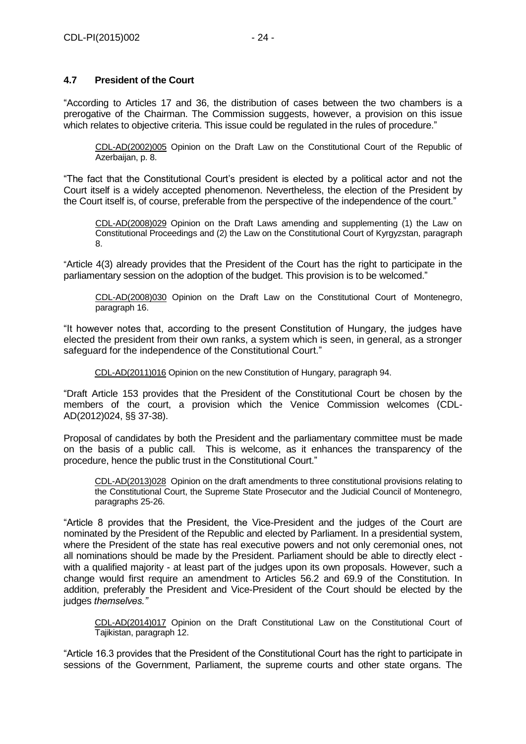### 4.7 President of the Court

"According to Articles 17 and 36, the distribution of cases between the two chambers is a prerogative of the Chairman. The Commission suggests, however, a provision on this issue which relates to objective criteria. This issue could be regulated in the rules of procedure."

> CDL-AD(2002)005 Opinion on the Draft Law on the Constitutional Court of the Republic of Azerbaijan, p. 8.

"The fact that the Constitutional Court's president is elected by a political actor and not the Court itself is a widely accepted phenomenon. Nevertheless, the election of the President by the Court itself is, of course, preferable from the perspective of the independence of the court."

> CDL-AD(2008)029 Opinion on the Draft Laws amending and supplementing (1) the Law on Constitutional Proceedings and (2) the Law on the Constitutional Court of Kyrgyzstan, paragraph 8.

"Article 4(3) already provides that the President of the Court has the right to participate in the parliamentary session on the adoption of the budget. This provision is to be welcomed."

> CDL-AD(2008)030 Opinion on the Draft Law on the Constitutional Court of Montenegro, paragraph 16.

"It however notes that, according to the present Constitution of Hungary, the judges have elected the president from their own ranks, a system which is seen, in general, as a stronger safeguard for the independence of the Constitutional Court."

> CDL-AD(2011)016 Opinion on the new Constitution of Hungary, paragraph 94.

"Draft Article 153 provides that the President of the Constitutional Court be chosen by the members of the court, a provision which the Venice Commission welcomes (CDL-AD(2012)024, §§ 37-38).

Proposal of candidates by both the President and the parliamentary committee must be made on the basis of a public call. This is welcome, as it enhances the transparency of the procedure, hence the public trust in the Constitutional Court."

> CDL-AD(2013)028 Opinion on the draft amendments to three constitutional provisions relating to the Constitutional Court, the Supreme State Prosecutor and the Judicial Council of Montenegro, paragraphs 25-26.

"Article 8 provides that the President, the Vice-President and the judges of the Court are nominated by the President of the Republic and elected by Parliament. In a presidential system, where the President of the state has real executive powers and not only ceremonial ones, not all nominations should be made by the President. Parliament should be able to directly elect - with a qualified majority - at least part of the judges upon its own proposals. However, such a change would first require an amendment to Articles 56.2 and 69.9 of the Constitution. In addition, preferably the President and Vice-President of the Court should be elected by the judges *themselves."*

> CDL-AD(2014)017 Opinion on the Draft Constitutional Law on the Constitutional Court of Tajikistan, paragraph 12.

"Article 16.3 provides that the President of the Constitutional Court has the right to participate in sessions of the Government, Parliament, the supreme courts and other state organs. The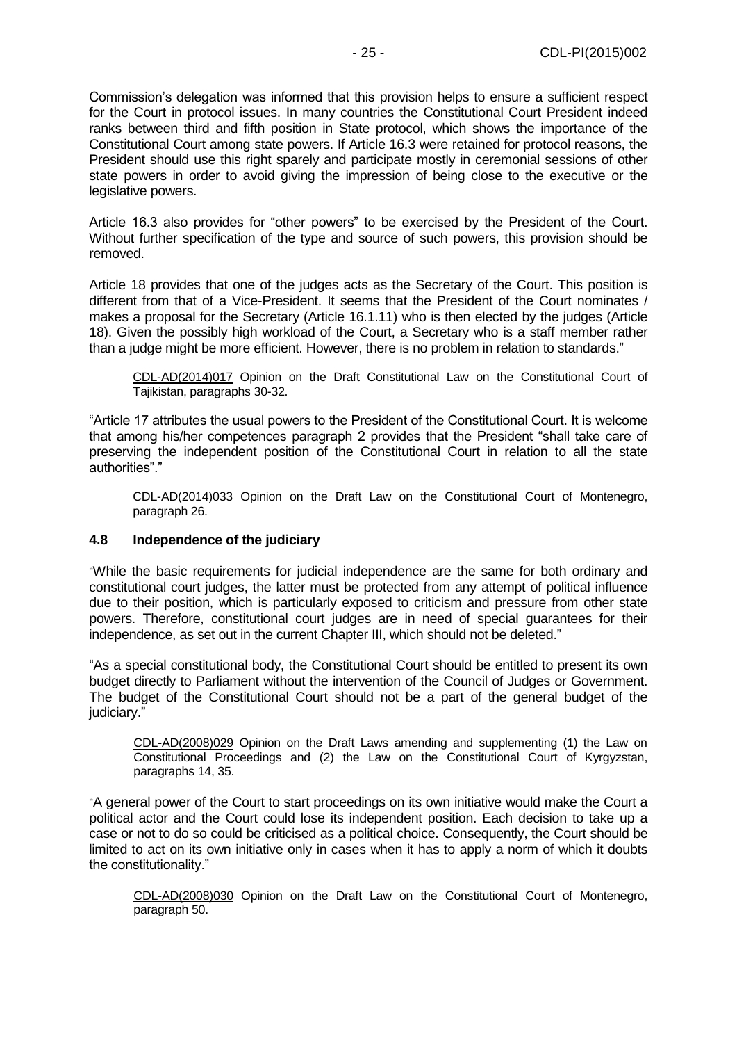Commission's delegation was informed that this provision helps to ensure a sufficient respect for the Court in protocol issues. In many countries the Constitutional Court President indeed ranks between third and fifth position in State protocol, which shows the importance of the Constitutional Court among state powers. If Article 16.3 were retained for protocol reasons, the President should use this right sparely and participate mostly in ceremonial sessions of other state powers in order to avoid giving the impression of being close to the executive or the legislative powers.

Article 16.3 also provides for "other powers" to be exercised by the President of the Court. Without further specification of the type and source of such powers, this provision should be removed.

Article 18 provides that one of the judges acts as the Secretary of the Court. This position is different from that of a Vice-President. It seems that the President of the Court nominates / makes a proposal for the Secretary (Article 16.1.11) who is then elected by the judges (Article 18). Given the possibly high workload of the Court, a Secretary who is a staff member rather than a judge might be more efficient. However, there is no problem in relation to standards."

> CDL-AD(2014)017 Opinion on the Draft Constitutional Law on the Constitutional Court of Tajikistan, paragraphs 30-32.

"Article 17 attributes the usual powers to the President of the Constitutional Court. It is welcome that among his/her competences paragraph 2 provides that the President "shall take care of preserving the independent position of the Constitutional Court in relation to all the state authorities"."

> CDL-AD(2014)033 Opinion on the Draft Law on the Constitutional Court of Montenegro, paragraph 26.

### 4.8 Independence of the judiciary

"While the basic requirements for judicial independence are the same for both ordinary and constitutional court judges, the latter must be protected from any attempt of political influence due to their position, which is particularly exposed to criticism and pressure from other state powers. Therefore, constitutional court judges are in need of special guarantees for their independence, as set out in the current Chapter III, which should not be deleted."

"As a special constitutional body, the Constitutional Court should be entitled to present its own budget directly to Parliament without the intervention of the Council of Judges or Government. The budget of the Constitutional Court should not be a part of the general budget of the judiciary."

> CDL-AD(2008)029 Opinion on the Draft Laws amending and supplementing (1) the Law on Constitutional Proceedings and (2) the Law on the Constitutional Court of Kyrgyzstan, paragraphs 14, 35.

"A general power of the Court to start proceedings on its own initiative would make the Court a political actor and the Court could lose its independent position. Each decision to take up a case or not to do so could be criticised as a political choice. Consequently, the Court should be limited to act on its own initiative only in cases when it has to apply a norm of which it doubts the constitutionality."

> CDL-AD(2008)030 Opinion on the Draft Law on the Constitutional Court of Montenegro, paragraph 50.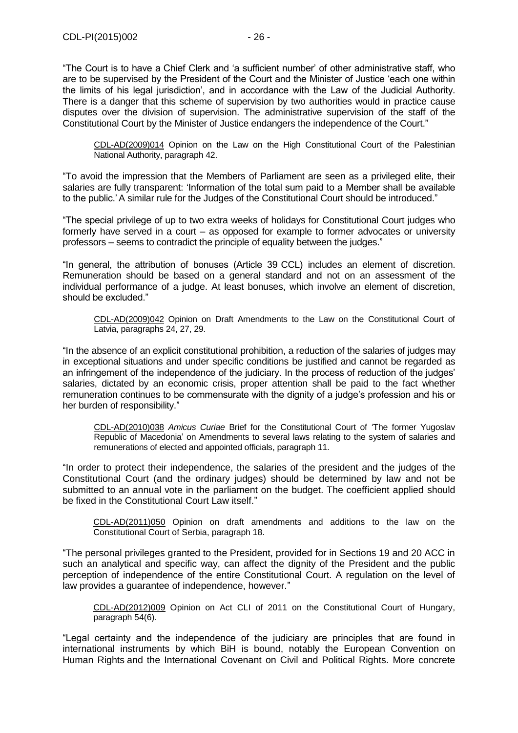"The Court is to have a Chief Clerk and 'a sufficient number' of other administrative staff, who are to be supervised by the President of the Court and the Minister of Justice 'each one within the limits of his legal jurisdiction', and in accordance with the Law of the Judicial Authority. There is a danger that this scheme of supervision by two authorities would in practice cause disputes over the division of supervision. The administrative supervision of the staff of the Constitutional Court by the Minister of Justice endangers the independence of the Court."

> CDL-AD(2009)014 Opinion on the Law on the High Constitutional Court of the Palestinian National Authority, paragraph 42.

"To avoid the impression that the Members of Parliament are seen as a privileged elite, their salaries are fully transparent: 'Information of the total sum paid to a Member shall be available to the public.' A similar rule for the Judges of the Constitutional Court should be introduced."

"The special privilege of up to two extra weeks of holidays for Constitutional Court judges who formerly have served in a court – as opposed for example to former advocates or university professors – seems to contradict the principle of equality between the judges."

"In general, the attribution of bonuses (Article 39 CCL) includes an element of discretion. Remuneration should be based on a general standard and not on an assessment of the individual performance of a judge. At least bonuses, which involve an element of discretion, should be excluded."

> CDL-AD(2009)042 Opinion on Draft Amendments to the Law on the Constitutional Court of Latvia, paragraphs 24, 27, 29.

"In the absence of an explicit constitutional prohibition, a reduction of the salaries of judges may in exceptional situations and under specific conditions be justified and cannot be regarded as an infringement of the independence of the judiciary. In the process of reduction of the judges' salaries, dictated by an economic crisis, proper attention shall be paid to the fact whether remuneration continues to be commensurate with the dignity of a judge's profession and his or her burden of responsibility."

> CDL-AD(2010)038 *Amicus Curiae* Brief for the Constitutional Court of 'The former Yugoslav Republic of Macedonia' on Amendments to several laws relating to the system of salaries and remunerations of elected and appointed officials, paragraph 11.

"In order to protect their independence, the salaries of the president and the judges of the Constitutional Court (and the ordinary judges) should be determined by law and not be submitted to an annual vote in the parliament on the budget. The coefficient applied should be fixed in the Constitutional Court Law itself."

> CDL-AD(2011)050 Opinion on draft amendments and additions to the law on the Constitutional Court of Serbia, paragraph 18.

"The personal privileges granted to the President, provided for in Sections 19 and 20 ACC in such an analytical and specific way, can affect the dignity of the President and the public perception of independence of the entire Constitutional Court. A regulation on the level of law provides a guarantee of independence, however."

> CDL-AD(2012)009 Opinion on Act CLI of 2011 on the Constitutional Court of Hungary, paragraph 54(6).

"Legal certainty and the independence of the judiciary are principles that are found in international instruments by which BiH is bound, notably the European Convention on Human Rights and the International Covenant on Civil and Political Rights. More concrete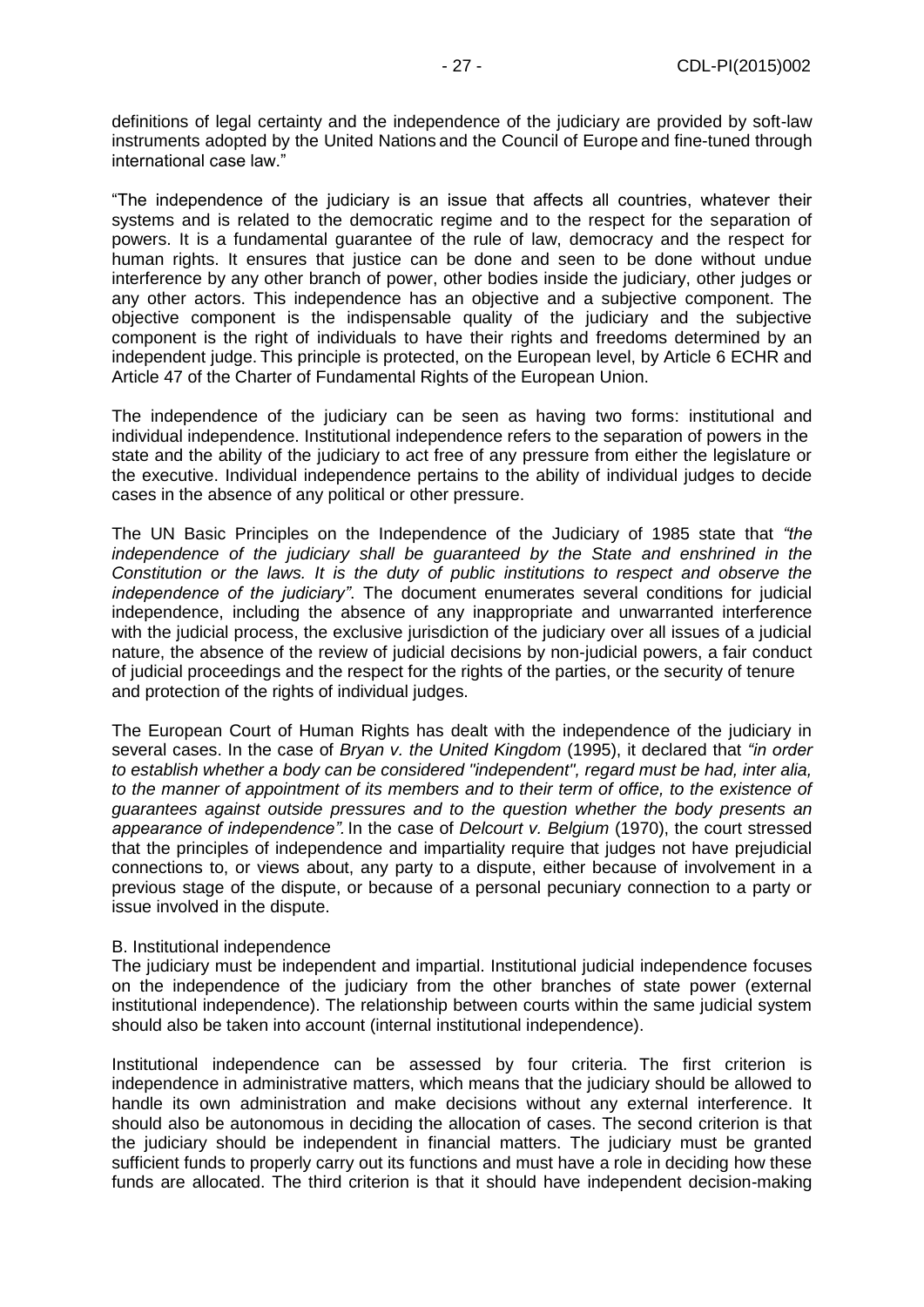definitions of legal certainty and the independence of the judiciary are provided by soft-law instruments adopted by the United Nations and the Council of Europe and fine-tuned through international case law."

"The independence of the judiciary is an issue that affects all countries, whatever their systems and is related to the democratic regime and to the respect for the separation of powers. It is a fundamental guarantee of the rule of law, democracy and the respect for human rights. It ensures that justice can be done and seen to be done without undue interference by any other branch of power, other bodies inside the judiciary, other judges or any other actors. This independence has an objective and a subjective component. The objective component is the indispensable quality of the judiciary and the subjective component is the right of individuals to have their rights and freedoms determined by an independent judge. This principle is protected, on the European level, by Article 6 ECHR and Article 47 of the Charter of Fundamental Rights of the European Union.

The independence of the judiciary can be seen as having two forms: institutional and individual independence. Institutional independence refers to the separation of powers in the state and the ability of the judiciary to act free of any pressure from either the legislature or the executive. Individual independence pertains to the ability of individual judges to decide cases in the absence of any political or other pressure.

The UN Basic Principles on the Independence of the Judiciary of 1985 state that *"the independence of the judiciary shall be guaranteed by the State and enshrined in the Constitution or the laws. It is the duty of public institutions to respect and observe the independence of the judiciary"*. The document enumerates several conditions for judicial independence, including the absence of any inappropriate and unwarranted interference with the judicial process, the exclusive jurisdiction of the judiciary over all issues of a judicial nature, the absence of the review of judicial decisions by non-judicial powers, a fair conduct of judicial proceedings and the respect for the rights of the parties, or the security of tenure and protection of the rights of individual judges.

The European Court of Human Rights has dealt with the independence of the judiciary in several cases. In the case of *Bryan v. the United Kingdom* (1995), it declared that *"in order to establish whether a body can be considered "independent", regard must be had, inter alia, to the manner of appointment of its members and to their term of office, to the existence of guarantees against outside pressures and to the question whether the body presents an appearance of independence"*. In the case of *Delcourt v. Belgium* (1970), the court stressed that the principles of independence and impartiality require that judges not have prejudicial connections to, or views about, any party to a dispute, either because of involvement in a previous stage of the dispute, or because of a personal pecuniary connection to a party or issue involved in the dispute.

B. Institutional independence

The judiciary must be independent and impartial. Institutional judicial independence focuses on the independence of the judiciary from the other branches of state power (external institutional independence). The relationship between courts within the same judicial system should also be taken into account (internal institutional independence).

Institutional independence can be assessed by four criteria. The first criterion is independence in administrative matters, which means that the judiciary should be allowed to handle its own administration and make decisions without any external interference. It should also be autonomous in deciding the allocation of cases. The second criterion is that the judiciary should be independent in financial matters. The judiciary must be granted sufficient funds to properly carry out its functions and must have a role in deciding how these funds are allocated. The third criterion is that it should have independent decision-making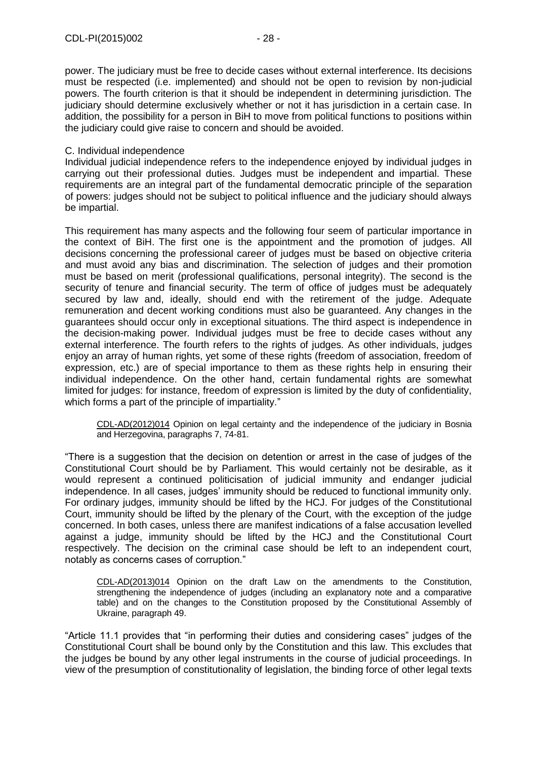power. The judiciary must be free to decide cases without external interference. Its decisions must be respected (i.e. implemented) and should not be open to revision by non-judicial powers. The fourth criterion is that it should be independent in determining jurisdiction. The judiciary should determine exclusively whether or not it has jurisdiction in a certain case. In addition, the possibility for a person in BiH to move from political functions to positions within the judiciary could give raise to concern and should be avoided.

C. Individual independence

Individual judicial independence refers to the independence enjoyed by individual judges in carrying out their professional duties. Judges must be independent and impartial. These requirements are an integral part of the fundamental democratic principle of the separation of powers: judges should not be subject to political influence and the judiciary should always be impartial.

This requirement has many aspects and the following four seem of particular importance in the context of BiH. The first one is the appointment and the promotion of judges. All decisions concerning the professional career of judges must be based on objective criteria and must avoid any bias and discrimination. The selection of judges and their promotion must be based on merit (professional qualifications, personal integrity). The second is the security of tenure and financial security. The term of office of judges must be adequately secured by law and, ideally, should end with the retirement of the judge. Adequate remuneration and decent working conditions must also be guaranteed. Any changes in the guarantees should occur only in exceptional situations. The third aspect is independence in the decision-making power. Individual judges must be free to decide cases without any external interference. The fourth refers to the rights of judges. As other individuals, judges enjoy an array of human rights, yet some of these rights (freedom of association, freedom of expression, etc.) are of special importance to them as these rights help in ensuring their individual independence. On the other hand, certain fundamental rights are somewhat limited for judges: for instance, freedom of expression is limited by the duty of confidentiality, which forms a part of the principle of impartiality."

> CDL-AD(2012)014 Opinion on legal certainty and the independence of the judiciary in Bosnia and Herzegovina, paragraphs 7, 74-81.

"There is a suggestion that the decision on detention or arrest in the case of judges of the Constitutional Court should be by Parliament. This would certainly not be desirable, as it would represent a continued politicisation of judicial immunity and endanger judicial independence. In all cases, judges' immunity should be reduced to functional immunity only. For ordinary judges, immunity should be lifted by the HCJ. For judges of the Constitutional Court, immunity should be lifted by the plenary of the Court, with the exception of the judge concerned. In both cases, unless there are manifest indications of a false accusation levelled against a judge, immunity should be lifted by the HCJ and the Constitutional Court respectively. The decision on the criminal case should be left to an independent court, notably as concerns cases of corruption."

> CDL-AD(2013)014 Opinion on the draft Law on the amendments to the Constitution, strengthening the independence of judges (including an explanatory note and a comparative table) and on the changes to the Constitution proposed by the Constitutional Assembly of Ukraine, paragraph 49.

"Article 11.1 provides that "in performing their duties and considering cases" judges of the Constitutional Court shall be bound only by the Constitution and this law. This excludes that the judges be bound by any other legal instruments in the course of judicial proceedings. In view of the presumption of constitutionality of legislation, the binding force of other legal texts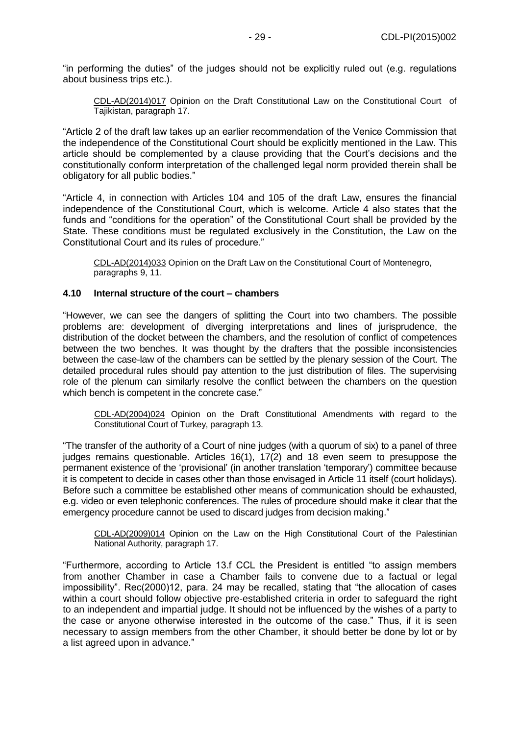"in performing the duties" of the judges should not be explicitly ruled out (e.g. regulations about business trips etc.).

> CDL-AD(2014)017 Opinion on the Draft Constitutional Law on the Constitutional Court of Tajikistan, paragraph 17.

"Article 2 of the draft law takes up an earlier recommendation of the Venice Commission that the independence of the Constitutional Court should be explicitly mentioned in the Law. This article should be complemented by a clause providing that the Court's decisions and the constitutionally conform interpretation of the challenged legal norm provided therein shall be obligatory for all public bodies."

"Article 4, in connection with Articles 104 and 105 of the draft Law, ensures the financial independence of the Constitutional Court, which is welcome. Article 4 also states that the funds and "conditions for the operation" of the Constitutional Court shall be provided by the State. These conditions must be regulated exclusively in the Constitution, the Law on the Constitutional Court and its rules of procedure."

> CDL-AD(2014)033 Opinion on the Draft Law on the Constitutional Court of Montenegro, paragraphs 9, 11.

### 4.10 Internal structure of the court – chambers

"However, we can see the dangers of splitting the Court into two chambers. The possible problems are: development of diverging interpretations and lines of jurisprudence, the distribution of the docket between the chambers, and the resolution of conflict of competences between the two benches. It was thought by the drafters that the possible inconsistencies between the case-law of the chambers can be settled by the plenary session of the Court. The detailed procedural rules should pay attention to the just distribution of files. The supervising role of the plenum can similarly resolve the conflict between the chambers on the question which bench is competent in the concrete case."

> CDL-AD(2004)024 Opinion on the Draft Constitutional Amendments with regard to the Constitutional Court of Turkey, paragraph 13.

"The transfer of the authority of a Court of nine judges (with a quorum of six) to a panel of three judges remains questionable. Articles 16(1), 17(2) and 18 even seem to presuppose the permanent existence of the 'provisional' (in another translation 'temporary') committee because it is competent to decide in cases other than those envisaged in Article 11 itself (court holidays). Before such a committee be established other means of communication should be exhausted, e.g. video or even telephonic conferences. The rules of procedure should make it clear that the emergency procedure cannot be used to discard judges from decision making."

> CDL-AD(2009)014 Opinion on the Law on the High Constitutional Court of the Palestinian National Authority, paragraph 17.

"Furthermore, according to Article 13.f CCL the President is entitled "to assign members from another Chamber in case a Chamber fails to convene due to a factual or legal impossibility". Rec(2000)12, para. 24 may be recalled, stating that "the allocation of cases within a court should follow objective pre-established criteria in order to safeguard the right to an independent and impartial judge. It should not be influenced by the wishes of a party to the case or anyone otherwise interested in the outcome of the case." Thus, if it is seen necessary to assign members from the other Chamber, it should better be done by lot or by a list agreed upon in advance."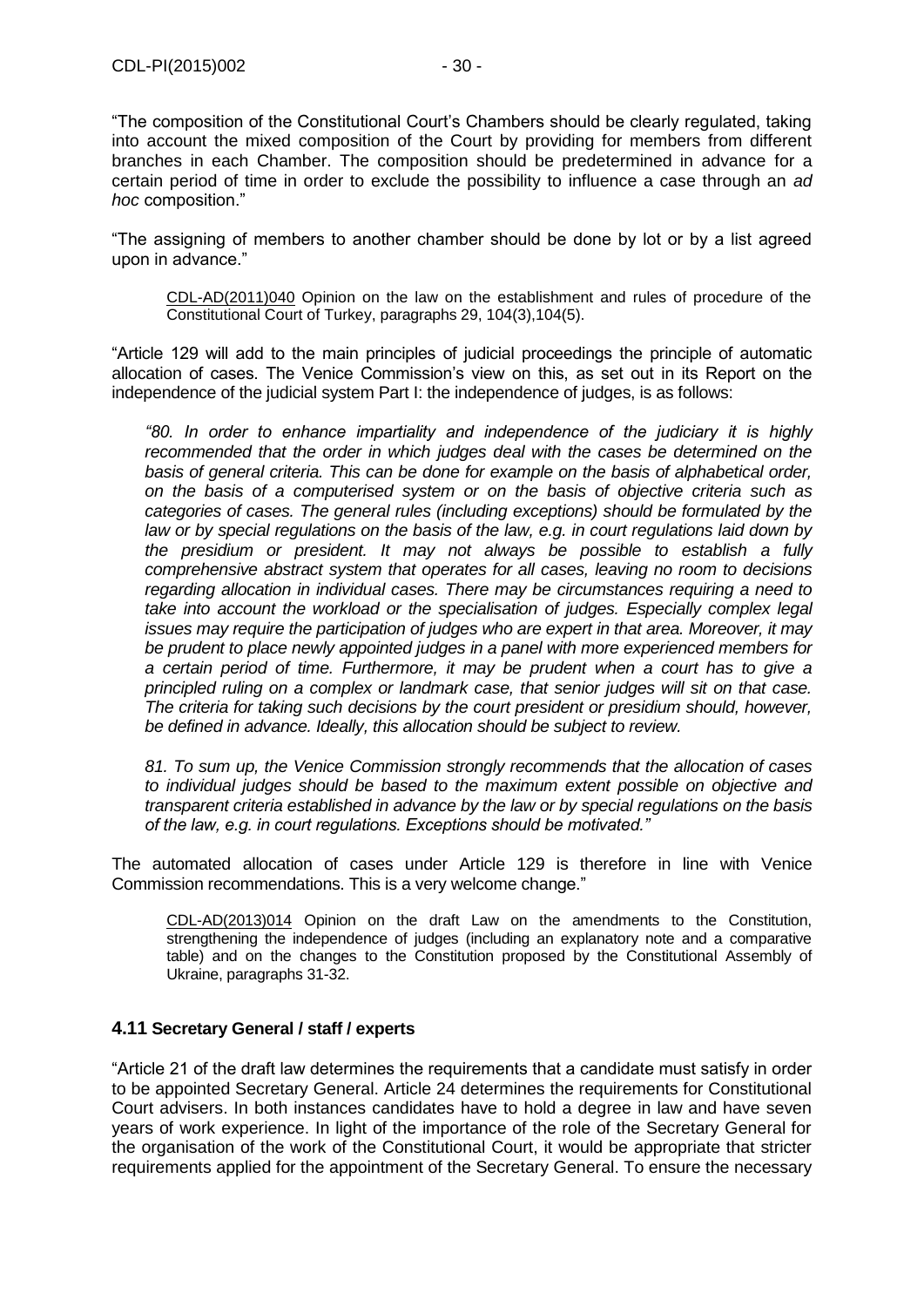"The composition of the Constitutional Court's Chambers should be clearly regulated, taking into account the mixed composition of the Court by providing for members from different branches in each Chamber. The composition should be predetermined in advance for a certain period of time in order to exclude the possibility to influence a case through an *ad hoc* composition."

"The assigning of members to another chamber should be done by lot or by a list agreed upon in advance."

> CDL-AD(2011)040 Opinion on the law on the establishment and rules of procedure of the Constitutional Court of Turkey, paragraphs 29, 104(3),104(5).

"Article 129 will add to the main principles of judicial proceedings the principle of automatic allocation of cases. The Venice Commission's view on this, as set out in its Report on the independence of the judicial system Part I: the independence of judges, is as follows:

> *"80. In order to enhance impartiality and independence of the judiciary it is highly recommended that the order in which judges deal with the cases be determined on the basis of general criteria. This can be done for example on the basis of alphabetical order, on the basis of a computerised system or on the basis of objective criteria such as categories of cases. The general rules (including exceptions) should be formulated by the law or by special regulations on the basis of the law, e.g. in court regulations laid down by the presidium or president. It may not always be possible to establish a fully comprehensive abstract system that operates for all cases, leaving no room to decisions regarding allocation in individual cases. There may be circumstances requiring a need to take into account the workload or the specialisation of judges. Especially complex legal issues may require the participation of judges who are expert in that area. Moreover, it may be prudent to place newly appointed judges in a panel with more experienced members for a certain period of time. Furthermore, it may be prudent when a court has to give a principled ruling on a complex or landmark case, that senior judges will sit on that case. The criteria for taking such decisions by the court president or presidium should, however, be defined in advance. Ideally, this allocation should be subject to review.*
>
> *81. To sum up, the Venice Commission strongly recommends that the allocation of cases to individual judges should be based to the maximum extent possible on objective and transparent criteria established in advance by the law or by special regulations on the basis of the law, e.g. in court regulations. Exceptions should be motivated."*

The automated allocation of cases under Article 129 is therefore in line with Venice Commission recommendations. This is a very welcome change."

> CDL-AD(2013)014 Opinion on the draft Law on the amendments to the Constitution, strengthening the independence of judges (including an explanatory note and a comparative table) and on the changes to the Constitution proposed by the Constitutional Assembly of Ukraine, paragraphs 31-32.

## 4.11 Secretary General / staff / experts

"Article 21 of the draft law determines the requirements that a candidate must satisfy in order to be appointed Secretary General. Article 24 determines the requirements for Constitutional Court advisers. In both instances candidates have to hold a degree in law and have seven years of work experience. In light of the importance of the role of the Secretary General for the organisation of the work of the Constitutional Court, it would be appropriate that stricter requirements applied for the appointment of the Secretary General. To ensure the necessary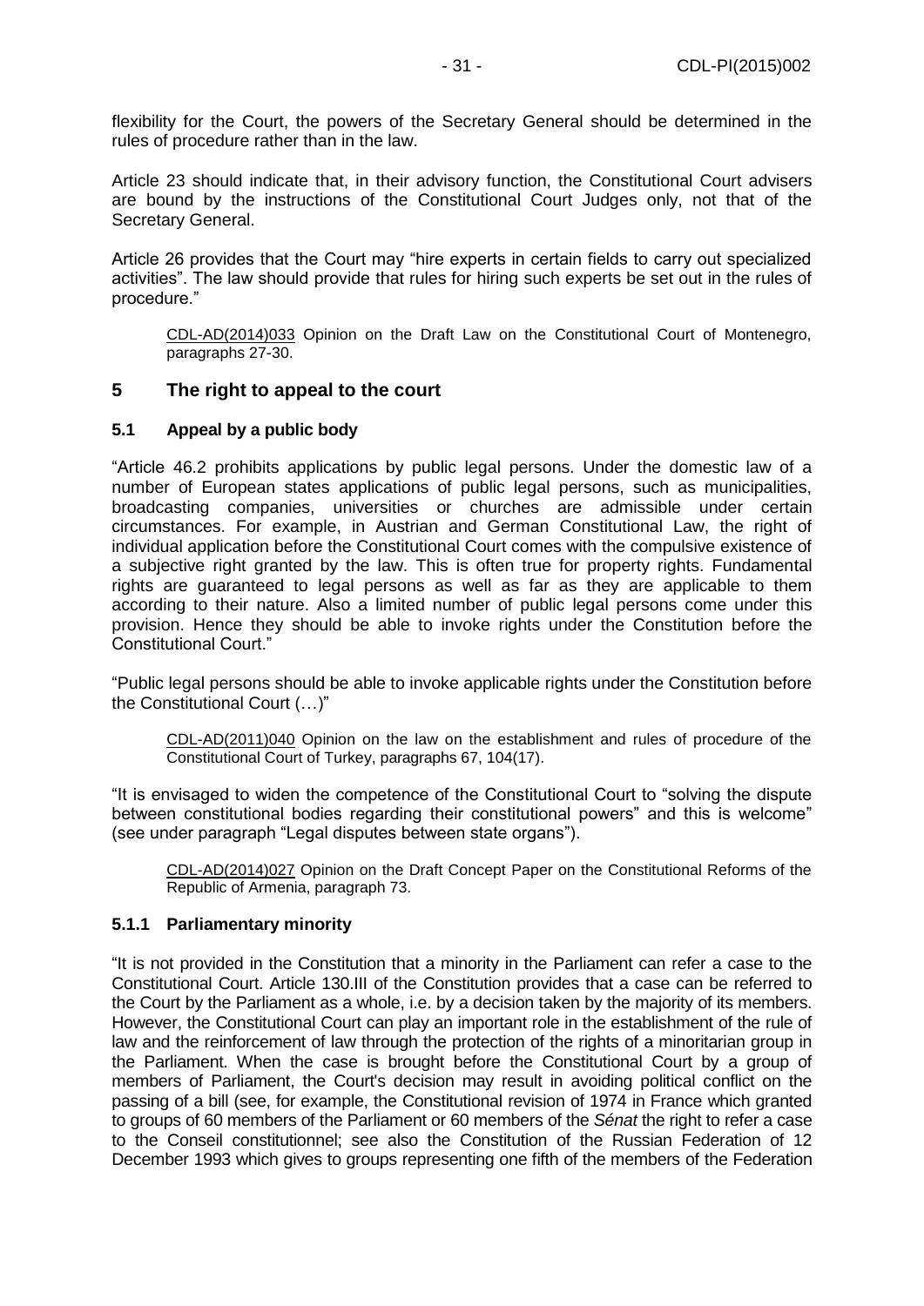flexibility for the Court, the powers of the Secretary General should be determined in the rules of procedure rather than in the law.

Article 23 should indicate that, in their advisory function, the Constitutional Court advisers are bound by the instructions of the Constitutional Court Judges only, not that of the Secretary General.

Article 26 provides that the Court may "hire experts in certain fields to carry out specialized activities". The law should provide that rules for hiring such experts be set out in the rules of procedure."

> CDL-AD(2014)033 Opinion on the Draft Law on the Constitutional Court of Montenegro, paragraphs 27-30.

## 5 The right to appeal to the court

### 5.1 Appeal by a public body

"Article 46.2 prohibits applications by public legal persons. Under the domestic law of a number of European states applications of public legal persons, such as municipalities, broadcasting companies, universities or churches are admissible under certain circumstances. For example, in Austrian and German Constitutional Law, the right of individual application before the Constitutional Court comes with the compulsive existence of a subjective right granted by the law. This is often true for property rights. Fundamental rights are guaranteed to legal persons as well as far as they are applicable to them according to their nature. Also a limited number of public legal persons come under this provision. Hence they should be able to invoke rights under the Constitution before the Constitutional Court."

"Public legal persons should be able to invoke applicable rights under the Constitution before the Constitutional Court (…)"

> CDL-AD(2011)040 Opinion on the law on the establishment and rules of procedure of the Constitutional Court of Turkey, paragraphs 67, 104(17).

"It is envisaged to widen the competence of the Constitutional Court to "solving the dispute between constitutional bodies regarding their constitutional powers" and this is welcome" (see under paragraph "Legal disputes between state organs").

> CDL-AD(2014)027 Opinion on the Draft Concept Paper on the Constitutional Reforms of the Republic of Armenia, paragraph 73.

#### 5.1.1 Parliamentary minority

"It is not provided in the Constitution that a minority in the Parliament can refer a case to the Constitutional Court. Article 130.III of the Constitution provides that a case can be referred to the Court by the Parliament as a whole, i.e. by a decision taken by the majority of its members. However, the Constitutional Court can play an important role in the establishment of the rule of law and the reinforcement of law through the protection of the rights of a minoritarian group in the Parliament. When the case is brought before the Constitutional Court by a group of members of Parliament, the Court's decision may result in avoiding political conflict on the passing of a bill (see, for example, the Constitutional revision of 1974 in France which granted to groups of 60 members of the Parliament or 60 members of the *Sénat* the right to refer a case to the Conseil constitutionnel; see also the Constitution of the Russian Federation of 12 December 1993 which gives to groups representing one fifth of the members of the Federation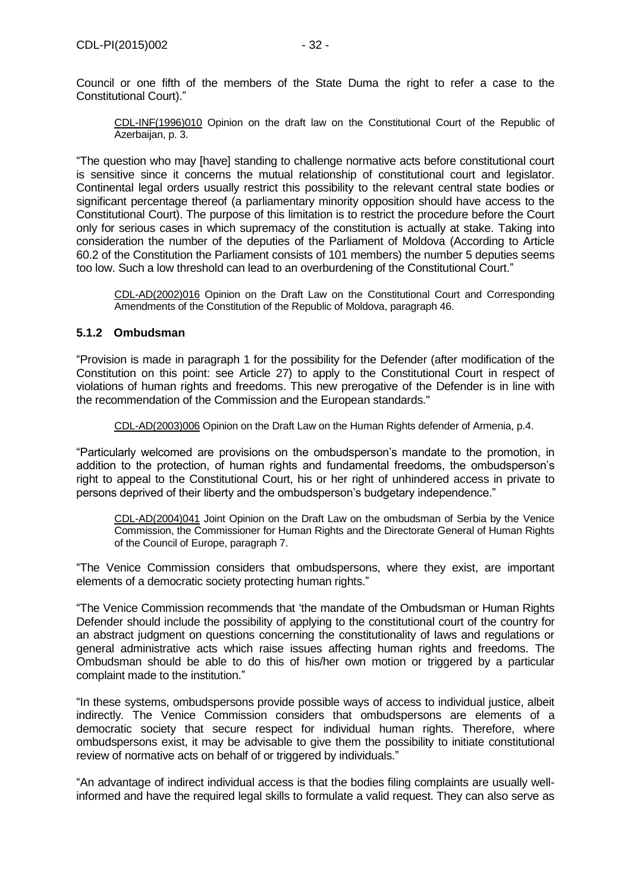Council or one fifth of the members of the State Duma the right to refer a case to the Constitutional Court)."

> CDL-INF(1996)010 Opinion on the draft law on the Constitutional Court of the Republic of Azerbaijan, p. 3.

"The question who may [have] standing to challenge normative acts before constitutional court is sensitive since it concerns the mutual relationship of constitutional court and legislator. Continental legal orders usually restrict this possibility to the relevant central state bodies or significant percentage thereof (a parliamentary minority opposition should have access to the Constitutional Court). The purpose of this limitation is to restrict the procedure before the Court only for serious cases in which supremacy of the constitution is actually at stake. Taking into consideration the number of the deputies of the Parliament of Moldova (According to Article 60.2 of the Constitution the Parliament consists of 101 members) the number 5 deputies seems too low. Such a low threshold can lead to an overburdening of the Constitutional Court."

> CDL-AD(2002)016 Opinion on the Draft Law on the Constitutional Court and Corresponding Amendments of the Constitution of the Republic of Moldova, paragraph 46.

### 5.1.2 Ombudsman

"Provision is made in paragraph 1 for the possibility for the Defender (after modification of the Constitution on this point: see Article 27) to apply to the Constitutional Court in respect of violations of human rights and freedoms. This new prerogative of the Defender is in line with the recommendation of the Commission and the European standards."

> CDL-AD(2003)006 Opinion on the Draft Law on the Human Rights defender of Armenia, p.4.

"Particularly welcomed are provisions on the ombudsperson's mandate to the promotion, in addition to the protection, of human rights and fundamental freedoms, the ombudsperson's right to appeal to the Constitutional Court, his or her right of unhindered access in private to persons deprived of their liberty and the ombudsperson's budgetary independence."

> CDL-AD(2004)041 Joint Opinion on the Draft Law on the ombudsman of Serbia by the Venice Commission, the Commissioner for Human Rights and the Directorate General of Human Rights of the Council of Europe, paragraph 7.

"The Venice Commission considers that ombudspersons, where they exist, are important elements of a democratic society protecting human rights."

"The Venice Commission recommends that 'the mandate of the Ombudsman or Human Rights Defender should include the possibility of applying to the constitutional court of the country for an abstract judgment on questions concerning the constitutionality of laws and regulations or general administrative acts which raise issues affecting human rights and freedoms. The Ombudsman should be able to do this of his/her own motion or triggered by a particular complaint made to the institution."

"In these systems, ombudspersons provide possible ways of access to individual justice, albeit indirectly. The Venice Commission considers that ombudspersons are elements of a democratic society that secure respect for individual human rights. Therefore, where ombudspersons exist, it may be advisable to give them the possibility to initiate constitutional review of normative acts on behalf of or triggered by individuals."

"An advantage of indirect individual access is that the bodies filing complaints are usually well-informed and have the required legal skills to formulate a valid request. They can also serve as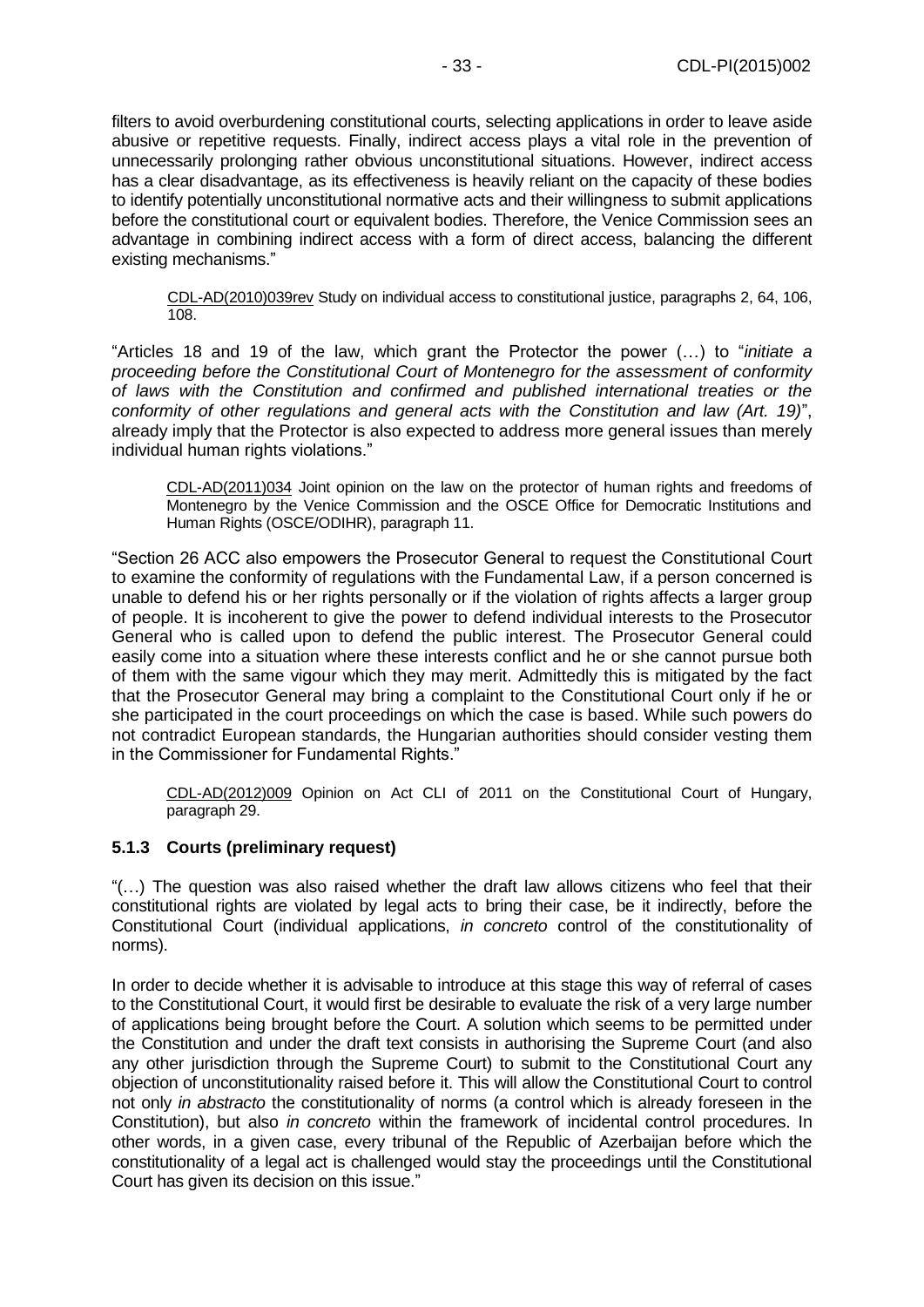filters to avoid overburdening constitutional courts, selecting applications in order to leave aside abusive or repetitive requests. Finally, indirect access plays a vital role in the prevention of unnecessarily prolonging rather obvious unconstitutional situations. However, indirect access has a clear disadvantage, as its effectiveness is heavily reliant on the capacity of these bodies to identify potentially unconstitutional normative acts and their willingness to submit applications before the constitutional court or equivalent bodies. Therefore, the Venice Commission sees an advantage in combining indirect access with a form of direct access, balancing the different existing mechanisms."

> CDL-AD(2010)039rev Study on individual access to constitutional justice, paragraphs 2, 64, 106, 108.

"Articles 18 and 19 of the law, which grant the Protector the power (…) to "*initiate a proceeding before the Constitutional Court of Montenegro for the assessment of conformity of laws with the Constitution and confirmed and published international treaties or the conformity of other regulations and general acts with the Constitution and law (Art. 19)*", already imply that the Protector is also expected to address more general issues than merely individual human rights violations."

> CDL-AD(2011)034 Joint opinion on the law on the protector of human rights and freedoms of Montenegro by the Venice Commission and the OSCE Office for Democratic Institutions and Human Rights (OSCE/ODIHR), paragraph 11.

"Section 26 ACC also empowers the Prosecutor General to request the Constitutional Court to examine the conformity of regulations with the Fundamental Law, if a person concerned is unable to defend his or her rights personally or if the violation of rights affects a larger group of people. It is incoherent to give the power to defend individual interests to the Prosecutor General who is called upon to defend the public interest. The Prosecutor General could easily come into a situation where these interests conflict and he or she cannot pursue both of them with the same vigour which they may merit. Admittedly this is mitigated by the fact that the Prosecutor General may bring a complaint to the Constitutional Court only if he or she participated in the court proceedings on which the case is based. While such powers do not contradict European standards, the Hungarian authorities should consider vesting them in the Commissioner for Fundamental Rights."

> CDL-AD(2012)009 Opinion on Act CLI of 2011 on the Constitutional Court of Hungary, paragraph 29.

### 5.1.3 Courts (preliminary request)

"(…) The question was also raised whether the draft law allows citizens who feel that their constitutional rights are violated by legal acts to bring their case, be it indirectly, before the Constitutional Court (individual applications, *in concreto* control of the constitutionality of norms).

In order to decide whether it is advisable to introduce at this stage this way of referral of cases to the Constitutional Court, it would first be desirable to evaluate the risk of a very large number of applications being brought before the Court. A solution which seems to be permitted under the Constitution and under the draft text consists in authorising the Supreme Court (and also any other jurisdiction through the Supreme Court) to submit to the Constitutional Court any objection of unconstitutionality raised before it. This will allow the Constitutional Court to control not only *in abstracto* the constitutionality of norms (a control which is already foreseen in the Constitution), but also *in concreto* within the framework of incidental control procedures. In other words, in a given case, every tribunal of the Republic of Azerbaijan before which the constitutionality of a legal act is challenged would stay the proceedings until the Constitutional Court has given its decision on this issue."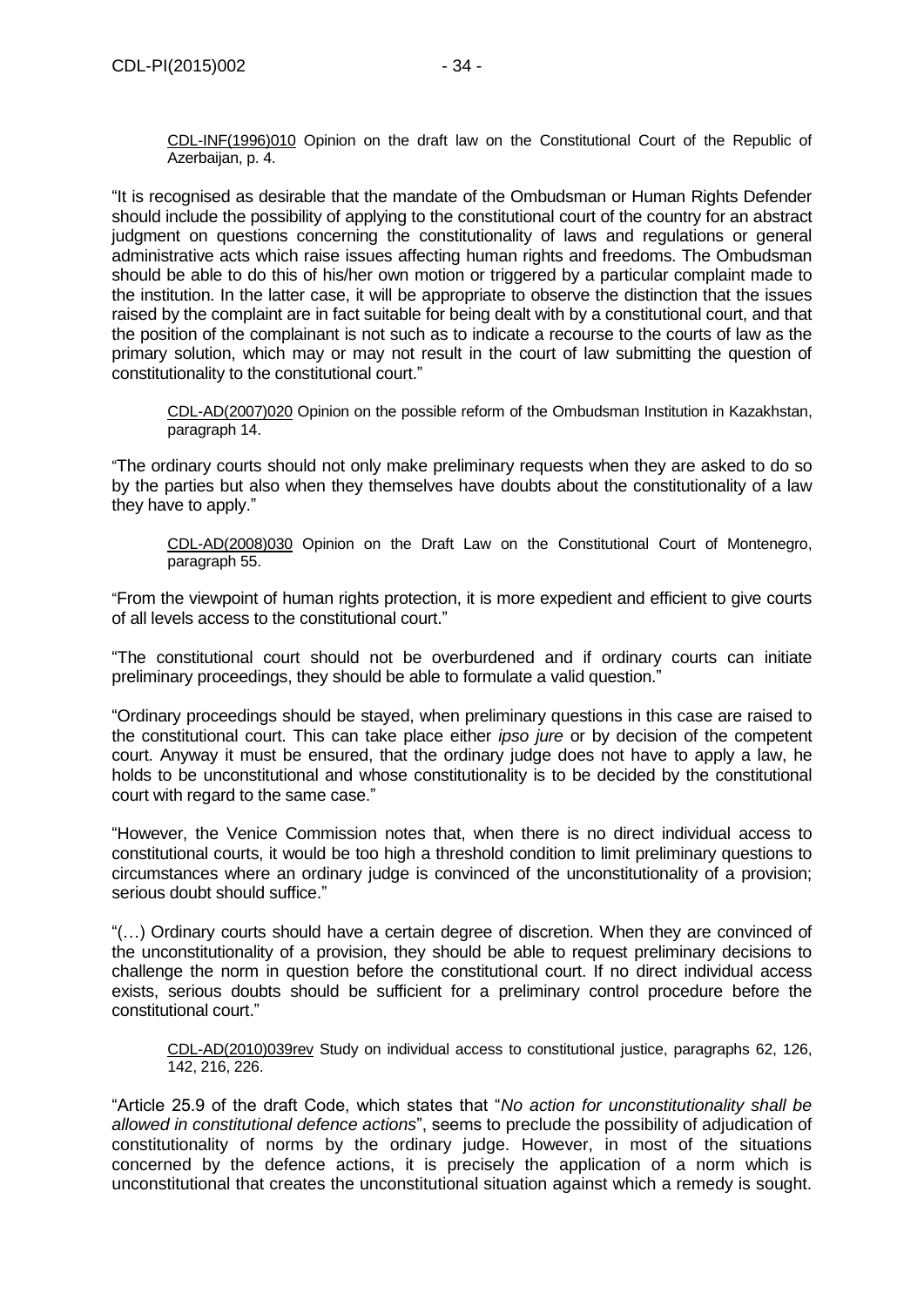CDL-INF(1996)010 Opinion on the draft law on the Constitutional Court of the Republic of Azerbaijan, p. 4.

"It is recognised as desirable that the mandate of the Ombudsman or Human Rights Defender should include the possibility of applying to the constitutional court of the country for an abstract judgment on questions concerning the constitutionality of laws and regulations or general administrative acts which raise issues affecting human rights and freedoms. The Ombudsman should be able to do this of his/her own motion or triggered by a particular complaint made to the institution. In the latter case, it will be appropriate to observe the distinction that the issues raised by the complaint are in fact suitable for being dealt with by a constitutional court, and that the position of the complainant is not such as to indicate a recourse to the courts of law as the primary solution, which may or may not result in the court of law submitting the question of constitutionality to the constitutional court."

CDL-AD(2007)020 Opinion on the possible reform of the Ombudsman Institution in Kazakhstan, paragraph 14.

"The ordinary courts should not only make preliminary requests when they are asked to do so by the parties but also when they themselves have doubts about the constitutionality of a law they have to apply."

CDL-AD(2008)030 Opinion on the Draft Law on the Constitutional Court of Montenegro, paragraph 55.

"From the viewpoint of human rights protection, it is more expedient and efficient to give courts of all levels access to the constitutional court."

"The constitutional court should not be overburdened and if ordinary courts can initiate preliminary proceedings, they should be able to formulate a valid question."

"Ordinary proceedings should be stayed, when preliminary questions in this case are raised to the constitutional court. This can take place either *ipso jure* or by decision of the competent court. Anyway it must be ensured, that the ordinary judge does not have to apply a law, he holds to be unconstitutional and whose constitutionality is to be decided by the constitutional court with regard to the same case."

"However, the Venice Commission notes that, when there is no direct individual access to constitutional courts, it would be too high a threshold condition to limit preliminary questions to circumstances where an ordinary judge is convinced of the unconstitutionality of a provision; serious doubt should suffice."

"(…) Ordinary courts should have a certain degree of discretion. When they are convinced of the unconstitutionality of a provision, they should be able to request preliminary decisions to challenge the norm in question before the constitutional court. If no direct individual access exists, serious doubts should be sufficient for a preliminary control procedure before the constitutional court."

CDL-AD(2010)039rev Study on individual access to constitutional justice, paragraphs 62, 126, 142, 216, 226.

"Article 25.9 of the draft Code, which states that "*No action for unconstitutionality shall be allowed in constitutional defence actions*", seems to preclude the possibility of adjudication of constitutionality of norms by the ordinary judge. However, in most of the situations concerned by the defence actions, it is precisely the application of a norm which is unconstitutional that creates the unconstitutional situation against which a remedy is sought.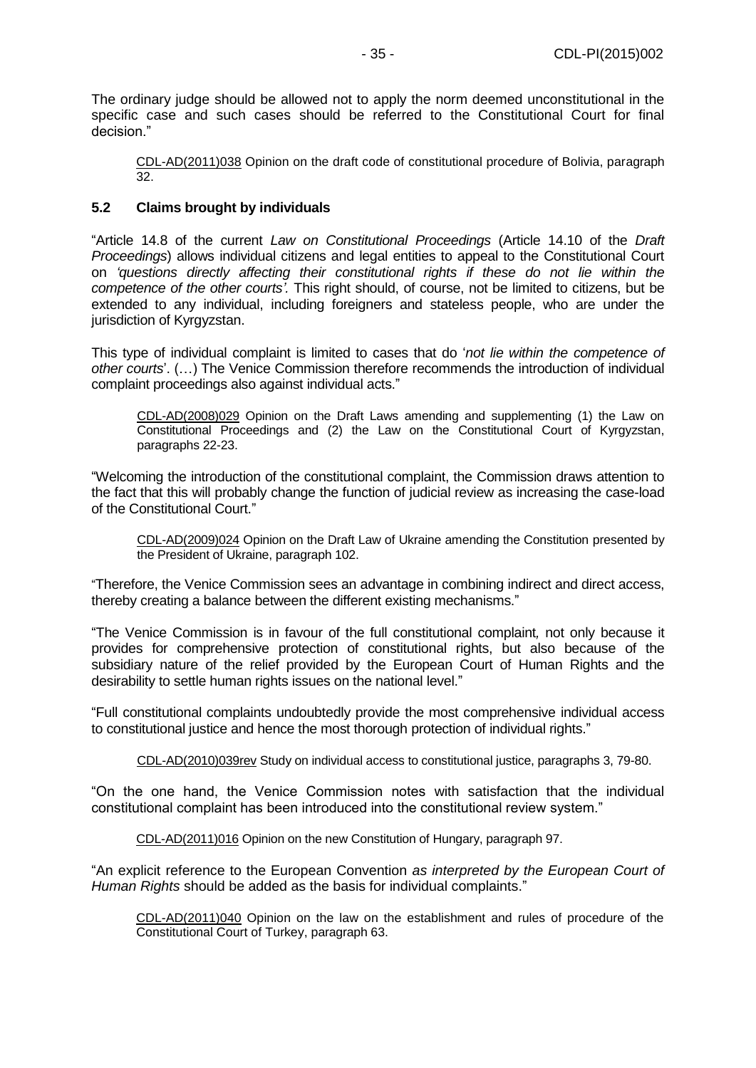The ordinary judge should be allowed not to apply the norm deemed unconstitutional in the specific case and such cases should be referred to the Constitutional Court for final decision."

> CDL-AD(2011)038 Opinion on the draft code of constitutional procedure of Bolivia, paragraph 32.

### 5.2 Claims brought by individuals

"Article 14.8 of the current *Law on Constitutional Proceedings* (Article 14.10 of the *Draft Proceedings*) allows individual citizens and legal entities to appeal to the Constitutional Court on *'questions directly affecting their constitutional rights if these do not lie within the competence of the other courts'.* This right should, of course, not be limited to citizens, but be extended to any individual, including foreigners and stateless people, who are under the jurisdiction of Kyrgyzstan.

This type of individual complaint is limited to cases that do '*not lie within the competence of other courts*'. (…) The Venice Commission therefore recommends the introduction of individual complaint proceedings also against individual acts."

> CDL-AD(2008)029 Opinion on the Draft Laws amending and supplementing (1) the Law on Constitutional Proceedings and (2) the Law on the Constitutional Court of Kyrgyzstan, paragraphs 22-23.

"Welcoming the introduction of the constitutional complaint, the Commission draws attention to the fact that this will probably change the function of judicial review as increasing the case-load of the Constitutional Court."

> CDL-AD(2009)024 Opinion on the Draft Law of Ukraine amending the Constitution presented by the President of Ukraine, paragraph 102.

"Therefore, the Venice Commission sees an advantage in combining indirect and direct access, thereby creating a balance between the different existing mechanisms."

"The Venice Commission is in favour of the full constitutional complaint, not only because it provides for comprehensive protection of constitutional rights, but also because of the subsidiary nature of the relief provided by the European Court of Human Rights and the desirability to settle human rights issues on the national level."

"Full constitutional complaints undoubtedly provide the most comprehensive individual access to constitutional justice and hence the most thorough protection of individual rights."

> CDL-AD(2010)039rev Study on individual access to constitutional justice, paragraphs 3, 79-80.

"On the one hand, the Venice Commission notes with satisfaction that the individual constitutional complaint has been introduced into the constitutional review system."

> CDL-AD(2011)016 Opinion on the new Constitution of Hungary, paragraph 97.

"An explicit reference to the European Convention *as interpreted by the European Court of Human Rights* should be added as the basis for individual complaints."

> CDL-AD(2011)040 Opinion on the law on the establishment and rules of procedure of the Constitutional Court of Turkey, paragraph 63.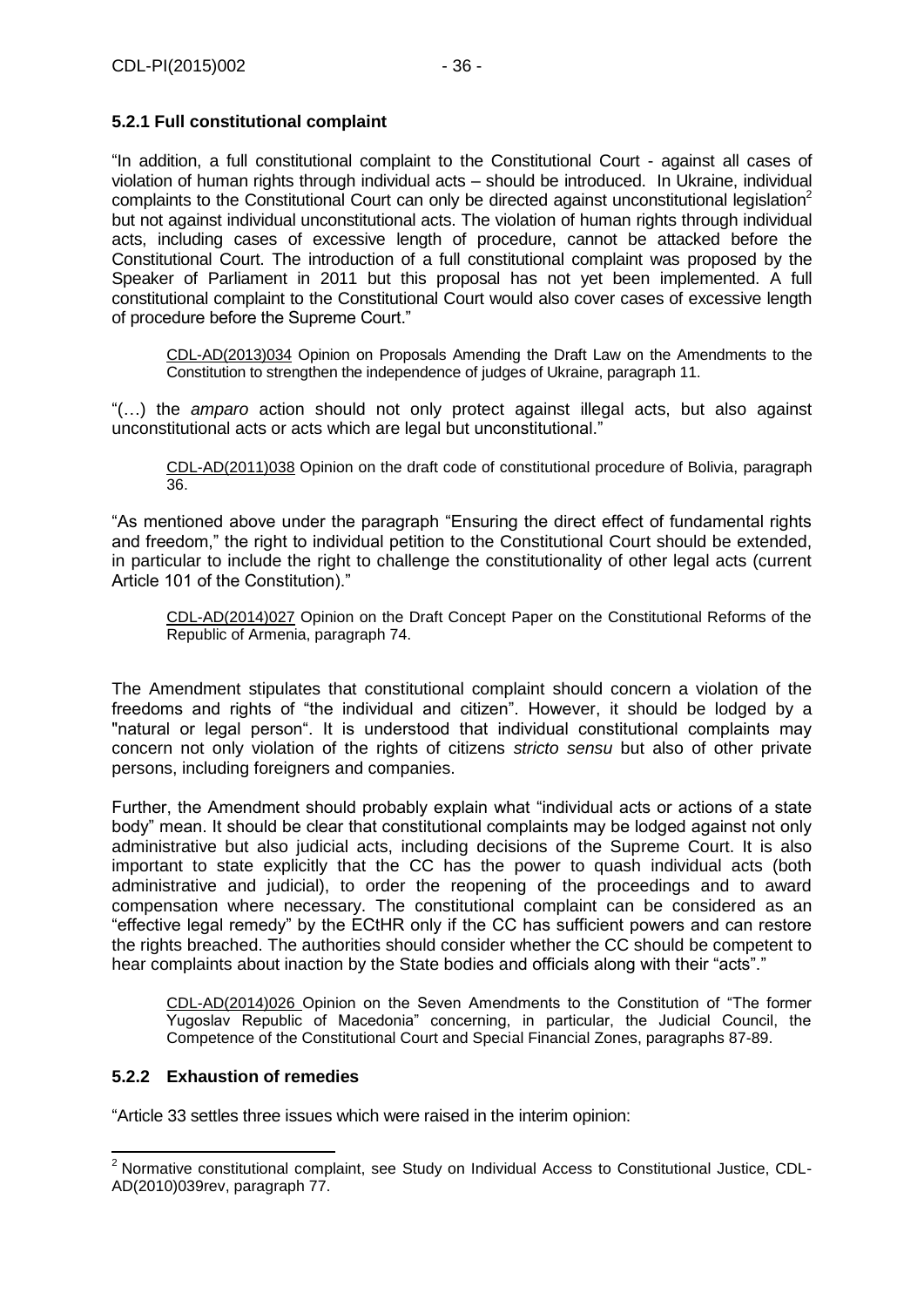### 5.2.1 Full constitutional complaint

"In addition, a full constitutional complaint to the Constitutional Court - against all cases of violation of human rights through individual acts – should be introduced. In Ukraine, individual complaints to the Constitutional Court can only be directed against unconstitutional legislation[2] but not against individual unconstitutional acts. The violation of human rights through individual acts, including cases of excessive length of procedure, cannot be attacked before the Constitutional Court. The introduction of a full constitutional complaint was proposed by the Speaker of Parliament in 2011 but this proposal has not yet been implemented. A full constitutional complaint to the Constitutional Court would also cover cases of excessive length of procedure before the Supreme Court."

> CDL-AD(2013)034 Opinion on Proposals Amending the Draft Law on the Amendments to the Constitution to strengthen the independence of judges of Ukraine, paragraph 11.

"(…) the *amparo* action should not only protect against illegal acts, but also against unconstitutional acts or acts which are legal but unconstitutional."

> CDL-AD(2011)038 Opinion on the draft code of constitutional procedure of Bolivia, paragraph 36.

"As mentioned above under the paragraph "Ensuring the direct effect of fundamental rights and freedom," the right to individual petition to the Constitutional Court should be extended, in particular to include the right to challenge the constitutionality of other legal acts (current Article 101 of the Constitution)."

> CDL-AD(2014)027 Opinion on the Draft Concept Paper on the Constitutional Reforms of the Republic of Armenia, paragraph 74.

The Amendment stipulates that constitutional complaint should concern a violation of the freedoms and rights of "the individual and citizen". However, it should be lodged by a "natural or legal person". It is understood that individual constitutional complaints may concern not only violation of the rights of citizens *stricto sensu* but also of other private persons, including foreigners and companies.

Further, the Amendment should probably explain what "individual acts or actions of a state body" mean. It should be clear that constitutional complaints may be lodged against not only administrative but also judicial acts, including decisions of the Supreme Court. It is also important to state explicitly that the CC has the power to quash individual acts (both administrative and judicial), to order the reopening of the proceedings and to award compensation where necessary. The constitutional complaint can be considered as an "effective legal remedy" by the ECtHR only if the CC has sufficient powers and can restore the rights breached. The authorities should consider whether the CC should be competent to hear complaints about inaction by the State bodies and officials along with their "acts"."

> CDL-AD(2014)026 Opinion on the Seven Amendments to the Constitution of "The former Yugoslav Republic of Macedonia" concerning, in particular, the Judicial Council, the Competence of the Constitutional Court and Special Financial Zones, paragraphs 87-89.

### 5.2.2 Exhaustion of remedies

"Article 33 settles three issues which were raised in the interim opinion:

---

[2] Normative constitutional complaint, see Study on Individual Access to Constitutional Justice, CDL-AD(2010)039rev, paragraph 77.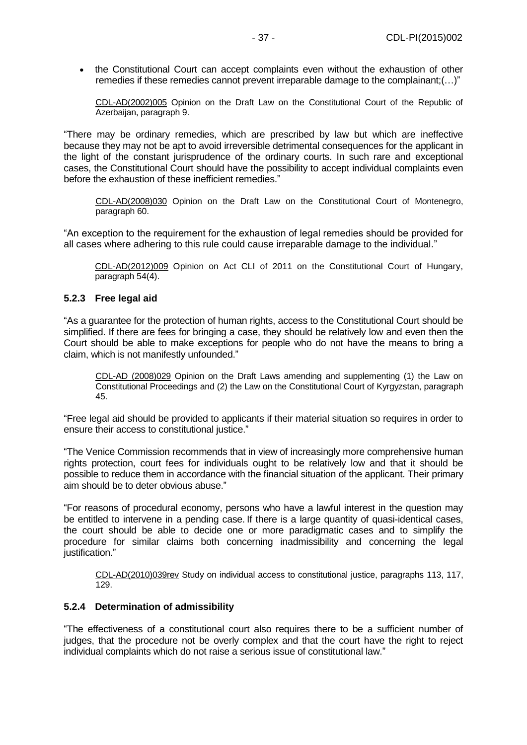- the Constitutional Court can accept complaints even without the exhaustion of other remedies if these remedies cannot prevent irreparable damage to the complainant;(…)"

> CDL-AD(2002)005 Opinion on the Draft Law on the Constitutional Court of the Republic of Azerbaijan, paragraph 9.

"There may be ordinary remedies, which are prescribed by law but which are ineffective because they may not be apt to avoid irreversible detrimental consequences for the applicant in the light of the constant jurisprudence of the ordinary courts. In such rare and exceptional cases, the Constitutional Court should have the possibility to accept individual complaints even before the exhaustion of these inefficient remedies."

> CDL-AD(2008)030 Opinion on the Draft Law on the Constitutional Court of Montenegro, paragraph 60.

"An exception to the requirement for the exhaustion of legal remedies should be provided for all cases where adhering to this rule could cause irreparable damage to the individual."

> CDL-AD(2012)009 Opinion on Act CLI of 2011 on the Constitutional Court of Hungary, paragraph 54(4).

### 5.2.3 Free legal aid

"As a guarantee for the protection of human rights, access to the Constitutional Court should be simplified. If there are fees for bringing a case, they should be relatively low and even then the Court should be able to make exceptions for people who do not have the means to bring a claim, which is not manifestly unfounded."

> CDL-AD (2008)029 Opinion on the Draft Laws amending and supplementing (1) the Law on Constitutional Proceedings and (2) the Law on the Constitutional Court of Kyrgyzstan, paragraph 45.

"Free legal aid should be provided to applicants if their material situation so requires in order to ensure their access to constitutional justice."

"The Venice Commission recommends that in view of increasingly more comprehensive human rights protection, court fees for individuals ought to be relatively low and that it should be possible to reduce them in accordance with the financial situation of the applicant. Their primary aim should be to deter obvious abuse."

"For reasons of procedural economy, persons who have a lawful interest in the question may be entitled to intervene in a pending case. If there is a large quantity of quasi-identical cases, the court should be able to decide one or more paradigmatic cases and to simplify the procedure for similar claims both concerning inadmissibility and concerning the legal justification."

> CDL-AD(2010)039rev Study on individual access to constitutional justice, paragraphs 113, 117, 129.

### 5.2.4 Determination of admissibility

"The effectiveness of a constitutional court also requires there to be a sufficient number of judges, that the procedure not be overly complex and that the court have the right to reject individual complaints which do not raise a serious issue of constitutional law."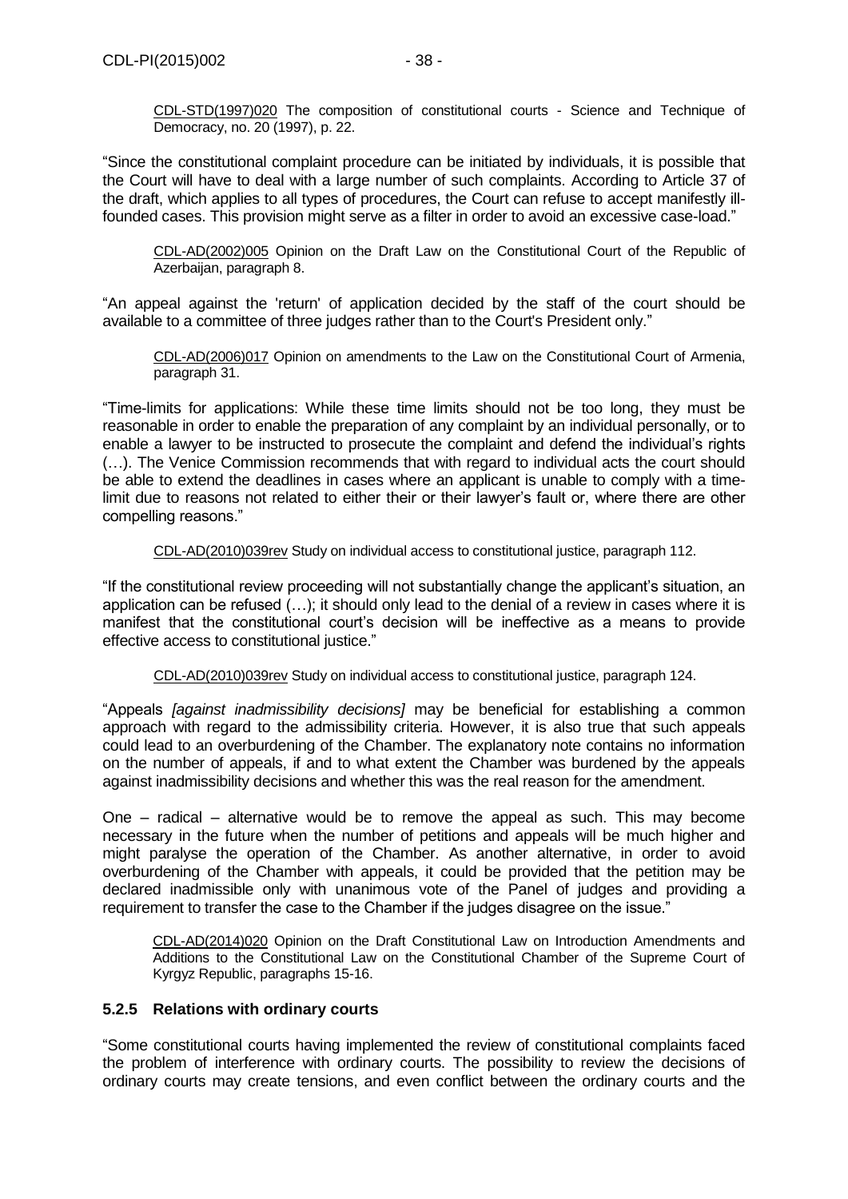CDL-STD(1997)020 The composition of constitutional courts - Science and Technique of Democracy, no. 20 (1997), p. 22.

"Since the constitutional complaint procedure can be initiated by individuals, it is possible that the Court will have to deal with a large number of such complaints. According to Article 37 of the draft, which applies to all types of procedures, the Court can refuse to accept manifestly ill-founded cases. This provision might serve as a filter in order to avoid an excessive case-load."

CDL-AD(2002)005 Opinion on the Draft Law on the Constitutional Court of the Republic of Azerbaijan, paragraph 8.

"An appeal against the 'return' of application decided by the staff of the court should be available to a committee of three judges rather than to the Court's President only."

CDL-AD(2006)017 Opinion on amendments to the Law on the Constitutional Court of Armenia, paragraph 31.

"Time-limits for applications: While these time limits should not be too long, they must be reasonable in order to enable the preparation of any complaint by an individual personally, or to enable a lawyer to be instructed to prosecute the complaint and defend the individual's rights (…). The Venice Commission recommends that with regard to individual acts the court should be able to extend the deadlines in cases where an applicant is unable to comply with a time-limit due to reasons not related to either their or their lawyer's fault or, where there are other compelling reasons."

CDL-AD(2010)039rev Study on individual access to constitutional justice, paragraph 112.

"If the constitutional review proceeding will not substantially change the applicant's situation, an application can be refused (…); it should only lead to the denial of a review in cases where it is manifest that the constitutional court's decision will be ineffective as a means to provide effective access to constitutional justice."

CDL-AD(2010)039rev Study on individual access to constitutional justice, paragraph 124.

"Appeals *[against inadmissibility decisions]* may be beneficial for establishing a common approach with regard to the admissibility criteria. However, it is also true that such appeals could lead to an overburdening of the Chamber. The explanatory note contains no information on the number of appeals, if and to what extent the Chamber was burdened by the appeals against inadmissibility decisions and whether this was the real reason for the amendment.

One – radical – alternative would be to remove the appeal as such. This may become necessary in the future when the number of petitions and appeals will be much higher and might paralyse the operation of the Chamber. As another alternative, in order to avoid overburdening of the Chamber with appeals, it could be provided that the petition may be declared inadmissible only with unanimous vote of the Panel of judges and providing a requirement to transfer the case to the Chamber if the judges disagree on the issue."

CDL-AD(2014)020 Opinion on the Draft Constitutional Law on Introduction Amendments and Additions to the Constitutional Law on the Constitutional Chamber of the Supreme Court of Kyrgyz Republic, paragraphs 15-16.

### 5.2.5 Relations with ordinary courts

"Some constitutional courts having implemented the review of constitutional complaints faced the problem of interference with ordinary courts. The possibility to review the decisions of ordinary courts may create tensions, and even conflict between the ordinary courts and the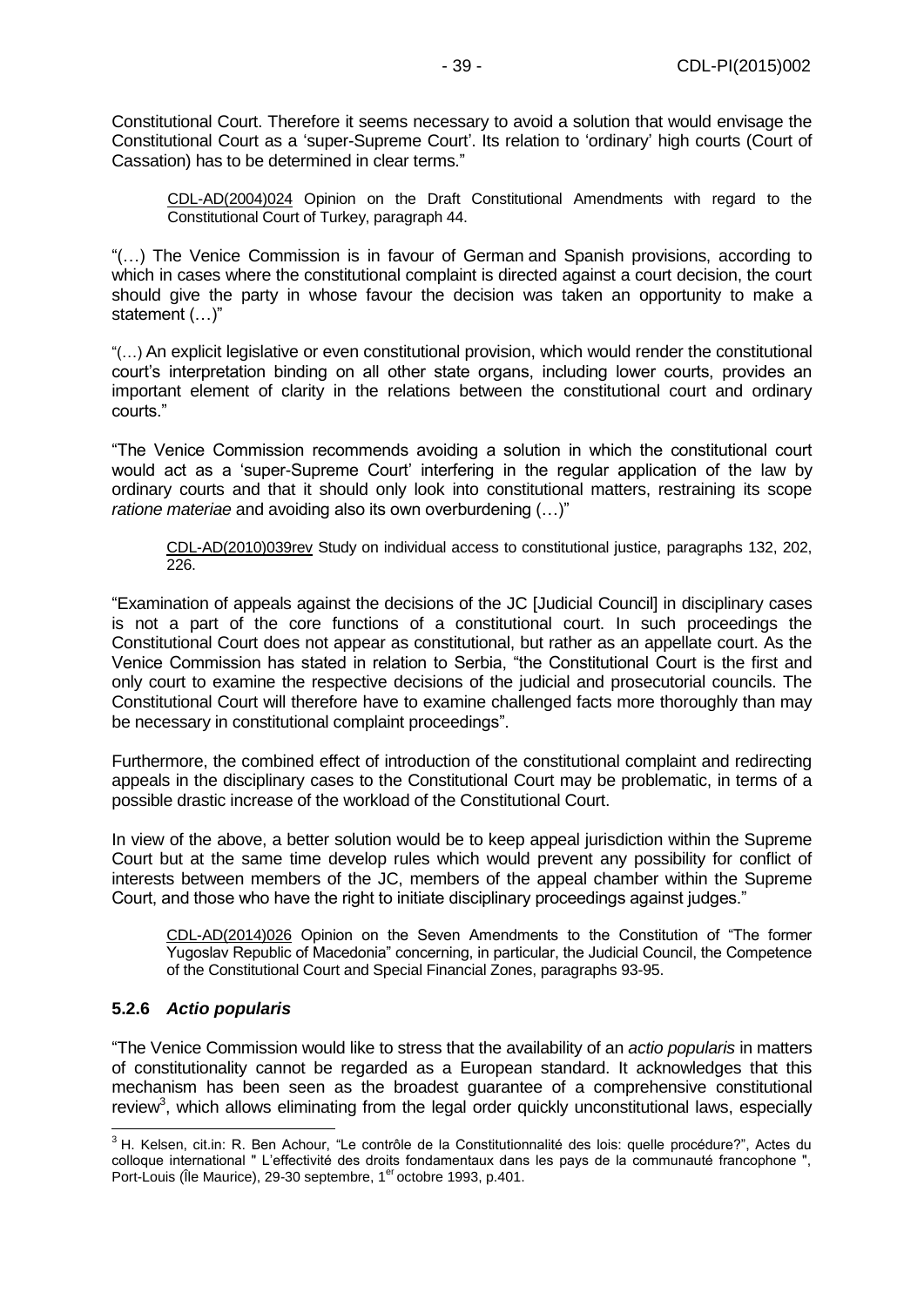Constitutional Court. Therefore it seems necessary to avoid a solution that would envisage the Constitutional Court as a 'super-Supreme Court'. Its relation to 'ordinary' high courts (Court of Cassation) has to be determined in clear terms."

> CDL-AD(2004)024 Opinion on the Draft Constitutional Amendments with regard to the Constitutional Court of Turkey, paragraph 44.

"(…) The Venice Commission is in favour of German and Spanish provisions, according to which in cases where the constitutional complaint is directed against a court decision, the court should give the party in whose favour the decision was taken an opportunity to make a statement (…)"

"(…) An explicit legislative or even constitutional provision, which would render the constitutional court's interpretation binding on all other state organs, including lower courts, provides an important element of clarity in the relations between the constitutional court and ordinary courts."

"The Venice Commission recommends avoiding a solution in which the constitutional court would act as a 'super-Supreme Court' interfering in the regular application of the law by ordinary courts and that it should only look into constitutional matters, restraining its scope *ratione materiae* and avoiding also its own overburdening (…)"

> CDL-AD(2010)039rev Study on individual access to constitutional justice, paragraphs 132, 202, 226.

"Examination of appeals against the decisions of the JC [Judicial Council] in disciplinary cases is not a part of the core functions of a constitutional court. In such proceedings the Constitutional Court does not appear as constitutional, but rather as an appellate court. As the Venice Commission has stated in relation to Serbia, "the Constitutional Court is the first and only court to examine the respective decisions of the judicial and prosecutorial councils. The Constitutional Court will therefore have to examine challenged facts more thoroughly than may be necessary in constitutional complaint proceedings".

Furthermore, the combined effect of introduction of the constitutional complaint and redirecting appeals in the disciplinary cases to the Constitutional Court may be problematic, in terms of a possible drastic increase of the workload of the Constitutional Court.

In view of the above, a better solution would be to keep appeal jurisdiction within the Supreme Court but at the same time develop rules which would prevent any possibility for conflict of interests between members of the JC, members of the appeal chamber within the Supreme Court, and those who have the right to initiate disciplinary proceedings against judges."

> CDL-AD(2014)026 Opinion on the Seven Amendments to the Constitution of "The former Yugoslav Republic of Macedonia" concerning, in particular, the Judicial Council, the Competence of the Constitutional Court and Special Financial Zones, paragraphs 93-95.

### 5.2.6 *Actio popularis*

"The Venice Commission would like to stress that the availability of an *actio popularis* in matters of constitutionality cannot be regarded as a European standard. It acknowledges that this mechanism has been seen as the broadest guarantee of a comprehensive constitutional review[3], which allows eliminating from the legal order quickly unconstitutional laws, especially

---

[3] H. Kelsen, cit.in: R. Ben Achour, "Le contrôle de la Constitutionnalité des lois: quelle procédure?", Actes du colloque international " L'effectivité des droits fondamentaux dans les pays de la communauté francophone ", Port-Louis (Île Maurice), 29-30 septembre, 1er octobre 1993, p.401.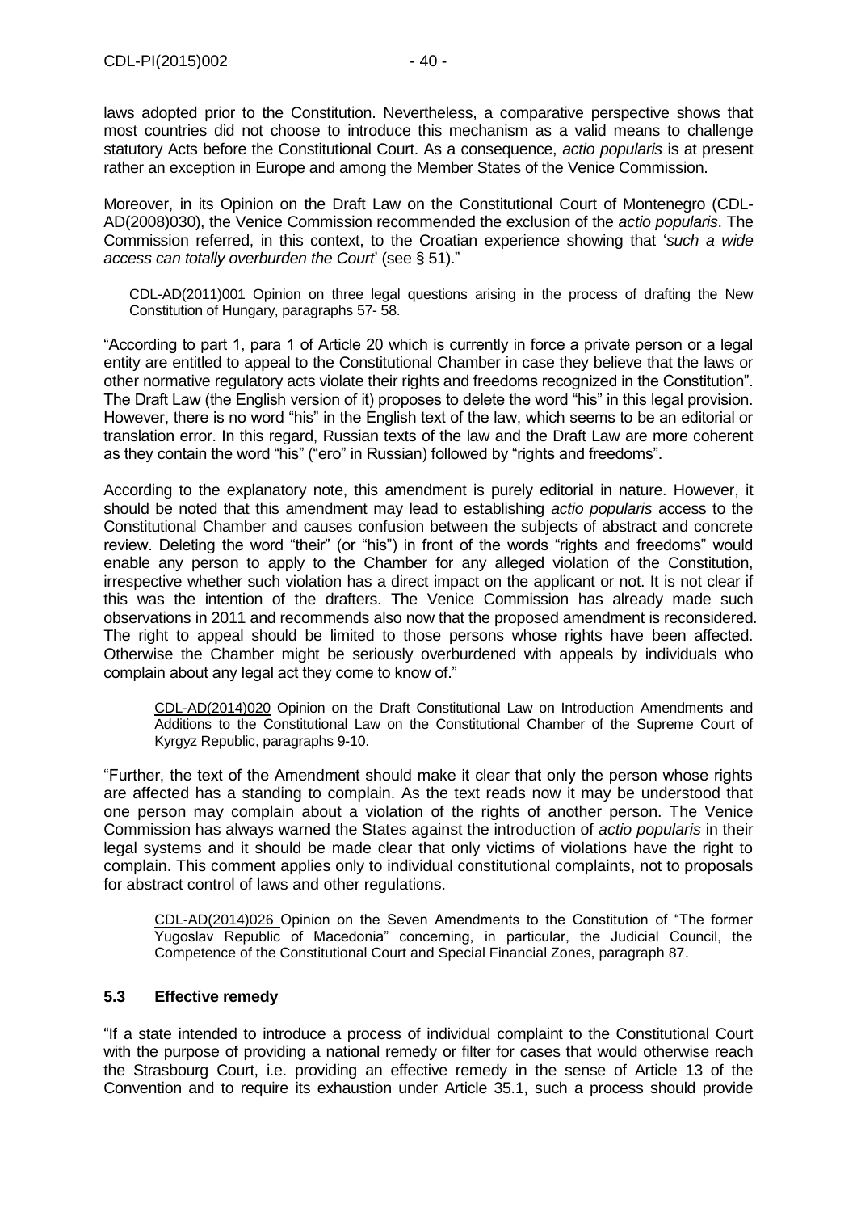laws adopted prior to the Constitution. Nevertheless, a comparative perspective shows that most countries did not choose to introduce this mechanism as a valid means to challenge statutory Acts before the Constitutional Court. As a consequence, *actio popularis* is at present rather an exception in Europe and among the Member States of the Venice Commission.

Moreover, in its Opinion on the Draft Law on the Constitutional Court of Montenegro (CDL-AD(2008)030), the Venice Commission recommended the exclusion of the *actio popularis*. The Commission referred, in this context, to the Croatian experience showing that '*such a wide access can totally overburden the Court*' (see § 51)."

> CDL-AD(2011)001 Opinion on three legal questions arising in the process of drafting the New Constitution of Hungary, paragraphs 57- 58.

"According to part 1, para 1 of Article 20 which is currently in force a private person or a legal entity are entitled to appeal to the Constitutional Chamber in case they believe that the laws or other normative regulatory acts violate their rights and freedoms recognized in the Constitution". The Draft Law (the English version of it) proposes to delete the word "his" in this legal provision. However, there is no word "his" in the English text of the law, which seems to be an editorial or translation error. In this regard, Russian texts of the law and the Draft Law are more coherent as they contain the word "his" ("его" in Russian) followed by "rights and freedoms".

According to the explanatory note, this amendment is purely editorial in nature. However, it should be noted that this amendment may lead to establishing *actio popularis* access to the Constitutional Chamber and causes confusion between the subjects of abstract and concrete review. Deleting the word "their" (or "his") in front of the words "rights and freedoms" would enable any person to apply to the Chamber for any alleged violation of the Constitution, irrespective whether such violation has a direct impact on the applicant or not. It is not clear if this was the intention of the drafters. The Venice Commission has already made such observations in 2011 and recommends also now that the proposed amendment is reconsidered. The right to appeal should be limited to those persons whose rights have been affected. Otherwise the Chamber might be seriously overburdened with appeals by individuals who complain about any legal act they come to know of."

> CDL-AD(2014)020 Opinion on the Draft Constitutional Law on Introduction Amendments and Additions to the Constitutional Law on the Constitutional Chamber of the Supreme Court of Kyrgyz Republic, paragraphs 9-10.

"Further, the text of the Amendment should make it clear that only the person whose rights are affected has a standing to complain. As the text reads now it may be understood that one person may complain about a violation of the rights of another person. The Venice Commission has always warned the States against the introduction of *actio popularis* in their legal systems and it should be made clear that only victims of violations have the right to complain. This comment applies only to individual constitutional complaints, not to proposals for abstract control of laws and other regulations.

> CDL-AD(2014)026 Opinion on the Seven Amendments to the Constitution of "The former Yugoslav Republic of Macedonia" concerning, in particular, the Judicial Council, the Competence of the Constitutional Court and Special Financial Zones, paragraph 87.

### 5.3 Effective remedy

"If a state intended to introduce a process of individual complaint to the Constitutional Court with the purpose of providing a national remedy or filter for cases that would otherwise reach the Strasbourg Court, i.e. providing an effective remedy in the sense of Article 13 of the Convention and to require its exhaustion under Article 35.1, such a process should provide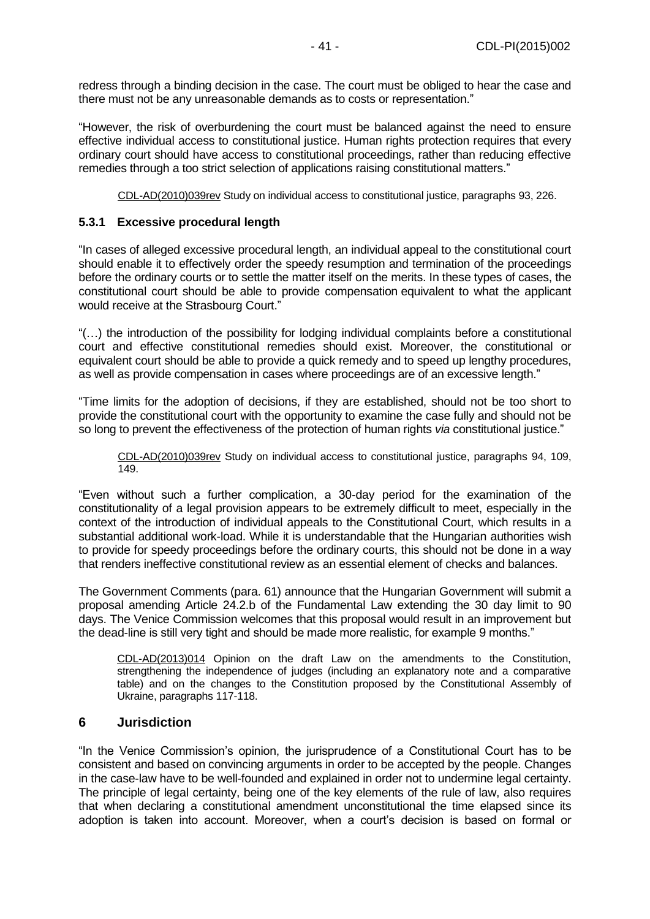redress through a binding decision in the case. The court must be obliged to hear the case and there must not be any unreasonable demands as to costs or representation."

"However, the risk of overburdening the court must be balanced against the need to ensure effective individual access to constitutional justice. Human rights protection requires that every ordinary court should have access to constitutional proceedings, rather than reducing effective remedies through a too strict selection of applications raising constitutional matters."

> CDL-AD(2010)039rev Study on individual access to constitutional justice, paragraphs 93, 226.

### 5.3.1 Excessive procedural length

"In cases of alleged excessive procedural length, an individual appeal to the constitutional court should enable it to effectively order the speedy resumption and termination of the proceedings before the ordinary courts or to settle the matter itself on the merits. In these types of cases, the constitutional court should be able to provide compensation equivalent to what the applicant would receive at the Strasbourg Court."

"(…) the introduction of the possibility for lodging individual complaints before a constitutional court and effective constitutional remedies should exist. Moreover, the constitutional or equivalent court should be able to provide a quick remedy and to speed up lengthy procedures, as well as provide compensation in cases where proceedings are of an excessive length."

"Time limits for the adoption of decisions, if they are established, should not be too short to provide the constitutional court with the opportunity to examine the case fully and should not be so long to prevent the effectiveness of the protection of human rights *via* constitutional justice."

> CDL-AD(2010)039rev Study on individual access to constitutional justice, paragraphs 94, 109, 149.

"Even without such a further complication, a 30-day period for the examination of the constitutionality of a legal provision appears to be extremely difficult to meet, especially in the context of the introduction of individual appeals to the Constitutional Court, which results in a substantial additional work-load. While it is understandable that the Hungarian authorities wish to provide for speedy proceedings before the ordinary courts, this should not be done in a way that renders ineffective constitutional review as an essential element of checks and balances.

The Government Comments (para. 61) announce that the Hungarian Government will submit a proposal amending Article 24.2.b of the Fundamental Law extending the 30 day limit to 90 days. The Venice Commission welcomes that this proposal would result in an improvement but the dead-line is still very tight and should be made more realistic, for example 9 months."

> CDL-AD(2013)014 Opinion on the draft Law on the amendments to the Constitution, strengthening the independence of judges (including an explanatory note and a comparative table) and on the changes to the Constitution proposed by the Constitutional Assembly of Ukraine, paragraphs 117-118.

## 6 Jurisdiction

"In the Venice Commission's opinion, the jurisprudence of a Constitutional Court has to be consistent and based on convincing arguments in order to be accepted by the people. Changes in the case-law have to be well-founded and explained in order not to undermine legal certainty. The principle of legal certainty, being one of the key elements of the rule of law, also requires that when declaring a constitutional amendment unconstitutional the time elapsed since its adoption is taken into account. Moreover, when a court's decision is based on formal or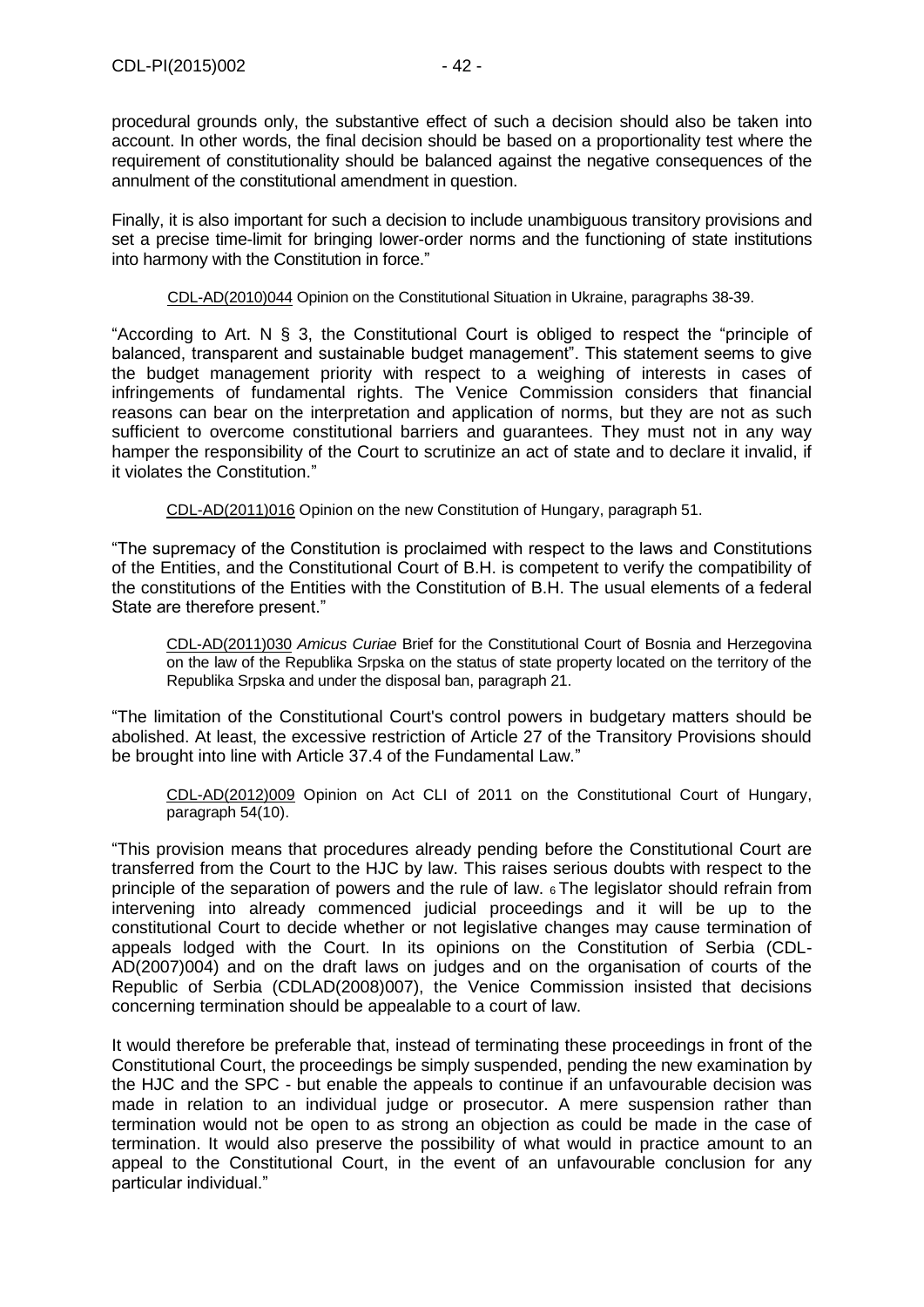procedural grounds only, the substantive effect of such a decision should also be taken into account. In other words, the final decision should be based on a proportionality test where the requirement of constitutionality should be balanced against the negative consequences of the annulment of the constitutional amendment in question.

Finally, it is also important for such a decision to include unambiguous transitory provisions and set a precise time-limit for bringing lower-order norms and the functioning of state institutions into harmony with the Constitution in force."

> CDL-AD(2010)044 Opinion on the Constitutional Situation in Ukraine, paragraphs 38-39.

"According to Art. N § 3, the Constitutional Court is obliged to respect the "principle of balanced, transparent and sustainable budget management". This statement seems to give the budget management priority with respect to a weighing of interests in cases of infringements of fundamental rights. The Venice Commission considers that financial reasons can bear on the interpretation and application of norms, but they are not as such sufficient to overcome constitutional barriers and guarantees. They must not in any way hamper the responsibility of the Court to scrutinize an act of state and to declare it invalid, if it violates the Constitution."

> CDL-AD(2011)016 Opinion on the new Constitution of Hungary, paragraph 51.

"The supremacy of the Constitution is proclaimed with respect to the laws and Constitutions of the Entities, and the Constitutional Court of B.H. is competent to verify the compatibility of the constitutions of the Entities with the Constitution of B.H. The usual elements of a federal State are therefore present."

> CDL-AD(2011)030 *Amicus Curiae* Brief for the Constitutional Court of Bosnia and Herzegovina on the law of the Republika Srpska on the status of state property located on the territory of the Republika Srpska and under the disposal ban, paragraph 21.

"The limitation of the Constitutional Court's control powers in budgetary matters should be abolished. At least, the excessive restriction of Article 27 of the Transitory Provisions should be brought into line with Article 37.4 of the Fundamental Law."

> CDL-AD(2012)009 Opinion on Act CLI of 2011 on the Constitutional Court of Hungary, paragraph 54(10).

"This provision means that procedures already pending before the Constitutional Court are transferred from the Court to the HJC by law. This raises serious doubts with respect to the principle of the separation of powers and the rule of law. [6] The legislator should refrain from intervening into already commenced judicial proceedings and it will be up to the constitutional Court to decide whether or not legislative changes may cause termination of appeals lodged with the Court. In its opinions on the Constitution of Serbia (CDL-AD(2007)004) and on the draft laws on judges and on the organisation of courts of the Republic of Serbia (CDLAD(2008)007), the Venice Commission insisted that decisions concerning termination should be appealable to a court of law.

It would therefore be preferable that, instead of terminating these proceedings in front of the Constitutional Court, the proceedings be simply suspended, pending the new examination by the HJC and the SPC - but enable the appeals to continue if an unfavourable decision was made in relation to an individual judge or prosecutor. A mere suspension rather than termination would not be open to as strong an objection as could be made in the case of termination. It would also preserve the possibility of what would in practice amount to an appeal to the Constitutional Court, in the event of an unfavourable conclusion for any particular individual."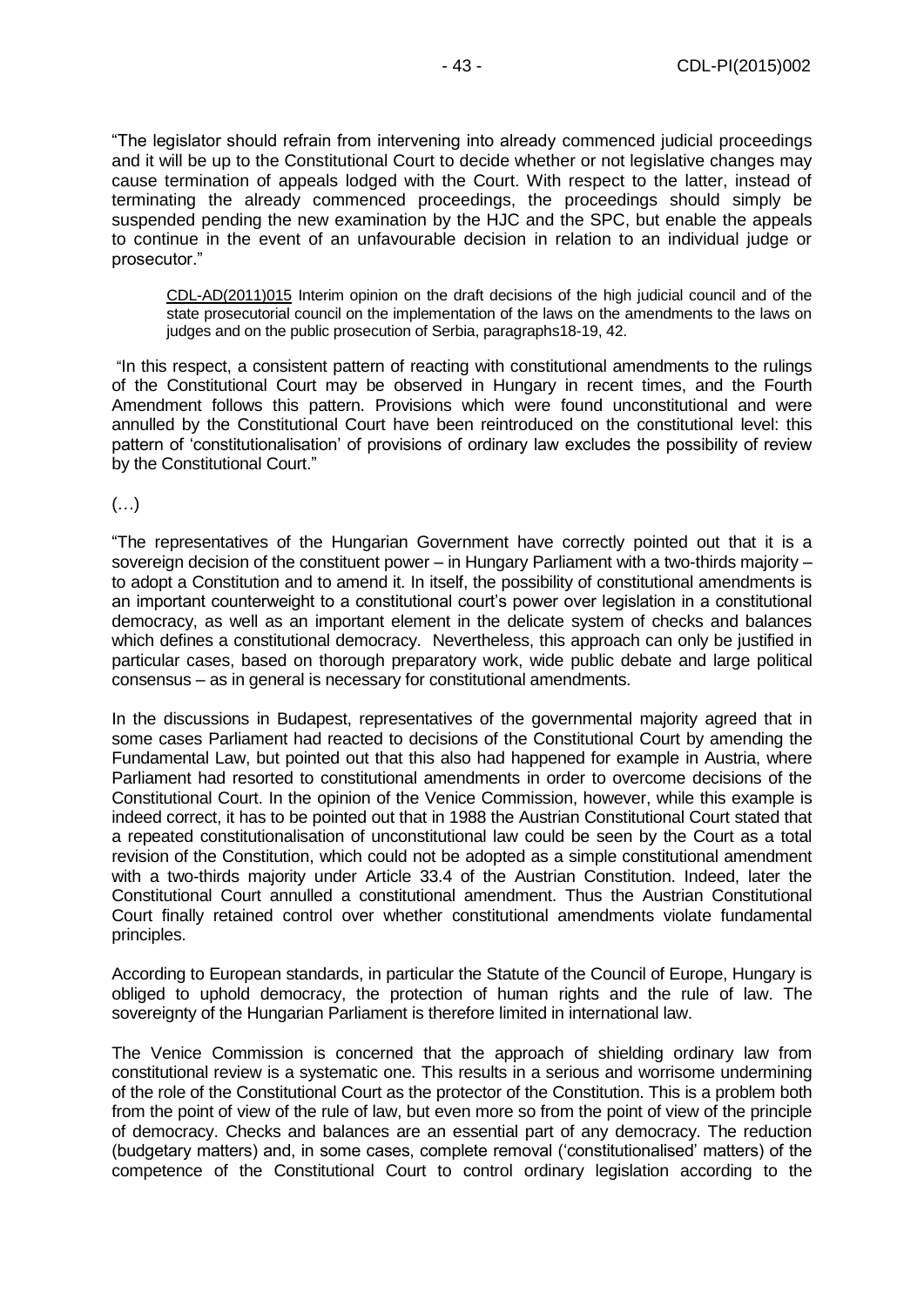"The legislator should refrain from intervening into already commenced judicial proceedings and it will be up to the Constitutional Court to decide whether or not legislative changes may cause termination of appeals lodged with the Court. With respect to the latter, instead of terminating the already commenced proceedings, the proceedings should simply be suspended pending the new examination by the HJC and the SPC, but enable the appeals to continue in the event of an unfavourable decision in relation to an individual judge or prosecutor."

> CDL-AD(2011)015 Interim opinion on the draft decisions of the high judicial council and of the state prosecutorial council on the implementation of the laws on the amendments to the laws on judges and on the public prosecution of Serbia, paragraphs18-19, 42.

"In this respect, a consistent pattern of reacting with constitutional amendments to the rulings of the Constitutional Court may be observed in Hungary in recent times, and the Fourth Amendment follows this pattern. Provisions which were found unconstitutional and were annulled by the Constitutional Court have been reintroduced on the constitutional level: this pattern of 'constitutionalisation' of provisions of ordinary law excludes the possibility of review by the Constitutional Court."

(…)

"The representatives of the Hungarian Government have correctly pointed out that it is a sovereign decision of the constituent power – in Hungary Parliament with a two-thirds majority – to adopt a Constitution and to amend it. In itself, the possibility of constitutional amendments is an important counterweight to a constitutional court's power over legislation in a constitutional democracy, as well as an important element in the delicate system of checks and balances which defines a constitutional democracy. Nevertheless, this approach can only be justified in particular cases, based on thorough preparatory work, wide public debate and large political consensus – as in general is necessary for constitutional amendments.

In the discussions in Budapest, representatives of the governmental majority agreed that in some cases Parliament had reacted to decisions of the Constitutional Court by amending the Fundamental Law, but pointed out that this also had happened for example in Austria, where Parliament had resorted to constitutional amendments in order to overcome decisions of the Constitutional Court. In the opinion of the Venice Commission, however, while this example is indeed correct, it has to be pointed out that in 1988 the Austrian Constitutional Court stated that a repeated constitutionalisation of unconstitutional law could be seen by the Court as a total revision of the Constitution, which could not be adopted as a simple constitutional amendment with a two-thirds majority under Article 33.4 of the Austrian Constitution. Indeed, later the Constitutional Court annulled a constitutional amendment. Thus the Austrian Constitutional Court finally retained control over whether constitutional amendments violate fundamental principles.

According to European standards, in particular the Statute of the Council of Europe, Hungary is obliged to uphold democracy, the protection of human rights and the rule of law. The sovereignty of the Hungarian Parliament is therefore limited in international law.

The Venice Commission is concerned that the approach of shielding ordinary law from constitutional review is a systematic one. This results in a serious and worrisome undermining of the role of the Constitutional Court as the protector of the Constitution. This is a problem both from the point of view of the rule of law, but even more so from the point of view of the principle of democracy. Checks and balances are an essential part of any democracy. The reduction (budgetary matters) and, in some cases, complete removal ('constitutionalised' matters) of the competence of the Constitutional Court to control ordinary legislation according to the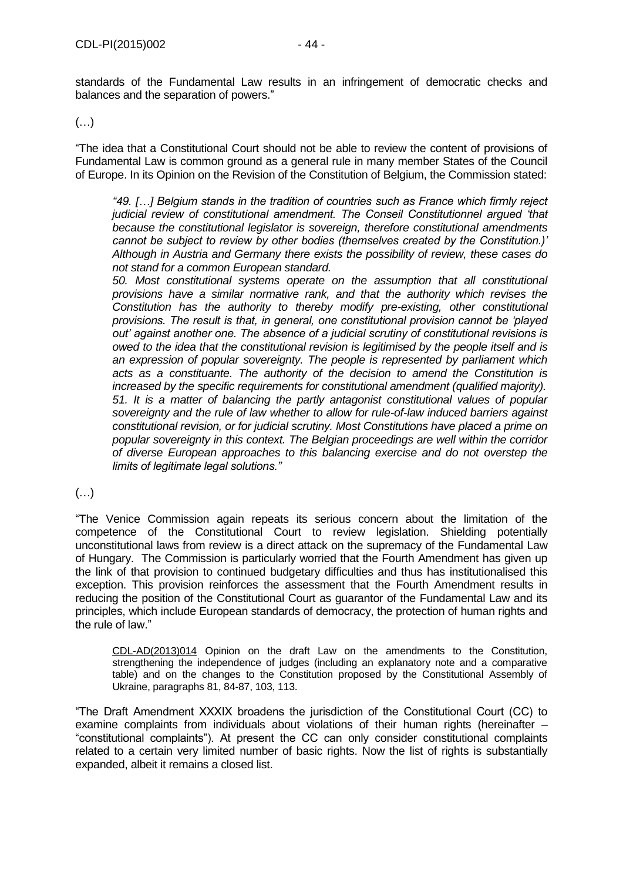standards of the Fundamental Law results in an infringement of democratic checks and balances and the separation of powers."

(…)

"The idea that a Constitutional Court should not be able to review the content of provisions of Fundamental Law is common ground as a general rule in many member States of the Council of Europe. In its Opinion on the Revision of the Constitution of Belgium, the Commission stated:

> *"49. […] Belgium stands in the tradition of countries such as France which firmly reject judicial review of constitutional amendment. The Conseil Constitutionnel argued 'that because the constitutional legislator is sovereign, therefore constitutional amendments cannot be subject to review by other bodies (themselves created by the Constitution.)' Although in Austria and Germany there exists the possibility of review, these cases do not stand for a common European standard.*
>
> *50. Most constitutional systems operate on the assumption that all constitutional provisions have a similar normative rank, and that the authority which revises the Constitution has the authority to thereby modify pre-existing, other constitutional provisions. The result is that, in general, one constitutional provision cannot be 'played out' against another one. The absence of a judicial scrutiny of constitutional revisions is owed to the idea that the constitutional revision is legitimised by the people itself and is an expression of popular sovereignty. The people is represented by parliament which acts as a constituante. The authority of the decision to amend the Constitution is increased by the specific requirements for constitutional amendment (qualified majority).*
>
> *51. It is a matter of balancing the partly antagonist constitutional values of popular sovereignty and the rule of law whether to allow for rule-of-law induced barriers against constitutional revision, or for judicial scrutiny. Most Constitutions have placed a prime on popular sovereignty in this context. The Belgian proceedings are well within the corridor of diverse European approaches to this balancing exercise and do not overstep the limits of legitimate legal solutions."*

(…)

"The Venice Commission again repeats its serious concern about the limitation of the competence of the Constitutional Court to review legislation. Shielding potentially unconstitutional laws from review is a direct attack on the supremacy of the Fundamental Law of Hungary. The Commission is particularly worried that the Fourth Amendment has given up the link of that provision to continued budgetary difficulties and thus has institutionalised this exception. This provision reinforces the assessment that the Fourth Amendment results in reducing the position of the Constitutional Court as guarantor of the Fundamental Law and its principles, which include European standards of democracy, the protection of human rights and the rule of law."

> CDL-AD(2013)014 Opinion on the draft Law on the amendments to the Constitution, strengthening the independence of judges (including an explanatory note and a comparative table) and on the changes to the Constitution proposed by the Constitutional Assembly of Ukraine, paragraphs 81, 84-87, 103, 113.

"The Draft Amendment XXXIX broadens the jurisdiction of the Constitutional Court (CC) to examine complaints from individuals about violations of their human rights (hereinafter – "constitutional complaints"). At present the CC can only consider constitutional complaints related to a certain very limited number of basic rights. Now the list of rights is substantially expanded, albeit it remains a closed list.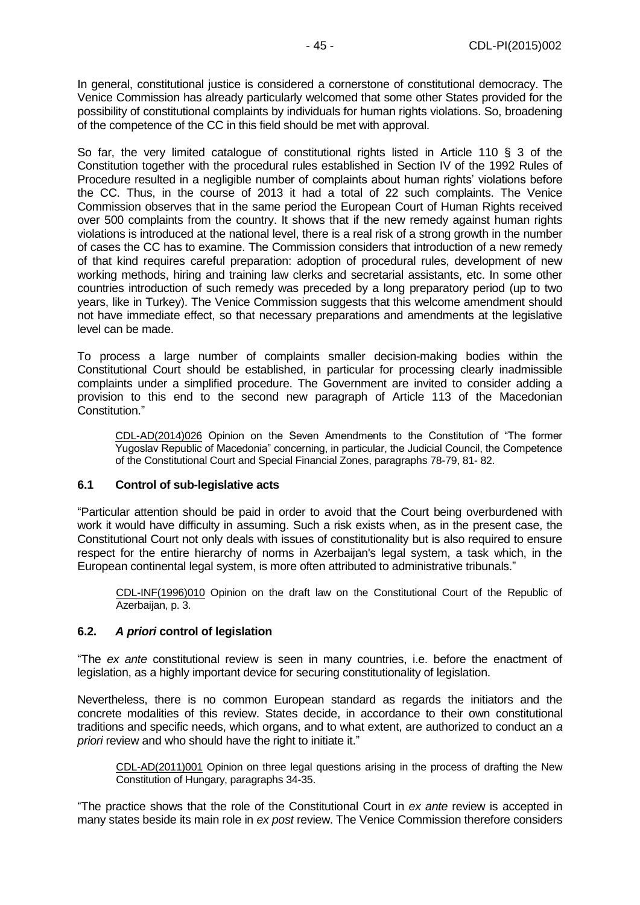In general, constitutional justice is considered a cornerstone of constitutional democracy. The Venice Commission has already particularly welcomed that some other States provided for the possibility of constitutional complaints by individuals for human rights violations. So, broadening of the competence of the CC in this field should be met with approval.

So far, the very limited catalogue of constitutional rights listed in Article 110 § 3 of the Constitution together with the procedural rules established in Section IV of the 1992 Rules of Procedure resulted in a negligible number of complaints about human rights' violations before the CC. Thus, in the course of 2013 it had a total of 22 such complaints. The Venice Commission observes that in the same period the European Court of Human Rights received over 500 complaints from the country. It shows that if the new remedy against human rights violations is introduced at the national level, there is a real risk of a strong growth in the number of cases the CC has to examine. The Commission considers that introduction of a new remedy of that kind requires careful preparation: adoption of procedural rules, development of new working methods, hiring and training law clerks and secretarial assistants, etc. In some other countries introduction of such remedy was preceded by a long preparatory period (up to two years, like in Turkey). The Venice Commission suggests that this welcome amendment should not have immediate effect, so that necessary preparations and amendments at the legislative level can be made.

To process a large number of complaints smaller decision-making bodies within the Constitutional Court should be established, in particular for processing clearly inadmissible complaints under a simplified procedure. The Government are invited to consider adding a provision to this end to the second new paragraph of Article 113 of the Macedonian Constitution."

> CDL-AD(2014)026 Opinion on the Seven Amendments to the Constitution of "The former Yugoslav Republic of Macedonia" concerning, in particular, the Judicial Council, the Competence of the Constitutional Court and Special Financial Zones, paragraphs 78-79, 81- 82.

### 6.1 Control of sub-legislative acts

"Particular attention should be paid in order to avoid that the Court being overburdened with work it would have difficulty in assuming. Such a risk exists when, as in the present case, the Constitutional Court not only deals with issues of constitutionality but is also required to ensure respect for the entire hierarchy of norms in Azerbaijan's legal system, a task which, in the European continental legal system, is more often attributed to administrative tribunals."

> CDL-INF(1996)010 Opinion on the draft law on the Constitutional Court of the Republic of Azerbaijan, p. 3.

### 6.2. *A priori* control of legislation

"The *ex ante* constitutional review is seen in many countries, i.e. before the enactment of legislation, as a highly important device for securing constitutionality of legislation.

Nevertheless, there is no common European standard as regards the initiators and the concrete modalities of this review. States decide, in accordance to their own constitutional traditions and specific needs, which organs, and to what extent, are authorized to conduct an *a priori* review and who should have the right to initiate it."

> CDL-AD(2011)001 Opinion on three legal questions arising in the process of drafting the New Constitution of Hungary, paragraphs 34-35.

"The practice shows that the role of the Constitutional Court in *ex ante* review is accepted in many states beside its main role in *ex post* review. The Venice Commission therefore considers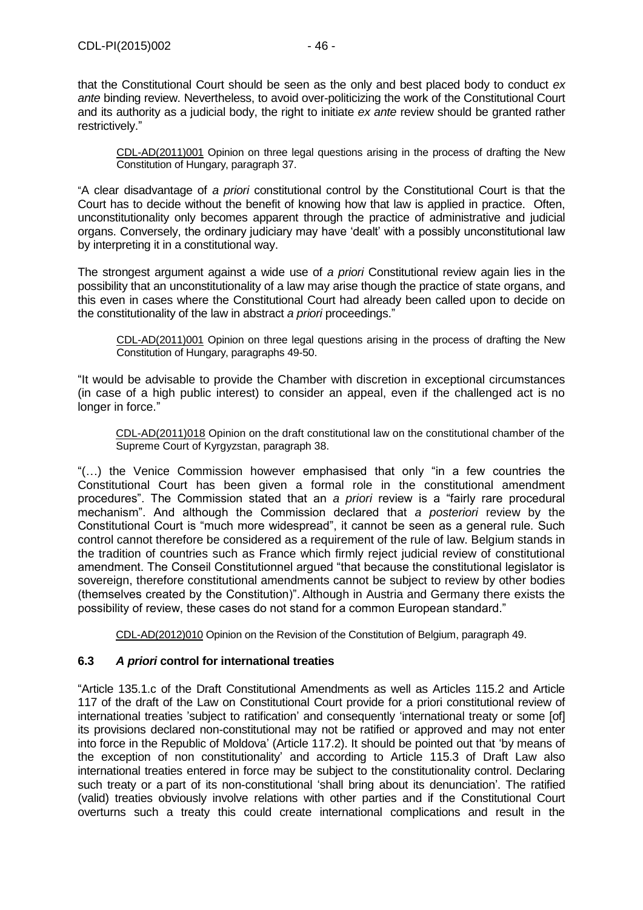that the Constitutional Court should be seen as the only and best placed body to conduct *ex ante* binding review. Nevertheless, to avoid over-politicizing the work of the Constitutional Court and its authority as a judicial body, the right to initiate *ex ante* review should be granted rather restrictively."

> CDL-AD(2011)001 Opinion on three legal questions arising in the process of drafting the New Constitution of Hungary, paragraph 37.

"A clear disadvantage of *a priori* constitutional control by the Constitutional Court is that the Court has to decide without the benefit of knowing how that law is applied in practice. Often, unconstitutionality only becomes apparent through the practice of administrative and judicial organs. Conversely, the ordinary judiciary may have 'dealt' with a possibly unconstitutional law by interpreting it in a constitutional way.

The strongest argument against a wide use of *a priori* Constitutional review again lies in the possibility that an unconstitutionality of a law may arise though the practice of state organs, and this even in cases where the Constitutional Court had already been called upon to decide on the constitutionality of the law in abstract *a priori* proceedings."

> CDL-AD(2011)001 Opinion on three legal questions arising in the process of drafting the New Constitution of Hungary, paragraphs 49-50.

"It would be advisable to provide the Chamber with discretion in exceptional circumstances (in case of a high public interest) to consider an appeal, even if the challenged act is no longer in force."

> CDL-AD(2011)018 Opinion on the draft constitutional law on the constitutional chamber of the Supreme Court of Kyrgyzstan, paragraph 38.

"(…) the Venice Commission however emphasised that only "in a few countries the Constitutional Court has been given a formal role in the constitutional amendment procedures". The Commission stated that an *a priori* review is a "fairly rare procedural mechanism". And although the Commission declared that *a posteriori* review by the Constitutional Court is "much more widespread", it cannot be seen as a general rule. Such control cannot therefore be considered as a requirement of the rule of law. Belgium stands in the tradition of countries such as France which firmly reject judicial review of constitutional amendment. The Conseil Constitutionnel argued "that because the constitutional legislator is sovereign, therefore constitutional amendments cannot be subject to review by other bodies (themselves created by the Constitution)". Although in Austria and Germany there exists the possibility of review, these cases do not stand for a common European standard."

> CDL-AD(2012)010 Opinion on the Revision of the Constitution of Belgium, paragraph 49.

### 6.3 *A priori* control for international treaties

"Article 135.1.c of the Draft Constitutional Amendments as well as Articles 115.2 and Article 117 of the draft of the Law on Constitutional Court provide for a priori constitutional review of international treaties 'subject to ratification' and consequently 'international treaty or some [of] its provisions declared non-constitutional may not be ratified or approved and may not enter into force in the Republic of Moldova' (Article 117.2). It should be pointed out that 'by means of the exception of non constitutionality' and according to Article 115.3 of Draft Law also international treaties entered in force may be subject to the constitutionality control. Declaring such treaty or a part of its non-constitutional 'shall bring about its denunciation'. The ratified (valid) treaties obviously involve relations with other parties and if the Constitutional Court overturns such a treaty this could create international complications and result in the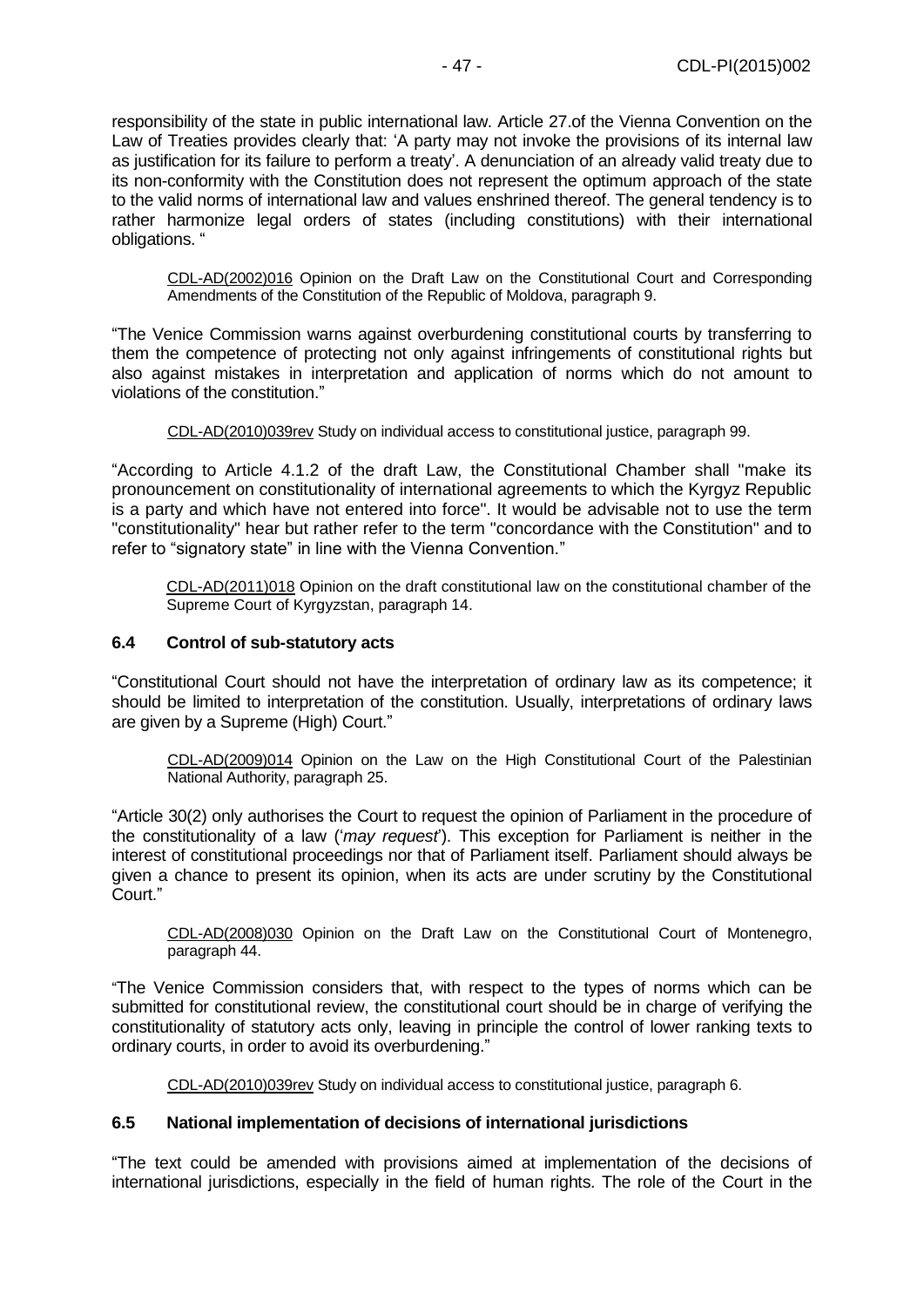responsibility of the state in public international law. Article 27.of the Vienna Convention on the Law of Treaties provides clearly that: 'A party may not invoke the provisions of its internal law as justification for its failure to perform a treaty'. A denunciation of an already valid treaty due to its non-conformity with the Constitution does not represent the optimum approach of the state to the valid norms of international law and values enshrined thereof. The general tendency is to rather harmonize legal orders of states (including constitutions) with their international obligations. "

> CDL-AD(2002)016 Opinion on the Draft Law on the Constitutional Court and Corresponding Amendments of the Constitution of the Republic of Moldova, paragraph 9.

"The Venice Commission warns against overburdening constitutional courts by transferring to them the competence of protecting not only against infringements of constitutional rights but also against mistakes in interpretation and application of norms which do not amount to violations of the constitution."

> CDL-AD(2010)039rev Study on individual access to constitutional justice, paragraph 99.

"According to Article 4.1.2 of the draft Law, the Constitutional Chamber shall "make its pronouncement on constitutionality of international agreements to which the Kyrgyz Republic is a party and which have not entered into force". It would be advisable not to use the term "constitutionality" hear but rather refer to the term "concordance with the Constitution" and to refer to "signatory state" in line with the Vienna Convention."

> CDL-AD(2011)018 Opinion on the draft constitutional law on the constitutional chamber of the Supreme Court of Kyrgyzstan, paragraph 14.

### 6.4 Control of sub-statutory acts

"Constitutional Court should not have the interpretation of ordinary law as its competence; it should be limited to interpretation of the constitution. Usually, interpretations of ordinary laws are given by a Supreme (High) Court."

> CDL-AD(2009)014 Opinion on the Law on the High Constitutional Court of the Palestinian National Authority, paragraph 25.

"Article 30(2) only authorises the Court to request the opinion of Parliament in the procedure of the constitutionality of a law ('*may request*'). This exception for Parliament is neither in the interest of constitutional proceedings nor that of Parliament itself. Parliament should always be given a chance to present its opinion, when its acts are under scrutiny by the Constitutional Court."

> CDL-AD(2008)030 Opinion on the Draft Law on the Constitutional Court of Montenegro, paragraph 44.

"The Venice Commission considers that, with respect to the types of norms which can be submitted for constitutional review, the constitutional court should be in charge of verifying the constitutionality of statutory acts only, leaving in principle the control of lower ranking texts to ordinary courts, in order to avoid its overburdening."

> CDL-AD(2010)039rev Study on individual access to constitutional justice, paragraph 6.

### 6.5 National implementation of decisions of international jurisdictions

"The text could be amended with provisions aimed at implementation of the decisions of international jurisdictions, especially in the field of human rights. The role of the Court in the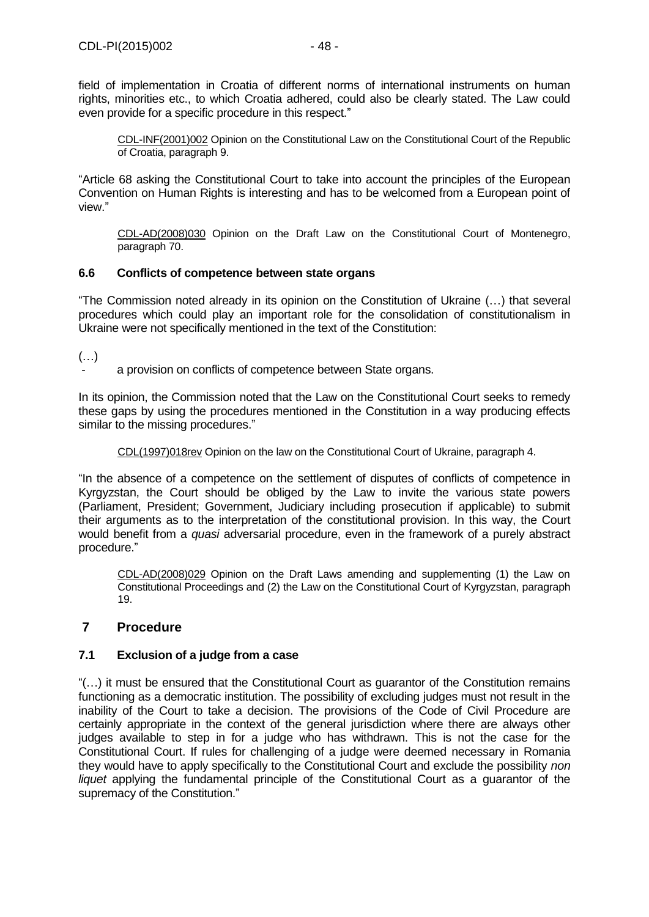field of implementation in Croatia of different norms of international instruments on human rights, minorities etc., to which Croatia adhered, could also be clearly stated. The Law could even provide for a specific procedure in this respect."

> CDL-INF(2001)002 Opinion on the Constitutional Law on the Constitutional Court of the Republic of Croatia, paragraph 9.

"Article 68 asking the Constitutional Court to take into account the principles of the European Convention on Human Rights is interesting and has to be welcomed from a European point of view."

> CDL-AD(2008)030 Opinion on the Draft Law on the Constitutional Court of Montenegro, paragraph 70.

### 6.6 Conflicts of competence between state organs

"The Commission noted already in its opinion on the Constitution of Ukraine (…) that several procedures which could play an important role for the consolidation of constitutionalism in Ukraine were not specifically mentioned in the text of the Constitution:

(…)

- a provision on conflicts of competence between State organs.

In its opinion, the Commission noted that the Law on the Constitutional Court seeks to remedy these gaps by using the procedures mentioned in the Constitution in a way producing effects similar to the missing procedures."

> CDL(1997)018rev Opinion on the law on the Constitutional Court of Ukraine, paragraph 4.

"In the absence of a competence on the settlement of disputes of conflicts of competence in Kyrgyzstan, the Court should be obliged by the Law to invite the various state powers (Parliament, President; Government, Judiciary including prosecution if applicable) to submit their arguments as to the interpretation of the constitutional provision. In this way, the Court would benefit from a *quasi* adversarial procedure, even in the framework of a purely abstract procedure."

> CDL-AD(2008)029 Opinion on the Draft Laws amending and supplementing (1) the Law on Constitutional Proceedings and (2) the Law on the Constitutional Court of Kyrgyzstan, paragraph 19.

## 7 Procedure

### 7.1 Exclusion of a judge from a case

"(…) it must be ensured that the Constitutional Court as guarantor of the Constitution remains functioning as a democratic institution. The possibility of excluding judges must not result in the inability of the Court to take a decision. The provisions of the Code of Civil Procedure are certainly appropriate in the context of the general jurisdiction where there are always other judges available to step in for a judge who has withdrawn. This is not the case for the Constitutional Court. If rules for challenging of a judge were deemed necessary in Romania they would have to apply specifically to the Constitutional Court and exclude the possibility *non liquet* applying the fundamental principle of the Constitutional Court as a guarantor of the supremacy of the Constitution."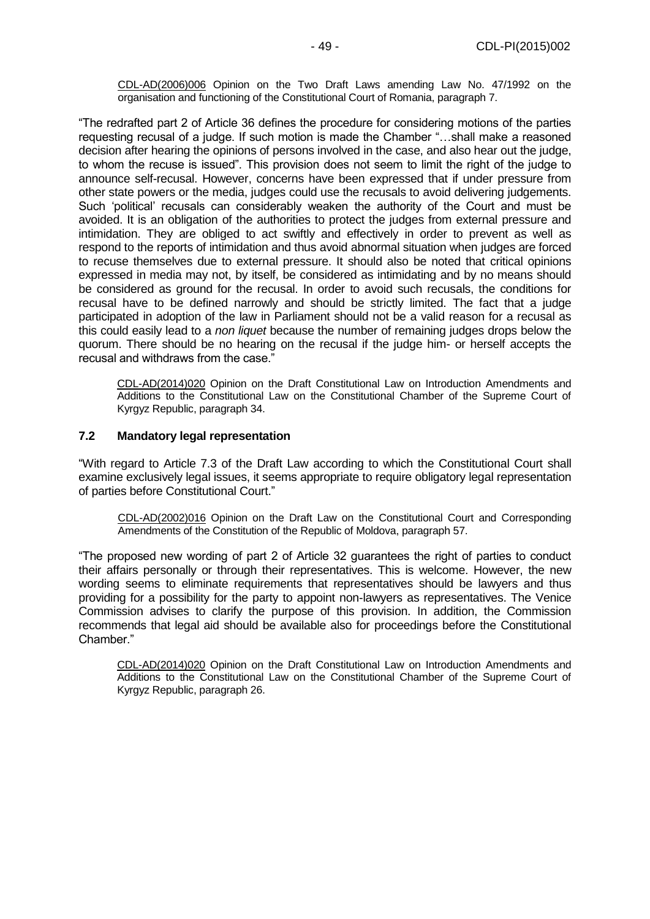CDL-AD(2006)006 Opinion on the Two Draft Laws amending Law No. 47/1992 on the organisation and functioning of the Constitutional Court of Romania, paragraph 7.

"The redrafted part 2 of Article 36 defines the procedure for considering motions of the parties requesting recusal of a judge. If such motion is made the Chamber "…shall make a reasoned decision after hearing the opinions of persons involved in the case, and also hear out the judge, to whom the recuse is issued". This provision does not seem to limit the right of the judge to announce self-recusal. However, concerns have been expressed that if under pressure from other state powers or the media, judges could use the recusals to avoid delivering judgements. Such 'political' recusals can considerably weaken the authority of the Court and must be avoided. It is an obligation of the authorities to protect the judges from external pressure and intimidation. They are obliged to act swiftly and effectively in order to prevent as well as respond to the reports of intimidation and thus avoid abnormal situation when judges are forced to recuse themselves due to external pressure. It should also be noted that critical opinions expressed in media may not, by itself, be considered as intimidating and by no means should be considered as ground for the recusal. In order to avoid such recusals, the conditions for recusal have to be defined narrowly and should be strictly limited. The fact that a judge participated in adoption of the law in Parliament should not be a valid reason for a recusal as this could easily lead to a *non liquet* because the number of remaining judges drops below the quorum. There should be no hearing on the recusal if the judge him- or herself accepts the recusal and withdraws from the case."

CDL-AD(2014)020 Opinion on the Draft Constitutional Law on Introduction Amendments and Additions to the Constitutional Law on the Constitutional Chamber of the Supreme Court of Kyrgyz Republic, paragraph 34.

### 7.2 Mandatory legal representation

"With regard to Article 7.3 of the Draft Law according to which the Constitutional Court shall examine exclusively legal issues, it seems appropriate to require obligatory legal representation of parties before Constitutional Court."

CDL-AD(2002)016 Opinion on the Draft Law on the Constitutional Court and Corresponding Amendments of the Constitution of the Republic of Moldova, paragraph 57.

"The proposed new wording of part 2 of Article 32 guarantees the right of parties to conduct their affairs personally or through their representatives. This is welcome. However, the new wording seems to eliminate requirements that representatives should be lawyers and thus providing for a possibility for the party to appoint non-lawyers as representatives. The Venice Commission advises to clarify the purpose of this provision. In addition, the Commission recommends that legal aid should be available also for proceedings before the Constitutional Chamber."

CDL-AD(2014)020 Opinion on the Draft Constitutional Law on Introduction Amendments and Additions to the Constitutional Law on the Constitutional Chamber of the Supreme Court of Kyrgyz Republic, paragraph 26.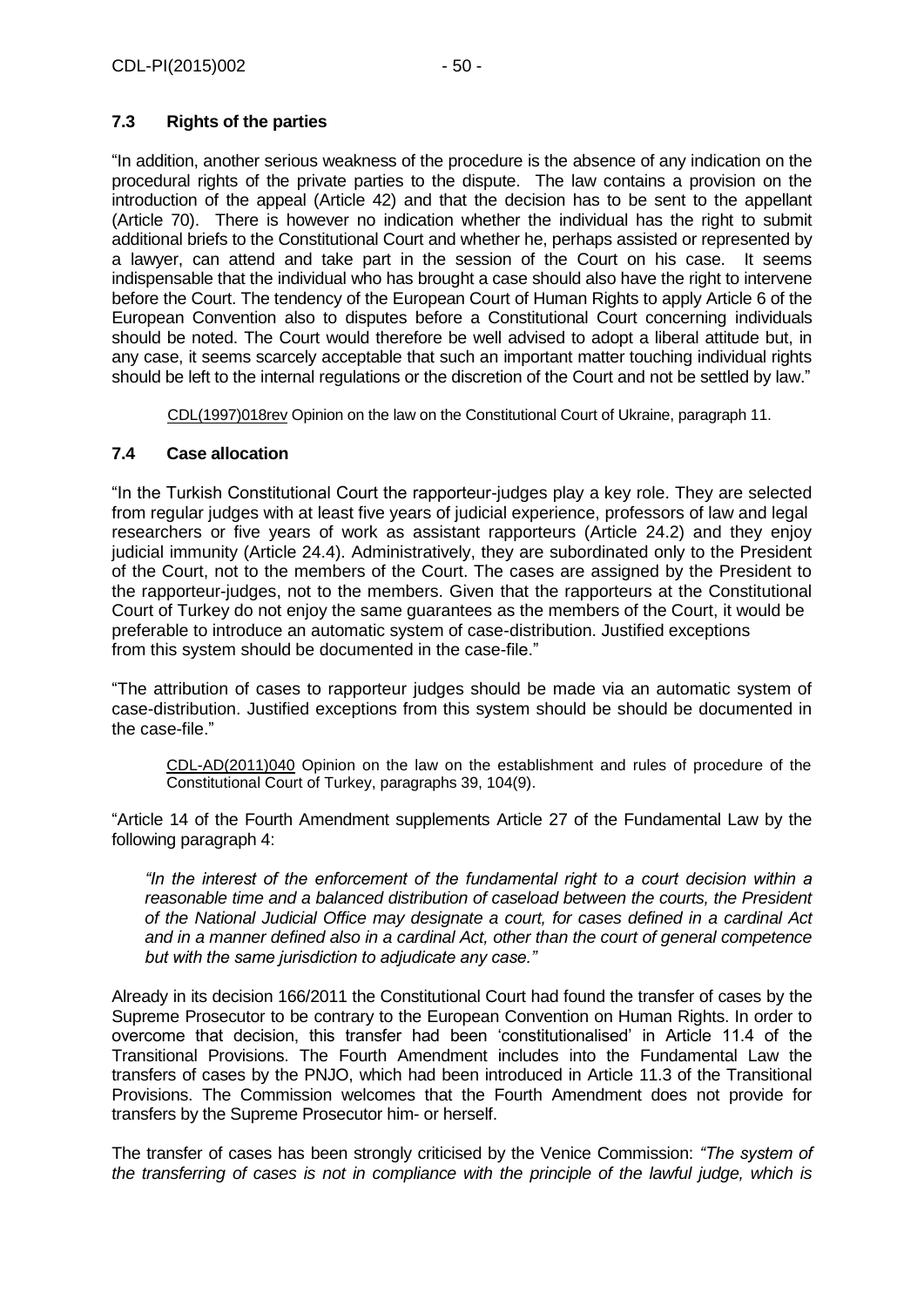### 7.3 Rights of the parties

"In addition, another serious weakness of the procedure is the absence of any indication on the procedural rights of the private parties to the dispute. The law contains a provision on the introduction of the appeal (Article 42) and that the decision has to be sent to the appellant (Article 70). There is however no indication whether the individual has the right to submit additional briefs to the Constitutional Court and whether he, perhaps assisted or represented by a lawyer, can attend and take part in the session of the Court on his case. It seems indispensable that the individual who has brought a case should also have the right to intervene before the Court. The tendency of the European Court of Human Rights to apply Article 6 of the European Convention also to disputes before a Constitutional Court concerning individuals should be noted. The Court would therefore be well advised to adopt a liberal attitude but, in any case, it seems scarcely acceptable that such an important matter touching individual rights should be left to the internal regulations or the discretion of the Court and not be settled by law."

> CDL(1997)018rev Opinion on the law on the Constitutional Court of Ukraine, paragraph 11.

### 7.4 Case allocation

"In the Turkish Constitutional Court the rapporteur-judges play a key role. They are selected from regular judges with at least five years of judicial experience, professors of law and legal researchers or five years of work as assistant rapporteurs (Article 24.2) and they enjoy judicial immunity (Article 24.4). Administratively, they are subordinated only to the President of the Court, not to the members of the Court. The cases are assigned by the President to the rapporteur-judges, not to the members. Given that the rapporteurs at the Constitutional Court of Turkey do not enjoy the same guarantees as the members of the Court, it would be preferable to introduce an automatic system of case-distribution. Justified exceptions from this system should be documented in the case-file."

"The attribution of cases to rapporteur judges should be made via an automatic system of case-distribution. Justified exceptions from this system should be should be documented in the case-file."

> CDL-AD(2011)040 Opinion on the law on the establishment and rules of procedure of the Constitutional Court of Turkey, paragraphs 39, 104(9).

"Article 14 of the Fourth Amendment supplements Article 27 of the Fundamental Law by the following paragraph 4:

> *"In the interest of the enforcement of the fundamental right to a court decision within a reasonable time and a balanced distribution of caseload between the courts, the President of the National Judicial Office may designate a court, for cases defined in a cardinal Act and in a manner defined also in a cardinal Act, other than the court of general competence but with the same jurisdiction to adjudicate any case."*

Already in its decision 166/2011 the Constitutional Court had found the transfer of cases by the Supreme Prosecutor to be contrary to the European Convention on Human Rights. In order to overcome that decision, this transfer had been 'constitutionalised' in Article 11.4 of the Transitional Provisions. The Fourth Amendment includes into the Fundamental Law the transfers of cases by the PNJO, which had been introduced in Article 11.3 of the Transitional Provisions. The Commission welcomes that the Fourth Amendment does not provide for transfers by the Supreme Prosecutor him- or herself.

The transfer of cases has been strongly criticised by the Venice Commission: *"The system of the transferring of cases is not in compliance with the principle of the lawful judge, which is*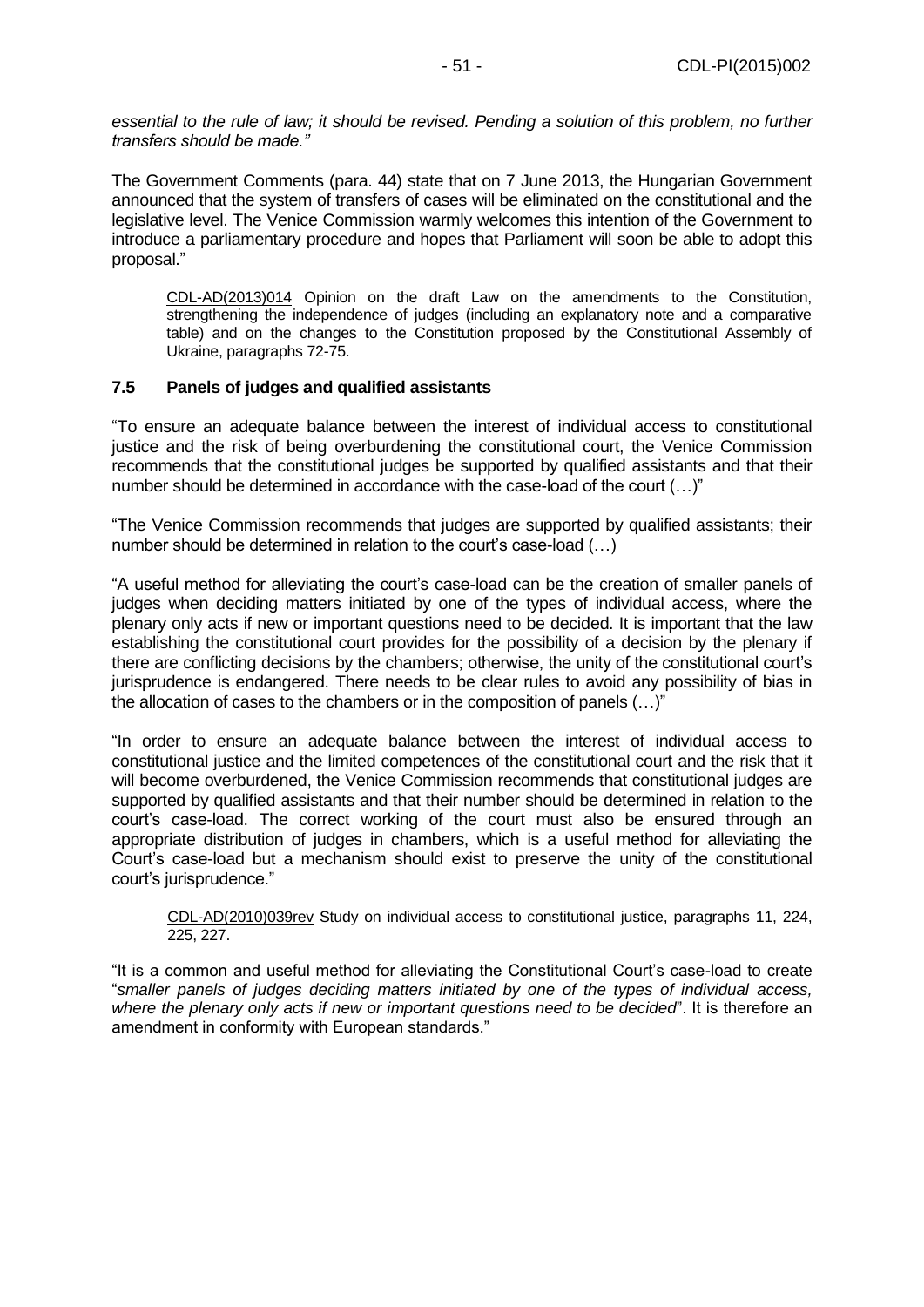*essential to the rule of law; it should be revised. Pending a solution of this problem, no further transfers should be made."*

The Government Comments (para. 44) state that on 7 June 2013, the Hungarian Government announced that the system of transfers of cases will be eliminated on the constitutional and the legislative level. The Venice Commission warmly welcomes this intention of the Government to introduce a parliamentary procedure and hopes that Parliament will soon be able to adopt this proposal."

> CDL-AD(2013)014 Opinion on the draft Law on the amendments to the Constitution, strengthening the independence of judges (including an explanatory note and a comparative table) and on the changes to the Constitution proposed by the Constitutional Assembly of Ukraine, paragraphs 72-75.

### 7.5 Panels of judges and qualified assistants

"To ensure an adequate balance between the interest of individual access to constitutional justice and the risk of being overburdening the constitutional court, the Venice Commission recommends that the constitutional judges be supported by qualified assistants and that their number should be determined in accordance with the case-load of the court (…)"

"The Venice Commission recommends that judges are supported by qualified assistants; their number should be determined in relation to the court's case-load (…)

"A useful method for alleviating the court's case-load can be the creation of smaller panels of judges when deciding matters initiated by one of the types of individual access, where the plenary only acts if new or important questions need to be decided. It is important that the law establishing the constitutional court provides for the possibility of a decision by the plenary if there are conflicting decisions by the chambers; otherwise, the unity of the constitutional court's jurisprudence is endangered. There needs to be clear rules to avoid any possibility of bias in the allocation of cases to the chambers or in the composition of panels (…)"

"In order to ensure an adequate balance between the interest of individual access to constitutional justice and the limited competences of the constitutional court and the risk that it will become overburdened, the Venice Commission recommends that constitutional judges are supported by qualified assistants and that their number should be determined in relation to the court's case-load. The correct working of the court must also be ensured through an appropriate distribution of judges in chambers, which is a useful method for alleviating the Court's case-load but a mechanism should exist to preserve the unity of the constitutional court's jurisprudence."

> CDL-AD(2010)039rev Study on individual access to constitutional justice, paragraphs 11, 224, 225, 227.

"It is a common and useful method for alleviating the Constitutional Court's case-load to create "*smaller panels of judges deciding matters initiated by one of the types of individual access, where the plenary only acts if new or important questions need to be decided*". It is therefore an amendment in conformity with European standards."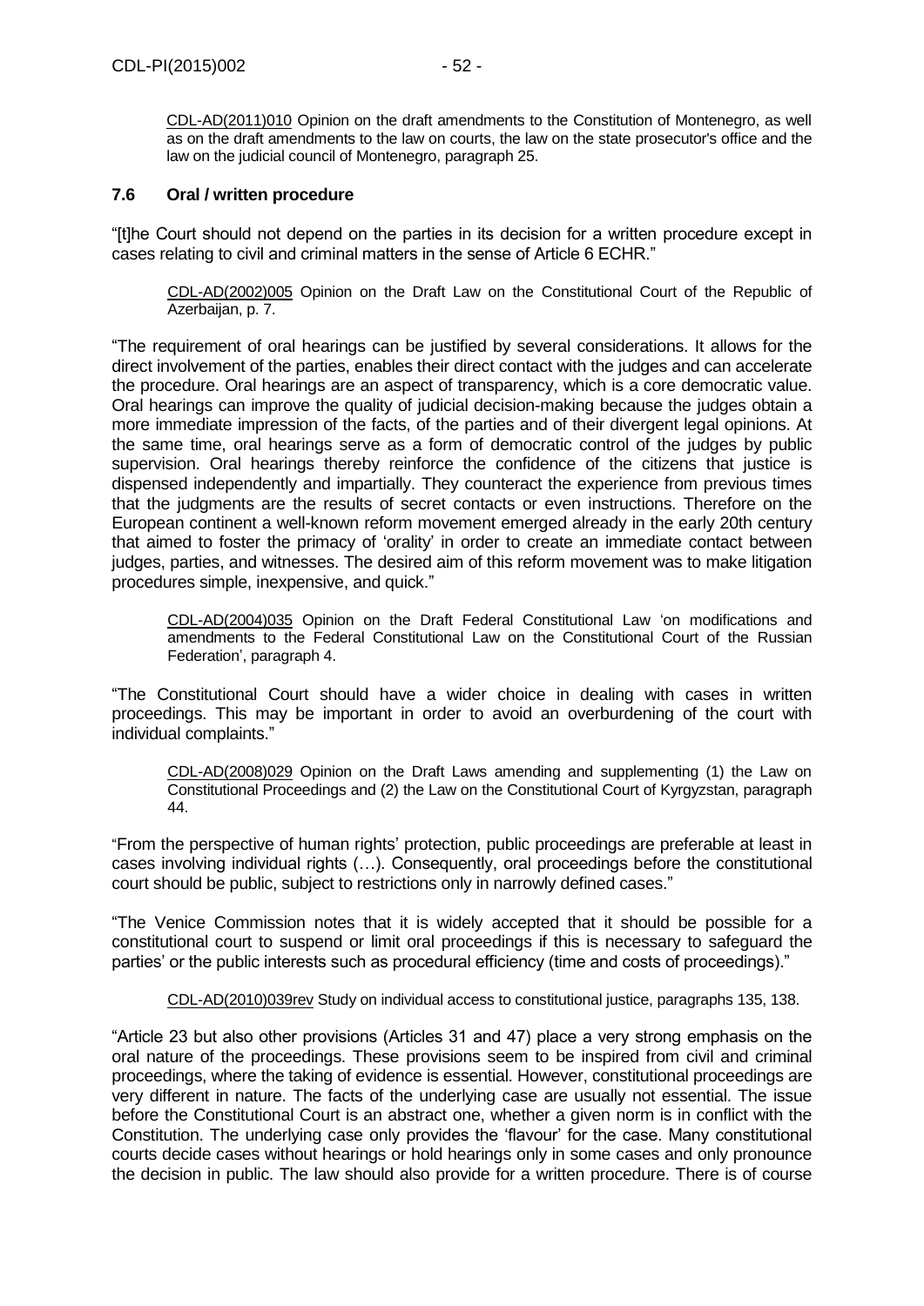CDL-AD(2011)010 Opinion on the draft amendments to the Constitution of Montenegro, as well as on the draft amendments to the law on courts, the law on the state prosecutor's office and the law on the judicial council of Montenegro, paragraph 25.

### 7.6 Oral / written procedure

"[t]he Court should not depend on the parties in its decision for a written procedure except in cases relating to civil and criminal matters in the sense of Article 6 ECHR."

CDL-AD(2002)005 Opinion on the Draft Law on the Constitutional Court of the Republic of Azerbaijan, p. 7.

"The requirement of oral hearings can be justified by several considerations. It allows for the direct involvement of the parties, enables their direct contact with the judges and can accelerate the procedure. Oral hearings are an aspect of transparency, which is a core democratic value. Oral hearings can improve the quality of judicial decision-making because the judges obtain a more immediate impression of the facts, of the parties and of their divergent legal opinions. At the same time, oral hearings serve as a form of democratic control of the judges by public supervision. Oral hearings thereby reinforce the confidence of the citizens that justice is dispensed independently and impartially. They counteract the experience from previous times that the judgments are the results of secret contacts or even instructions. Therefore on the European continent a well-known reform movement emerged already in the early 20th century that aimed to foster the primacy of 'orality' in order to create an immediate contact between judges, parties, and witnesses. The desired aim of this reform movement was to make litigation procedures simple, inexpensive, and quick."

CDL-AD(2004)035 Opinion on the Draft Federal Constitutional Law 'on modifications and amendments to the Federal Constitutional Law on the Constitutional Court of the Russian Federation', paragraph 4.

"The Constitutional Court should have a wider choice in dealing with cases in written proceedings. This may be important in order to avoid an overburdening of the court with individual complaints."

CDL-AD(2008)029 Opinion on the Draft Laws amending and supplementing (1) the Law on Constitutional Proceedings and (2) the Law on the Constitutional Court of Kyrgyzstan, paragraph 44.

"From the perspective of human rights' protection, public proceedings are preferable at least in cases involving individual rights (…). Consequently, oral proceedings before the constitutional court should be public, subject to restrictions only in narrowly defined cases."

"The Venice Commission notes that it is widely accepted that it should be possible for a constitutional court to suspend or limit oral proceedings if this is necessary to safeguard the parties' or the public interests such as procedural efficiency (time and costs of proceedings)."

CDL-AD(2010)039rev Study on individual access to constitutional justice, paragraphs 135, 138.

"Article 23 but also other provisions (Articles 31 and 47) place a very strong emphasis on the oral nature of the proceedings. These provisions seem to be inspired from civil and criminal proceedings, where the taking of evidence is essential. However, constitutional proceedings are very different in nature. The facts of the underlying case are usually not essential. The issue before the Constitutional Court is an abstract one, whether a given norm is in conflict with the Constitution. The underlying case only provides the 'flavour' for the case. Many constitutional courts decide cases without hearings or hold hearings only in some cases and only pronounce the decision in public. The law should also provide for a written procedure. There is of course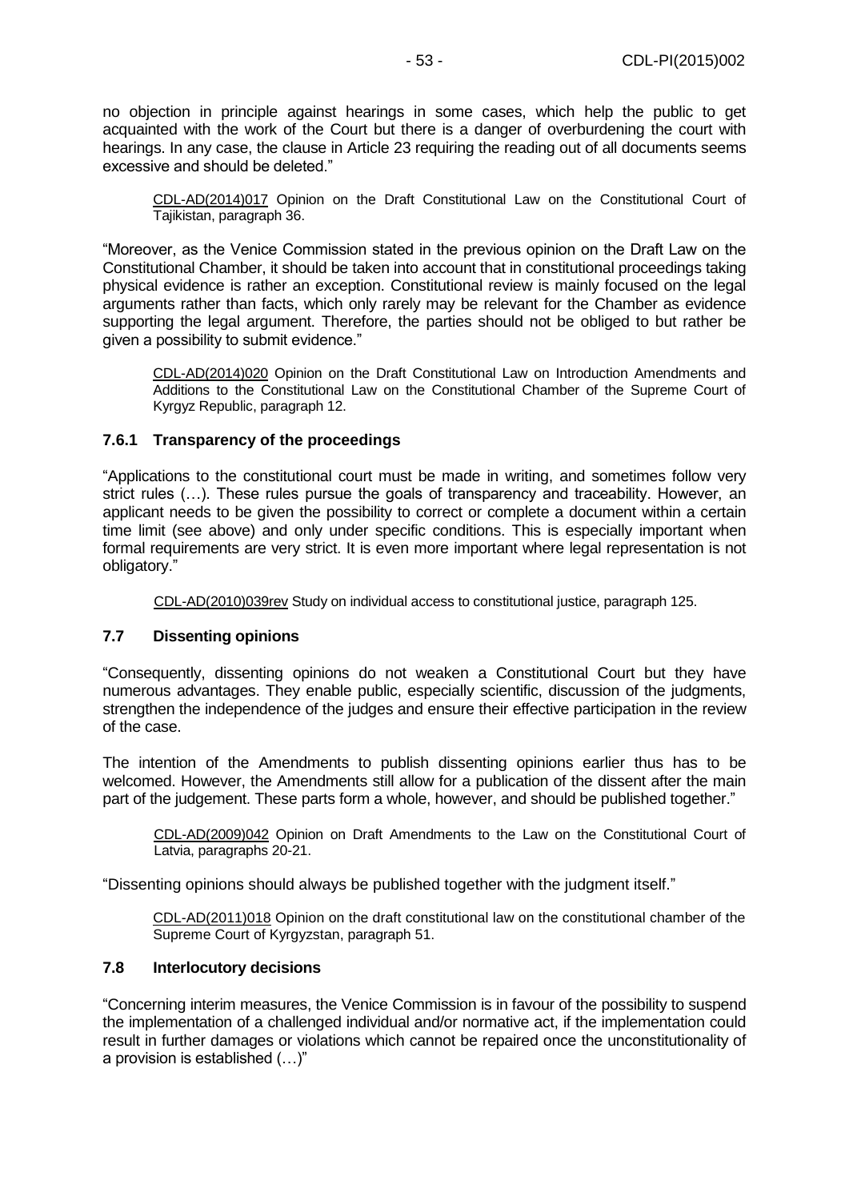no objection in principle against hearings in some cases, which help the public to get acquainted with the work of the Court but there is a danger of overburdening the court with hearings. In any case, the clause in Article 23 requiring the reading out of all documents seems excessive and should be deleted."

> CDL-AD(2014)017 Opinion on the Draft Constitutional Law on the Constitutional Court of Tajikistan, paragraph 36.

"Moreover, as the Venice Commission stated in the previous opinion on the Draft Law on the Constitutional Chamber, it should be taken into account that in constitutional proceedings taking physical evidence is rather an exception. Constitutional review is mainly focused on the legal arguments rather than facts, which only rarely may be relevant for the Chamber as evidence supporting the legal argument. Therefore, the parties should not be obliged to but rather be given a possibility to submit evidence."

> CDL-AD(2014)020 Opinion on the Draft Constitutional Law on Introduction Amendments and Additions to the Constitutional Law on the Constitutional Chamber of the Supreme Court of Kyrgyz Republic, paragraph 12.

### 7.6.1 Transparency of the proceedings

"Applications to the constitutional court must be made in writing, and sometimes follow very strict rules (…). These rules pursue the goals of transparency and traceability. However, an applicant needs to be given the possibility to correct or complete a document within a certain time limit (see above) and only under specific conditions. This is especially important when formal requirements are very strict. It is even more important where legal representation is not obligatory."

> CDL-AD(2010)039rev Study on individual access to constitutional justice, paragraph 125.

### 7.7 Dissenting opinions

"Consequently, dissenting opinions do not weaken a Constitutional Court but they have numerous advantages. They enable public, especially scientific, discussion of the judgments, strengthen the independence of the judges and ensure their effective participation in the review of the case.

The intention of the Amendments to publish dissenting opinions earlier thus has to be welcomed. However, the Amendments still allow for a publication of the dissent after the main part of the judgement. These parts form a whole, however, and should be published together."

> CDL-AD(2009)042 Opinion on Draft Amendments to the Law on the Constitutional Court of Latvia, paragraphs 20-21.

"Dissenting opinions should always be published together with the judgment itself."

> CDL-AD(2011)018 Opinion on the draft constitutional law on the constitutional chamber of the Supreme Court of Kyrgyzstan, paragraph 51.

### 7.8 Interlocutory decisions

"Concerning interim measures, the Venice Commission is in favour of the possibility to suspend the implementation of a challenged individual and/or normative act, if the implementation could result in further damages or violations which cannot be repaired once the unconstitutionality of a provision is established (…)"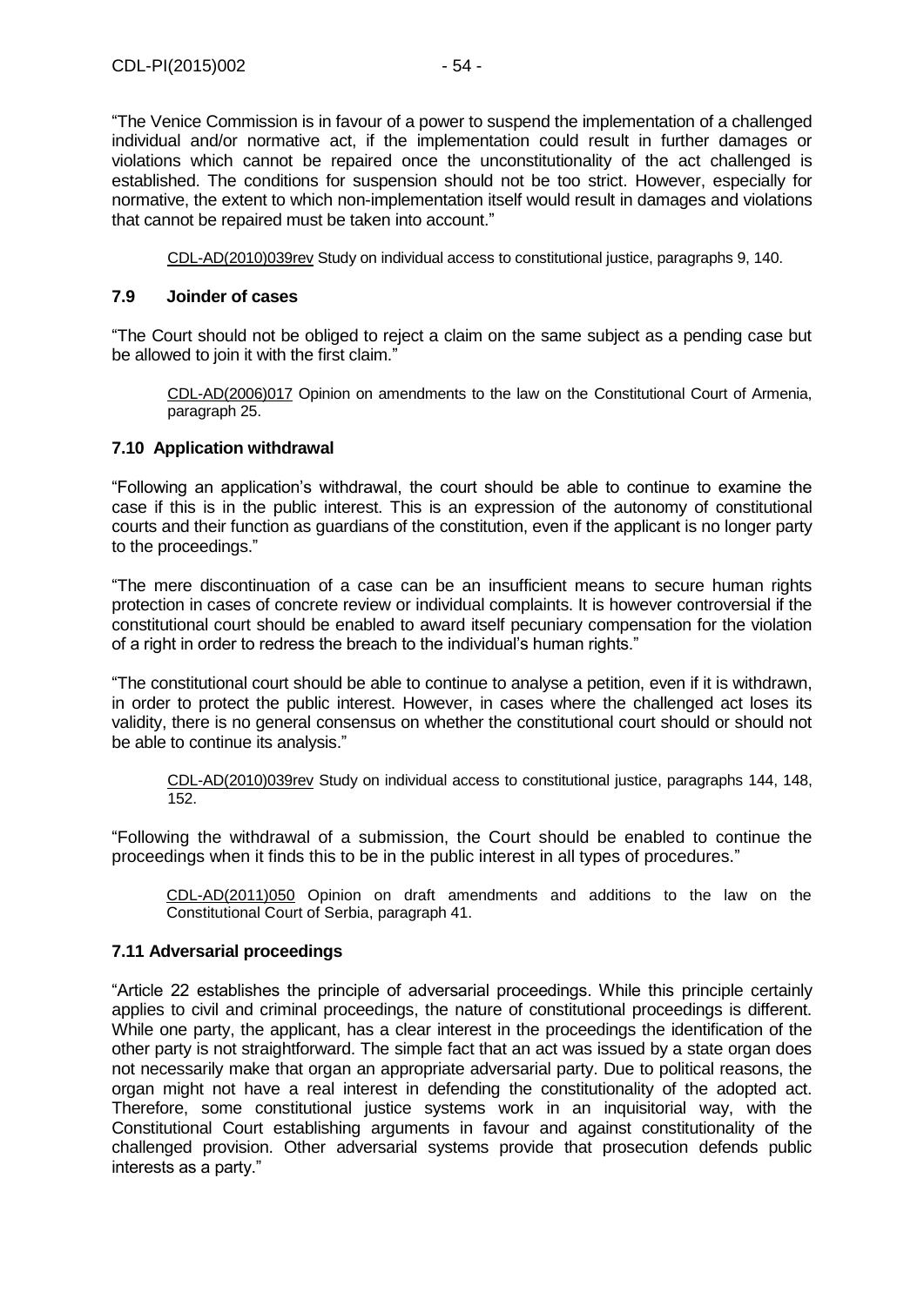"The Venice Commission is in favour of a power to suspend the implementation of a challenged individual and/or normative act, if the implementation could result in further damages or violations which cannot be repaired once the unconstitutionality of the act challenged is established. The conditions for suspension should not be too strict. However, especially for normative, the extent to which non-implementation itself would result in damages and violations that cannot be repaired must be taken into account."

> CDL-AD(2010)039rev Study on individual access to constitutional justice, paragraphs 9, 140.

### 7.9 Joinder of cases

"The Court should not be obliged to reject a claim on the same subject as a pending case but be allowed to join it with the first claim."

> CDL-AD(2006)017 Opinion on amendments to the law on the Constitutional Court of Armenia, paragraph 25.

### 7.10 Application withdrawal

"Following an application's withdrawal, the court should be able to continue to examine the case if this is in the public interest. This is an expression of the autonomy of constitutional courts and their function as guardians of the constitution, even if the applicant is no longer party to the proceedings."

"The mere discontinuation of a case can be an insufficient means to secure human rights protection in cases of concrete review or individual complaints. It is however controversial if the constitutional court should be enabled to award itself pecuniary compensation for the violation of a right in order to redress the breach to the individual's human rights."

"The constitutional court should be able to continue to analyse a petition, even if it is withdrawn, in order to protect the public interest. However, in cases where the challenged act loses its validity, there is no general consensus on whether the constitutional court should or should not be able to continue its analysis."

> CDL-AD(2010)039rev Study on individual access to constitutional justice, paragraphs 144, 148, 152.

"Following the withdrawal of a submission, the Court should be enabled to continue the proceedings when it finds this to be in the public interest in all types of procedures."

> CDL-AD(2011)050 Opinion on draft amendments and additions to the law on the Constitutional Court of Serbia, paragraph 41.

### 7.11 Adversarial proceedings

"Article 22 establishes the principle of adversarial proceedings. While this principle certainly applies to civil and criminal proceedings, the nature of constitutional proceedings is different. While one party, the applicant, has a clear interest in the proceedings the identification of the other party is not straightforward. The simple fact that an act was issued by a state organ does not necessarily make that organ an appropriate adversarial party. Due to political reasons, the organ might not have a real interest in defending the constitutionality of the adopted act. Therefore, some constitutional justice systems work in an inquisitorial way, with the Constitutional Court establishing arguments in favour and against constitutionality of the challenged provision. Other adversarial systems provide that prosecution defends public interests as a party."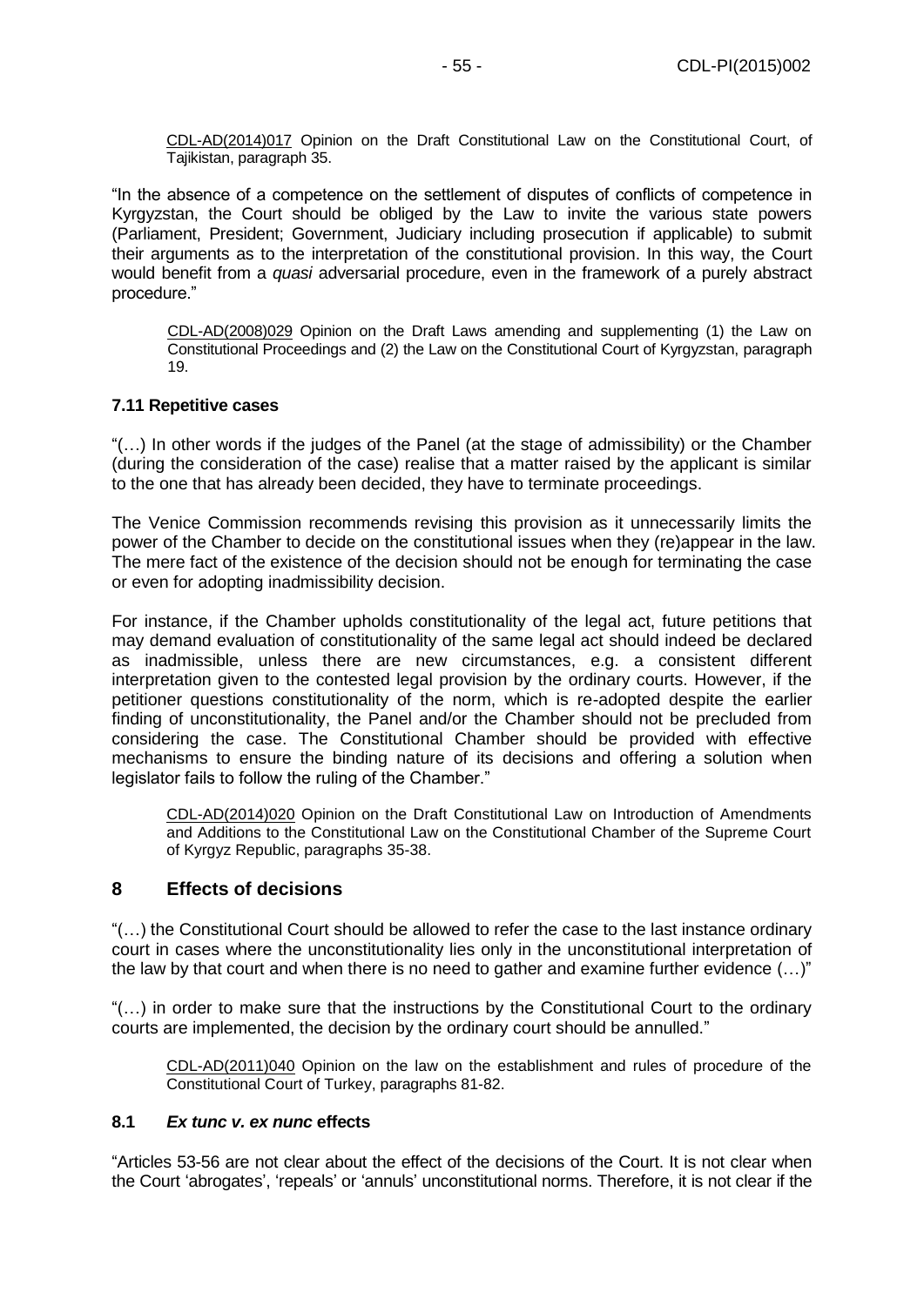CDL-AD(2014)017 Opinion on the Draft Constitutional Law on the Constitutional Court, of Tajikistan, paragraph 35.

"In the absence of a competence on the settlement of disputes of conflicts of competence in Kyrgyzstan, the Court should be obliged by the Law to invite the various state powers (Parliament, President; Government, Judiciary including prosecution if applicable) to submit their arguments as to the interpretation of the constitutional provision. In this way, the Court would benefit from a *quasi* adversarial procedure, even in the framework of a purely abstract procedure."

CDL-AD(2008)029 Opinion on the Draft Laws amending and supplementing (1) the Law on Constitutional Proceedings and (2) the Law on the Constitutional Court of Kyrgyzstan, paragraph 19.

### 7.11 Repetitive cases

"(…) In other words if the judges of the Panel (at the stage of admissibility) or the Chamber (during the consideration of the case) realise that a matter raised by the applicant is similar to the one that has already been decided, they have to terminate proceedings.

The Venice Commission recommends revising this provision as it unnecessarily limits the power of the Chamber to decide on the constitutional issues when they (re)appear in the law. The mere fact of the existence of the decision should not be enough for terminating the case or even for adopting inadmissibility decision.

For instance, if the Chamber upholds constitutionality of the legal act, future petitions that may demand evaluation of constitutionality of the same legal act should indeed be declared as inadmissible, unless there are new circumstances, e.g. a consistent different interpretation given to the contested legal provision by the ordinary courts. However, if the petitioner questions constitutionality of the norm, which is re-adopted despite the earlier finding of unconstitutionality, the Panel and/or the Chamber should not be precluded from considering the case. The Constitutional Chamber should be provided with effective mechanisms to ensure the binding nature of its decisions and offering a solution when legislator fails to follow the ruling of the Chamber."

CDL-AD(2014)020 Opinion on the Draft Constitutional Law on Introduction of Amendments and Additions to the Constitutional Law on the Constitutional Chamber of the Supreme Court of Kyrgyz Republic, paragraphs 35-38.

## 8 Effects of decisions

"(…) the Constitutional Court should be allowed to refer the case to the last instance ordinary court in cases where the unconstitutionality lies only in the unconstitutional interpretation of the law by that court and when there is no need to gather and examine further evidence (…)"

"(…) in order to make sure that the instructions by the Constitutional Court to the ordinary courts are implemented, the decision by the ordinary court should be annulled."

CDL-AD(2011)040 Opinion on the law on the establishment and rules of procedure of the Constitutional Court of Turkey, paragraphs 81-82.

### 8.1 *Ex tunc v. ex nunc* effects

"Articles 53-56 are not clear about the effect of the decisions of the Court. It is not clear when the Court 'abrogates', 'repeals' or 'annuls' unconstitutional norms. Therefore, it is not clear if the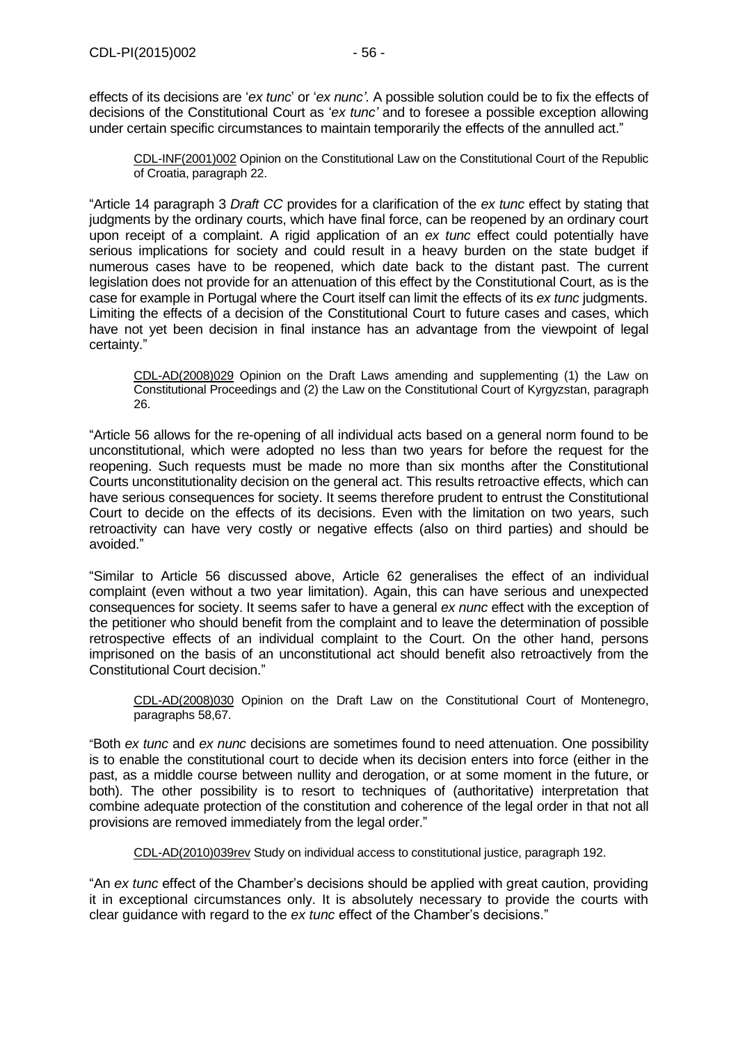effects of its decisions are '*ex tunc*' or '*ex nunc'*. A possible solution could be to fix the effects of decisions of the Constitutional Court as '*ex tunc'* and to foresee a possible exception allowing under certain specific circumstances to maintain temporarily the effects of the annulled act."

> CDL-INF(2001)002 Opinion on the Constitutional Law on the Constitutional Court of the Republic of Croatia, paragraph 22.

"Article 14 paragraph 3 *Draft CC* provides for a clarification of the *ex tunc* effect by stating that judgments by the ordinary courts, which have final force, can be reopened by an ordinary court upon receipt of a complaint. A rigid application of an *ex tunc* effect could potentially have serious implications for society and could result in a heavy burden on the state budget if numerous cases have to be reopened, which date back to the distant past. The current legislation does not provide for an attenuation of this effect by the Constitutional Court, as is the case for example in Portugal where the Court itself can limit the effects of its *ex tunc* judgments. Limiting the effects of a decision of the Constitutional Court to future cases and cases, which have not yet been decision in final instance has an advantage from the viewpoint of legal certainty."

> CDL-AD(2008)029 Opinion on the Draft Laws amending and supplementing (1) the Law on Constitutional Proceedings and (2) the Law on the Constitutional Court of Kyrgyzstan, paragraph 26.

"Article 56 allows for the re-opening of all individual acts based on a general norm found to be unconstitutional, which were adopted no less than two years for before the request for the reopening. Such requests must be made no more than six months after the Constitutional Courts unconstitutionality decision on the general act. This results retroactive effects, which can have serious consequences for society. It seems therefore prudent to entrust the Constitutional Court to decide on the effects of its decisions. Even with the limitation on two years, such retroactivity can have very costly or negative effects (also on third parties) and should be avoided."

"Similar to Article 56 discussed above, Article 62 generalises the effect of an individual complaint (even without a two year limitation). Again, this can have serious and unexpected consequences for society. It seems safer to have a general *ex nunc* effect with the exception of the petitioner who should benefit from the complaint and to leave the determination of possible retrospective effects of an individual complaint to the Court. On the other hand, persons imprisoned on the basis of an unconstitutional act should benefit also retroactively from the Constitutional Court decision."

> CDL-AD(2008)030 Opinion on the Draft Law on the Constitutional Court of Montenegro, paragraphs 58,67.

"Both *ex tunc* and *ex nunc* decisions are sometimes found to need attenuation. One possibility is to enable the constitutional court to decide when its decision enters into force (either in the past, as a middle course between nullity and derogation, or at some moment in the future, or both). The other possibility is to resort to techniques of (authoritative) interpretation that combine adequate protection of the constitution and coherence of the legal order in that not all provisions are removed immediately from the legal order."

> CDL-AD(2010)039rev Study on individual access to constitutional justice, paragraph 192.

"An *ex tunc* effect of the Chamber's decisions should be applied with great caution, providing it in exceptional circumstances only. It is absolutely necessary to provide the courts with clear guidance with regard to the *ex tunc* effect of the Chamber's decisions."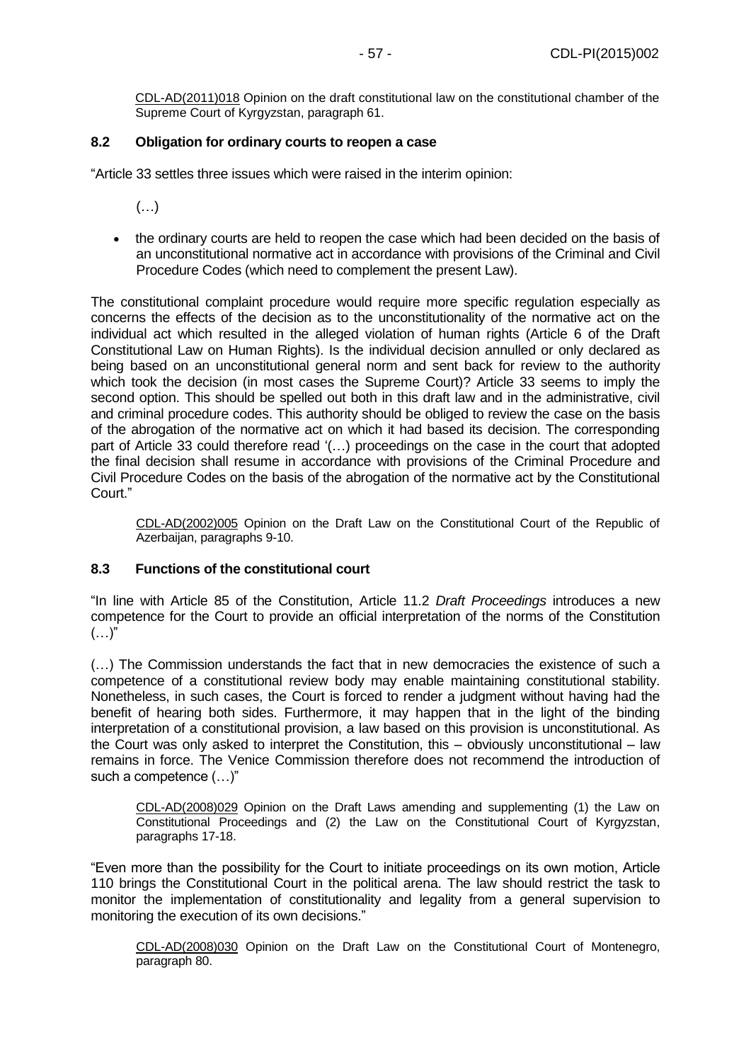CDL-AD(2011)018 Opinion on the draft constitutional law on the constitutional chamber of the Supreme Court of Kyrgyzstan, paragraph 61.

### 8.2 Obligation for ordinary courts to reopen a case

"Article 33 settles three issues which were raised in the interim opinion:

(…)

- the ordinary courts are held to reopen the case which had been decided on the basis of an unconstitutional normative act in accordance with provisions of the Criminal and Civil Procedure Codes (which need to complement the present Law).

The constitutional complaint procedure would require more specific regulation especially as concerns the effects of the decision as to the unconstitutionality of the normative act on the individual act which resulted in the alleged violation of human rights (Article 6 of the Draft Constitutional Law on Human Rights). Is the individual decision annulled or only declared as being based on an unconstitutional general norm and sent back for review to the authority which took the decision (in most cases the Supreme Court)? Article 33 seems to imply the second option. This should be spelled out both in this draft law and in the administrative, civil and criminal procedure codes. This authority should be obliged to review the case on the basis of the abrogation of the normative act on which it had based its decision. The corresponding part of Article 33 could therefore read '(…) proceedings on the case in the court that adopted the final decision shall resume in accordance with provisions of the Criminal Procedure and Civil Procedure Codes on the basis of the abrogation of the normative act by the Constitutional Court."

CDL-AD(2002)005 Opinion on the Draft Law on the Constitutional Court of the Republic of Azerbaijan, paragraphs 9-10.

### 8.3 Functions of the constitutional court

"In line with Article 85 of the Constitution, Article 11.2 *Draft Proceedings* introduces a new competence for the Court to provide an official interpretation of the norms of the Constitution (…)"

(…) The Commission understands the fact that in new democracies the existence of such a competence of a constitutional review body may enable maintaining constitutional stability. Nonetheless, in such cases, the Court is forced to render a judgment without having had the benefit of hearing both sides. Furthermore, it may happen that in the light of the binding interpretation of a constitutional provision, a law based on this provision is unconstitutional. As the Court was only asked to interpret the Constitution, this – obviously unconstitutional – law remains in force. The Venice Commission therefore does not recommend the introduction of such a competence (…)"

CDL-AD(2008)029 Opinion on the Draft Laws amending and supplementing (1) the Law on Constitutional Proceedings and (2) the Law on the Constitutional Court of Kyrgyzstan, paragraphs 17-18.

"Even more than the possibility for the Court to initiate proceedings on its own motion, Article 110 brings the Constitutional Court in the political arena. The law should restrict the task to monitor the implementation of constitutionality and legality from a general supervision to monitoring the execution of its own decisions."

CDL-AD(2008)030 Opinion on the Draft Law on the Constitutional Court of Montenegro, paragraph 80.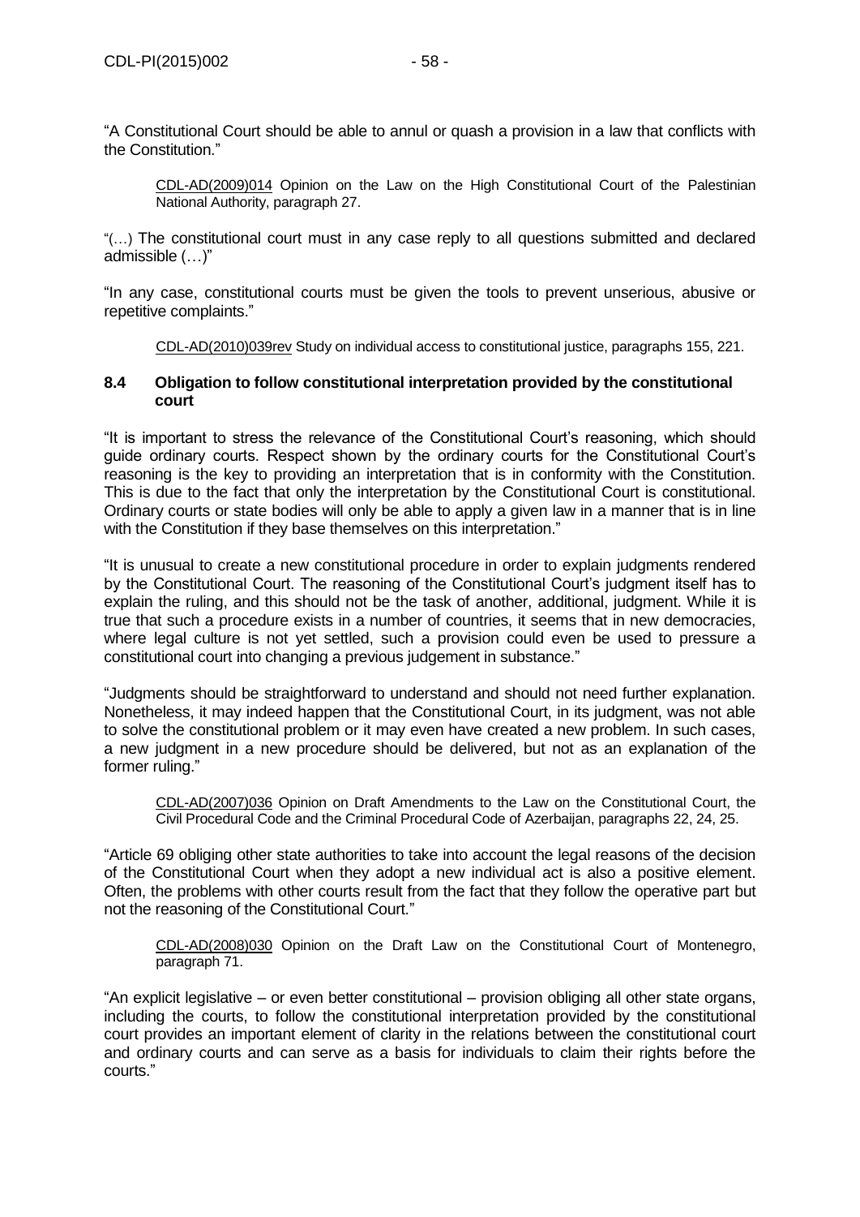"A Constitutional Court should be able to annul or quash a provision in a law that conflicts with the Constitution."

> CDL-AD(2009)014 Opinion on the Law on the High Constitutional Court of the Palestinian National Authority, paragraph 27.

"(…) The constitutional court must in any case reply to all questions submitted and declared admissible (…)"

"In any case, constitutional courts must be given the tools to prevent unserious, abusive or repetitive complaints."

> CDL-AD(2010)039rev Study on individual access to constitutional justice, paragraphs 155, 221.

### 8.4 Obligation to follow constitutional interpretation provided by the constitutional court

"It is important to stress the relevance of the Constitutional Court's reasoning, which should guide ordinary courts. Respect shown by the ordinary courts for the Constitutional Court's reasoning is the key to providing an interpretation that is in conformity with the Constitution. This is due to the fact that only the interpretation by the Constitutional Court is constitutional. Ordinary courts or state bodies will only be able to apply a given law in a manner that is in line with the Constitution if they base themselves on this interpretation."

"It is unusual to create a new constitutional procedure in order to explain judgments rendered by the Constitutional Court. The reasoning of the Constitutional Court's judgment itself has to explain the ruling, and this should not be the task of another, additional, judgment. While it is true that such a procedure exists in a number of countries, it seems that in new democracies, where legal culture is not yet settled, such a provision could even be used to pressure a constitutional court into changing a previous judgement in substance."

"Judgments should be straightforward to understand and should not need further explanation. Nonetheless, it may indeed happen that the Constitutional Court, in its judgment, was not able to solve the constitutional problem or it may even have created a new problem. In such cases, a new judgment in a new procedure should be delivered, but not as an explanation of the former ruling."

> CDL-AD(2007)036 Opinion on Draft Amendments to the Law on the Constitutional Court, the Civil Procedural Code and the Criminal Procedural Code of Azerbaijan, paragraphs 22, 24, 25.

"Article 69 obliging other state authorities to take into account the legal reasons of the decision of the Constitutional Court when they adopt a new individual act is also a positive element. Often, the problems with other courts result from the fact that they follow the operative part but not the reasoning of the Constitutional Court."

> CDL-AD(2008)030 Opinion on the Draft Law on the Constitutional Court of Montenegro, paragraph 71.

"An explicit legislative – or even better constitutional – provision obliging all other state organs, including the courts, to follow the constitutional interpretation provided by the constitutional court provides an important element of clarity in the relations between the constitutional court and ordinary courts and can serve as a basis for individuals to claim their rights before the courts."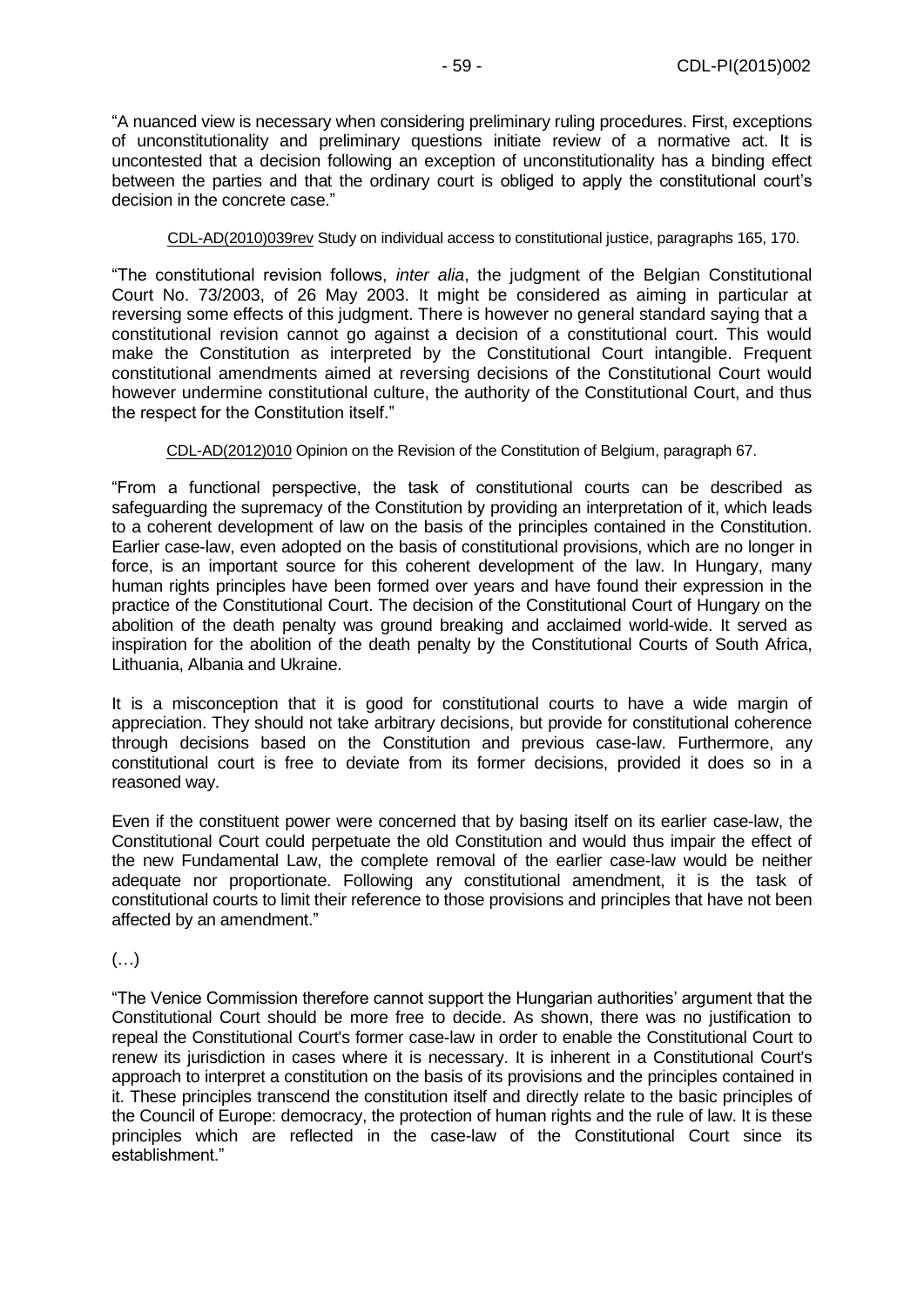"A nuanced view is necessary when considering preliminary ruling procedures. First, exceptions of unconstitutionality and preliminary questions initiate review of a normative act. It is uncontested that a decision following an exception of unconstitutionality has a binding effect between the parties and that the ordinary court is obliged to apply the constitutional court's decision in the concrete case."

CDL-AD(2010)039rev Study on individual access to constitutional justice, paragraphs 165, 170.

"The constitutional revision follows, *inter alia*, the judgment of the Belgian Constitutional Court No. 73/2003, of 26 May 2003. It might be considered as aiming in particular at reversing some effects of this judgment. There is however no general standard saying that a constitutional revision cannot go against a decision of a constitutional court. This would make the Constitution as interpreted by the Constitutional Court intangible. Frequent constitutional amendments aimed at reversing decisions of the Constitutional Court would however undermine constitutional culture, the authority of the Constitutional Court, and thus the respect for the Constitution itself."

CDL-AD(2012)010 Opinion on the Revision of the Constitution of Belgium, paragraph 67.

"From a functional perspective, the task of constitutional courts can be described as safeguarding the supremacy of the Constitution by providing an interpretation of it, which leads to a coherent development of law on the basis of the principles contained in the Constitution. Earlier case-law, even adopted on the basis of constitutional provisions, which are no longer in force, is an important source for this coherent development of the law. In Hungary, many human rights principles have been formed over years and have found their expression in the practice of the Constitutional Court. The decision of the Constitutional Court of Hungary on the abolition of the death penalty was ground breaking and acclaimed world-wide. It served as inspiration for the abolition of the death penalty by the Constitutional Courts of South Africa, Lithuania, Albania and Ukraine.

It is a misconception that it is good for constitutional courts to have a wide margin of appreciation. They should not take arbitrary decisions, but provide for constitutional coherence through decisions based on the Constitution and previous case-law. Furthermore, any constitutional court is free to deviate from its former decisions, provided it does so in a reasoned way.

Even if the constituent power were concerned that by basing itself on its earlier case-law, the Constitutional Court could perpetuate the old Constitution and would thus impair the effect of the new Fundamental Law, the complete removal of the earlier case-law would be neither adequate nor proportionate. Following any constitutional amendment, it is the task of constitutional courts to limit their reference to those provisions and principles that have not been affected by an amendment."

(…)

"The Venice Commission therefore cannot support the Hungarian authorities' argument that the Constitutional Court should be more free to decide. As shown, there was no justification to repeal the Constitutional Court's former case-law in order to enable the Constitutional Court to renew its jurisdiction in cases where it is necessary. It is inherent in a Constitutional Court's approach to interpret a constitution on the basis of its provisions and the principles contained in it. These principles transcend the constitution itself and directly relate to the basic principles of the Council of Europe: democracy, the protection of human rights and the rule of law. It is these principles which are reflected in the case-law of the Constitutional Court since its establishment."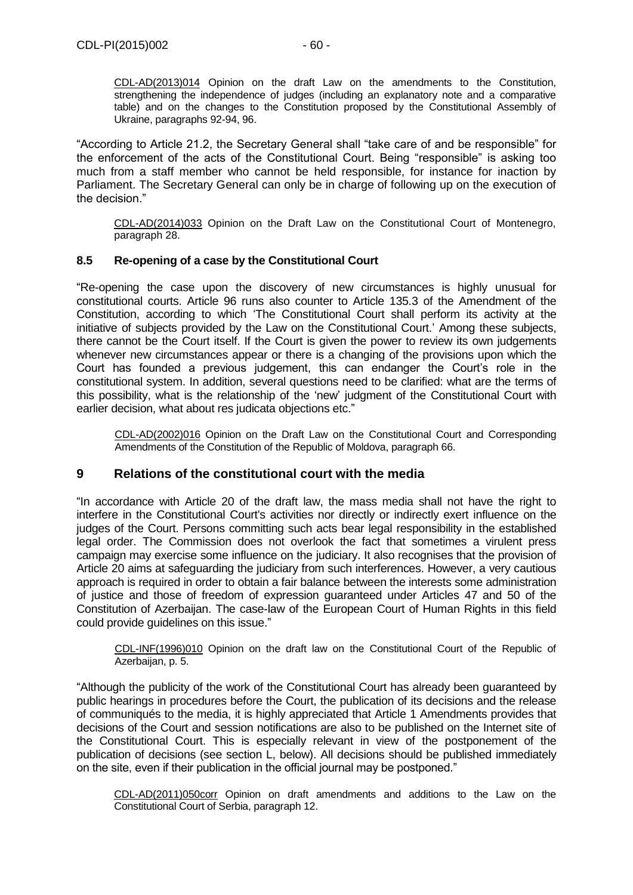CDL-AD(2013)014 Opinion on the draft Law on the amendments to the Constitution, strengthening the independence of judges (including an explanatory note and a comparative table) and on the changes to the Constitution proposed by the Constitutional Assembly of Ukraine, paragraphs 92-94, 96.

"According to Article 21.2, the Secretary General shall "take care of and be responsible" for the enforcement of the acts of the Constitutional Court. Being "responsible" is asking too much from a staff member who cannot be held responsible, for instance for inaction by Parliament. The Secretary General can only be in charge of following up on the execution of the decision."

CDL-AD(2014)033 Opinion on the Draft Law on the Constitutional Court of Montenegro, paragraph 28.

### 8.5 Re-opening of a case by the Constitutional Court

"Re-opening the case upon the discovery of new circumstances is highly unusual for constitutional courts. Article 96 runs also counter to Article 135.3 of the Amendment of the Constitution, according to which 'The Constitutional Court shall perform its activity at the initiative of subjects provided by the Law on the Constitutional Court.' Among these subjects, there cannot be the Court itself. If the Court is given the power to review its own judgements whenever new circumstances appear or there is a changing of the provisions upon which the Court has founded a previous judgement, this can endanger the Court's role in the constitutional system. In addition, several questions need to be clarified: what are the terms of this possibility, what is the relationship of the 'new' judgment of the Constitutional Court with earlier decision, what about res judicata objections etc."

CDL-AD(2002)016 Opinion on the Draft Law on the Constitutional Court and Corresponding Amendments of the Constitution of the Republic of Moldova, paragraph 66.

## 9 Relations of the constitutional court with the media

"In accordance with Article 20 of the draft law, the mass media shall not have the right to interfere in the Constitutional Court's activities nor directly or indirectly exert influence on the judges of the Court. Persons committing such acts bear legal responsibility in the established legal order. The Commission does not overlook the fact that sometimes a virulent press campaign may exercise some influence on the judiciary. It also recognises that the provision of Article 20 aims at safeguarding the judiciary from such interferences. However, a very cautious approach is required in order to obtain a fair balance between the interests some administration of justice and those of freedom of expression guaranteed under Articles 47 and 50 of the Constitution of Azerbaijan. The case-law of the European Court of Human Rights in this field could provide guidelines on this issue."

CDL-INF(1996)010 Opinion on the draft law on the Constitutional Court of the Republic of Azerbaijan, p. 5.

"Although the publicity of the work of the Constitutional Court has already been guaranteed by public hearings in procedures before the Court, the publication of its decisions and the release of communiqués to the media, it is highly appreciated that Article 1 Amendments provides that decisions of the Court and session notifications are also to be published on the Internet site of the Constitutional Court. This is especially relevant in view of the postponement of the publication of decisions (see section L, below). All decisions should be published immediately on the site, even if their publication in the official journal may be postponed."

CDL-AD(2011)050corr Opinion on draft amendments and additions to the Law on the Constitutional Court of Serbia, paragraph 12.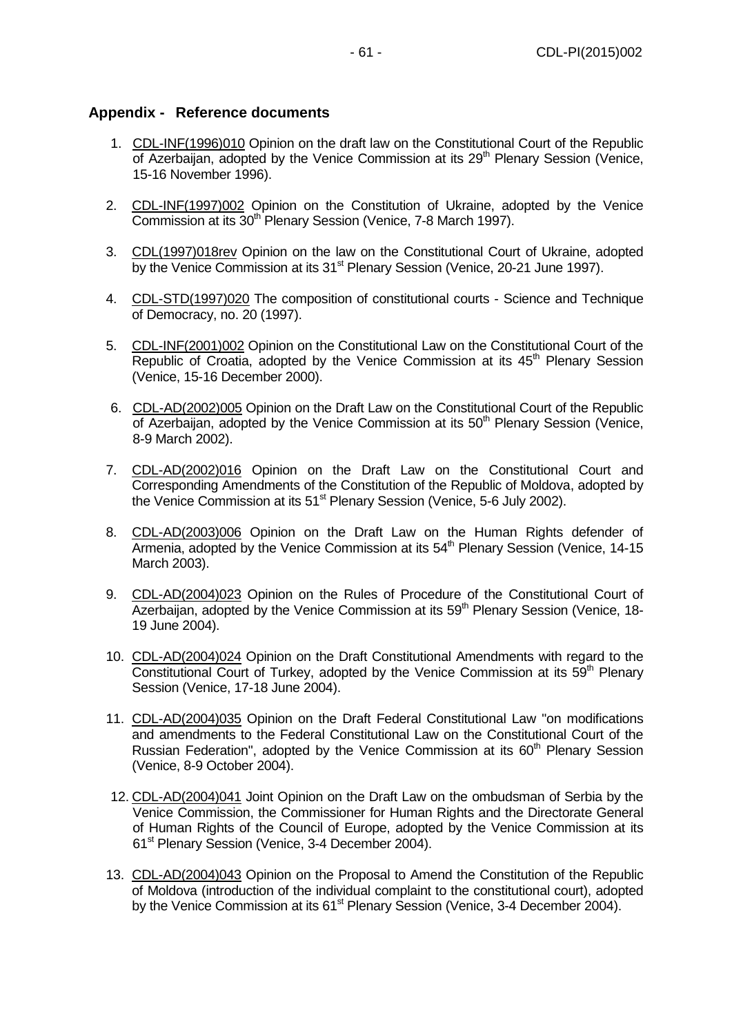## Appendix - Reference documents

1. CDL-INF(1996)010 Opinion on the draft law on the Constitutional Court of the Republic of Azerbaijan, adopted by the Venice Commission at its 29th Plenary Session (Venice, 15-16 November 1996).

2. CDL-INF(1997)002 Opinion on the Constitution of Ukraine, adopted by the Venice Commission at its 30th Plenary Session (Venice, 7-8 March 1997).

3. CDL(1997)018rev Opinion on the law on the Constitutional Court of Ukraine, adopted by the Venice Commission at its 31st Plenary Session (Venice, 20-21 June 1997).

4. CDL-STD(1997)020 The composition of constitutional courts - Science and Technique of Democracy, no. 20 (1997).

5. CDL-INF(2001)002 Opinion on the Constitutional Law on the Constitutional Court of the Republic of Croatia, adopted by the Venice Commission at its 45th Plenary Session (Venice, 15-16 December 2000).

6. CDL-AD(2002)005 Opinion on the Draft Law on the Constitutional Court of the Republic of Azerbaijan, adopted by the Venice Commission at its 50th Plenary Session (Venice, 8-9 March 2002).

7. CDL-AD(2002)016 Opinion on the Draft Law on the Constitutional Court and Corresponding Amendments of the Constitution of the Republic of Moldova, adopted by the Venice Commission at its 51st Plenary Session (Venice, 5-6 July 2002).

8. CDL-AD(2003)006 Opinion on the Draft Law on the Human Rights defender of Armenia, adopted by the Venice Commission at its 54th Plenary Session (Venice, 14-15 March 2003).

9. CDL-AD(2004)023 Opinion on the Rules of Procedure of the Constitutional Court of Azerbaijan, adopted by the Venice Commission at its 59th Plenary Session (Venice, 18-19 June 2004).

10. CDL-AD(2004)024 Opinion on the Draft Constitutional Amendments with regard to the Constitutional Court of Turkey, adopted by the Venice Commission at its 59th Plenary Session (Venice, 17-18 June 2004).

11. CDL-AD(2004)035 Opinion on the Draft Federal Constitutional Law "on modifications and amendments to the Federal Constitutional Law on the Constitutional Court of the Russian Federation", adopted by the Venice Commission at its 60th Plenary Session (Venice, 8-9 October 2004).

12. CDL-AD(2004)041 Joint Opinion on the Draft Law on the ombudsman of Serbia by the Venice Commission, the Commissioner for Human Rights and the Directorate General of Human Rights of the Council of Europe, adopted by the Venice Commission at its 61st Plenary Session (Venice, 3-4 December 2004).

13. CDL-AD(2004)043 Opinion on the Proposal to Amend the Constitution of the Republic of Moldova (introduction of the individual complaint to the constitutional court), adopted by the Venice Commission at its 61st Plenary Session (Venice, 3-4 December 2004).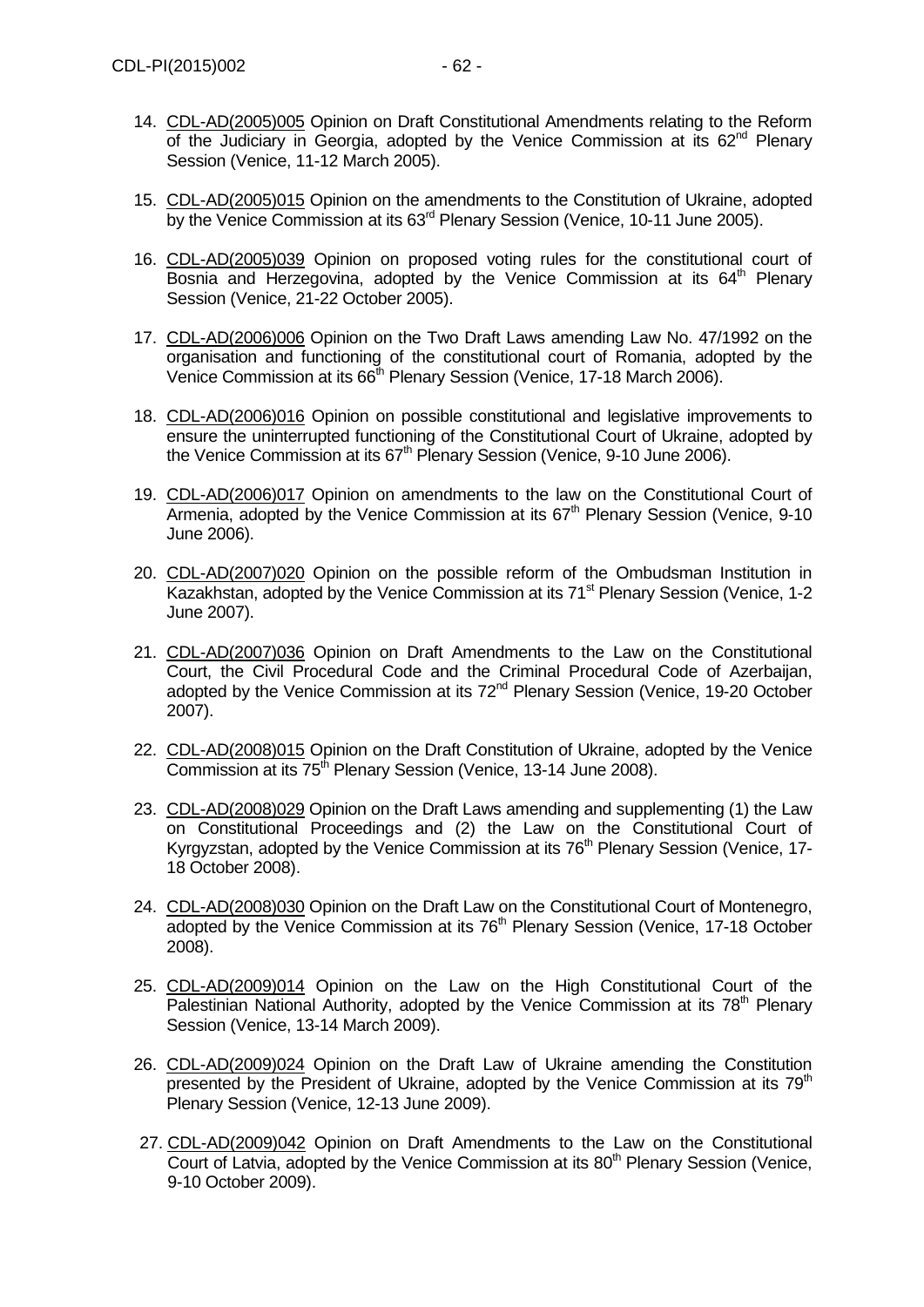14. CDL-AD(2005)005 Opinion on Draft Constitutional Amendments relating to the Reform of the Judiciary in Georgia, adopted by the Venice Commission at its 62nd Plenary Session (Venice, 11-12 March 2005).

15. CDL-AD(2005)015 Opinion on the amendments to the Constitution of Ukraine, adopted by the Venice Commission at its 63rd Plenary Session (Venice, 10-11 June 2005).

16. CDL-AD(2005)039 Opinion on proposed voting rules for the constitutional court of Bosnia and Herzegovina, adopted by the Venice Commission at its 64th Plenary Session (Venice, 21-22 October 2005).

17. CDL-AD(2006)006 Opinion on the Two Draft Laws amending Law No. 47/1992 on the organisation and functioning of the constitutional court of Romania, adopted by the Venice Commission at its 66th Plenary Session (Venice, 17-18 March 2006).

18. CDL-AD(2006)016 Opinion on possible constitutional and legislative improvements to ensure the uninterrupted functioning of the Constitutional Court of Ukraine, adopted by the Venice Commission at its 67th Plenary Session (Venice, 9-10 June 2006).

19. CDL-AD(2006)017 Opinion on amendments to the law on the Constitutional Court of Armenia, adopted by the Venice Commission at its 67th Plenary Session (Venice, 9-10 June 2006).

20. CDL-AD(2007)020 Opinion on the possible reform of the Ombudsman Institution in Kazakhstan, adopted by the Venice Commission at its 71st Plenary Session (Venice, 1-2 June 2007).

21. CDL-AD(2007)036 Opinion on Draft Amendments to the Law on the Constitutional Court, the Civil Procedural Code and the Criminal Procedural Code of Azerbaijan, adopted by the Venice Commission at its 72nd Plenary Session (Venice, 19-20 October 2007).

22. CDL-AD(2008)015 Opinion on the Draft Constitution of Ukraine, adopted by the Venice Commission at its 75th Plenary Session (Venice, 13-14 June 2008).

23. CDL-AD(2008)029 Opinion on the Draft Laws amending and supplementing (1) the Law on Constitutional Proceedings and (2) the Law on the Constitutional Court of Kyrgyzstan, adopted by the Venice Commission at its 76th Plenary Session (Venice, 17-18 October 2008).

24. CDL-AD(2008)030 Opinion on the Draft Law on the Constitutional Court of Montenegro, adopted by the Venice Commission at its 76th Plenary Session (Venice, 17-18 October 2008).

25. CDL-AD(2009)014 Opinion on the Law on the High Constitutional Court of the Palestinian National Authority, adopted by the Venice Commission at its 78th Plenary Session (Venice, 13-14 March 2009).

26. CDL-AD(2009)024 Opinion on the Draft Law of Ukraine amending the Constitution presented by the President of Ukraine, adopted by the Venice Commission at its 79th Plenary Session (Venice, 12-13 June 2009).

27. CDL-AD(2009)042 Opinion on Draft Amendments to the Law on the Constitutional Court of Latvia, adopted by the Venice Commission at its 80th Plenary Session (Venice, 9-10 October 2009).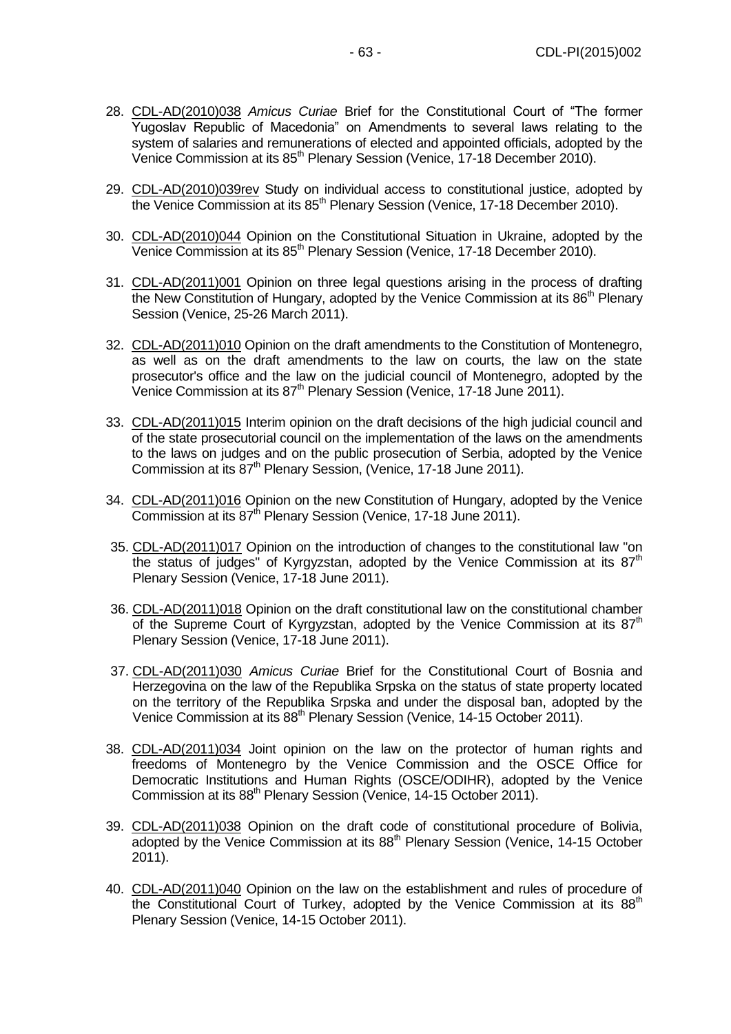28. CDL-AD(2010)038 *Amicus Curiae* Brief for the Constitutional Court of "The former Yugoslav Republic of Macedonia" on Amendments to several laws relating to the system of salaries and remunerations of elected and appointed officials, adopted by the Venice Commission at its 85th Plenary Session (Venice, 17-18 December 2010).

29. CDL-AD(2010)039rev Study on individual access to constitutional justice, adopted by the Venice Commission at its 85th Plenary Session (Venice, 17-18 December 2010).

30. CDL-AD(2010)044 Opinion on the Constitutional Situation in Ukraine, adopted by the Venice Commission at its 85th Plenary Session (Venice, 17-18 December 2010).

31. CDL-AD(2011)001 Opinion on three legal questions arising in the process of drafting the New Constitution of Hungary, adopted by the Venice Commission at its 86th Plenary Session (Venice, 25-26 March 2011).

32. CDL-AD(2011)010 Opinion on the draft amendments to the Constitution of Montenegro, as well as on the draft amendments to the law on courts, the law on the state prosecutor's office and the law on the judicial council of Montenegro, adopted by the Venice Commission at its 87th Plenary Session (Venice, 17-18 June 2011).

33. CDL-AD(2011)015 Interim opinion on the draft decisions of the high judicial council and of the state prosecutorial council on the implementation of the laws on the amendments to the laws on judges and on the public prosecution of Serbia, adopted by the Venice Commission at its 87th Plenary Session, (Venice, 17-18 June 2011).

34. CDL-AD(2011)016 Opinion on the new Constitution of Hungary, adopted by the Venice Commission at its 87th Plenary Session (Venice, 17-18 June 2011).

35. CDL-AD(2011)017 Opinion on the introduction of changes to the constitutional law "on the status of judges" of Kyrgyzstan, adopted by the Venice Commission at its 87th Plenary Session (Venice, 17-18 June 2011).

36. CDL-AD(2011)018 Opinion on the draft constitutional law on the constitutional chamber of the Supreme Court of Kyrgyzstan, adopted by the Venice Commission at its 87th Plenary Session (Venice, 17-18 June 2011).

37. CDL-AD(2011)030 *Amicus Curiae* Brief for the Constitutional Court of Bosnia and Herzegovina on the law of the Republika Srpska on the status of state property located on the territory of the Republika Srpska and under the disposal ban, adopted by the Venice Commission at its 88th Plenary Session (Venice, 14-15 October 2011).

38. CDL-AD(2011)034 Joint opinion on the law on the protector of human rights and freedoms of Montenegro by the Venice Commission and the OSCE Office for Democratic Institutions and Human Rights (OSCE/ODIHR), adopted by the Venice Commission at its 88th Plenary Session (Venice, 14-15 October 2011).

39. CDL-AD(2011)038 Opinion on the draft code of constitutional procedure of Bolivia, adopted by the Venice Commission at its 88th Plenary Session (Venice, 14-15 October 2011).

40. CDL-AD(2011)040 Opinion on the law on the establishment and rules of procedure of the Constitutional Court of Turkey, adopted by the Venice Commission at its 88th Plenary Session (Venice, 14-15 October 2011).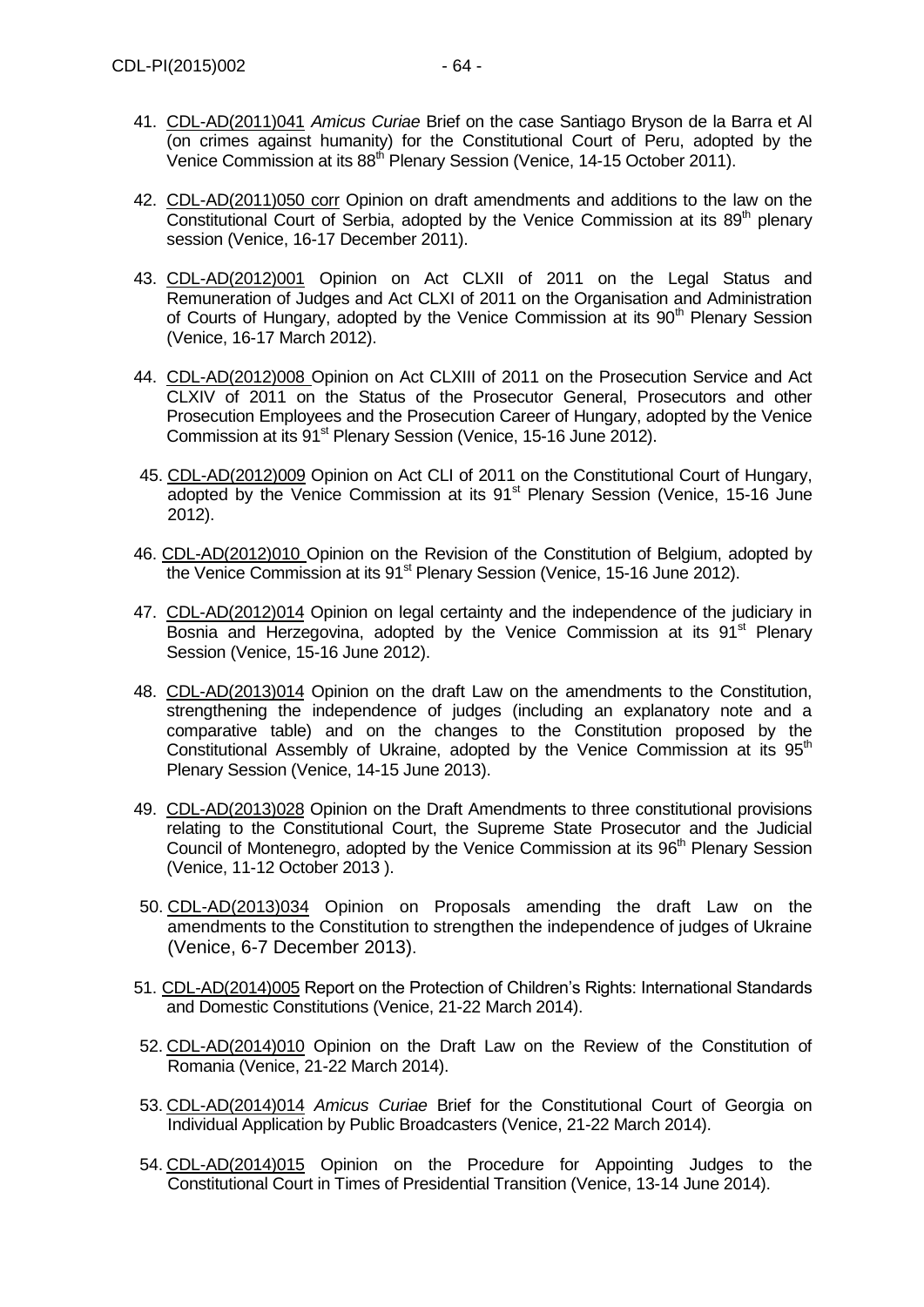41. CDL-AD(2011)041 *Amicus Curiae* Brief on the case Santiago Bryson de la Barra et Al (on crimes against humanity) for the Constitutional Court of Peru, adopted by the Venice Commission at its 88th Plenary Session (Venice, 14-15 October 2011).

42. CDL-AD(2011)050 corr Opinion on draft amendments and additions to the law on the Constitutional Court of Serbia, adopted by the Venice Commission at its 89th plenary session (Venice, 16-17 December 2011).

43. CDL-AD(2012)001 Opinion on Act CLXII of 2011 on the Legal Status and Remuneration of Judges and Act CLXI of 2011 on the Organisation and Administration of Courts of Hungary, adopted by the Venice Commission at its 90th Plenary Session (Venice, 16-17 March 2012).

44. CDL-AD(2012)008 Opinion on Act CLXIII of 2011 on the Prosecution Service and Act CLXIV of 2011 on the Status of the Prosecutor General, Prosecutors and other Prosecution Employees and the Prosecution Career of Hungary, adopted by the Venice Commission at its 91st Plenary Session (Venice, 15-16 June 2012).

45. CDL-AD(2012)009 Opinion on Act CLI of 2011 on the Constitutional Court of Hungary, adopted by the Venice Commission at its 91st Plenary Session (Venice, 15-16 June 2012).

46. CDL-AD(2012)010 Opinion on the Revision of the Constitution of Belgium, adopted by the Venice Commission at its 91st Plenary Session (Venice, 15-16 June 2012).

47. CDL-AD(2012)014 Opinion on legal certainty and the independence of the judiciary in Bosnia and Herzegovina, adopted by the Venice Commission at its 91st Plenary Session (Venice, 15-16 June 2012).

48. CDL-AD(2013)014 Opinion on the draft Law on the amendments to the Constitution, strengthening the independence of judges (including an explanatory note and a comparative table) and on the changes to the Constitution proposed by the Constitutional Assembly of Ukraine, adopted by the Venice Commission at its 95th Plenary Session (Venice, 14-15 June 2013).

49. CDL-AD(2013)028 Opinion on the Draft Amendments to three constitutional provisions relating to the Constitutional Court, the Supreme State Prosecutor and the Judicial Council of Montenegro, adopted by the Venice Commission at its 96th Plenary Session (Venice, 11-12 October 2013 ).

50. CDL-AD(2013)034 Opinion on Proposals amending the draft Law on the amendments to the Constitution to strengthen the independence of judges of Ukraine (Venice, 6-7 December 2013).

51. CDL-AD(2014)005 Report on the Protection of Children's Rights: International Standards and Domestic Constitutions (Venice, 21-22 March 2014).

52. CDL-AD(2014)010 Opinion on the Draft Law on the Review of the Constitution of Romania (Venice, 21-22 March 2014).

53. CDL-AD(2014)014 *Amicus Curiae* Brief for the Constitutional Court of Georgia on Individual Application by Public Broadcasters (Venice, 21-22 March 2014).

54. CDL-AD(2014)015 Opinion on the Procedure for Appointing Judges to the Constitutional Court in Times of Presidential Transition (Venice, 13-14 June 2014).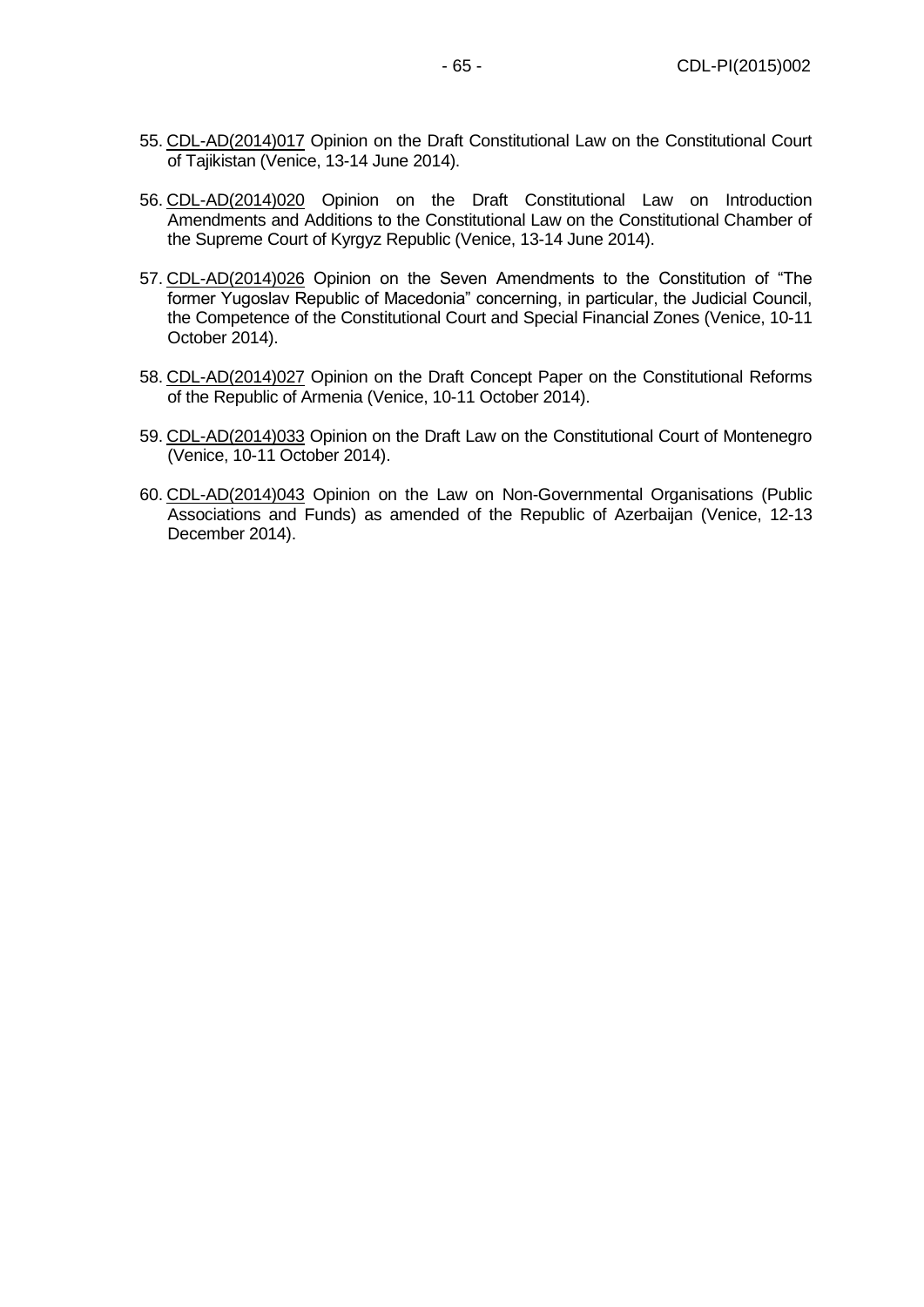55. CDL-AD(2014)017 Opinion on the Draft Constitutional Law on the Constitutional Court of Tajikistan (Venice, 13-14 June 2014).

56. CDL-AD(2014)020 Opinion on the Draft Constitutional Law on Introduction Amendments and Additions to the Constitutional Law on the Constitutional Chamber of the Supreme Court of Kyrgyz Republic (Venice, 13-14 June 2014).

57. CDL-AD(2014)026 Opinion on the Seven Amendments to the Constitution of "The former Yugoslav Republic of Macedonia" concerning, in particular, the Judicial Council, the Competence of the Constitutional Court and Special Financial Zones (Venice, 10-11 October 2014).

58. CDL-AD(2014)027 Opinion on the Draft Concept Paper on the Constitutional Reforms of the Republic of Armenia (Venice, 10-11 October 2014).

59. CDL-AD(2014)033 Opinion on the Draft Law on the Constitutional Court of Montenegro (Venice, 10-11 October 2014).

60. CDL-AD(2014)043 Opinion on the Law on Non-Governmental Organisations (Public Associations and Funds) as amended of the Republic of Azerbaijan (Venice, 12-13 December 2014).